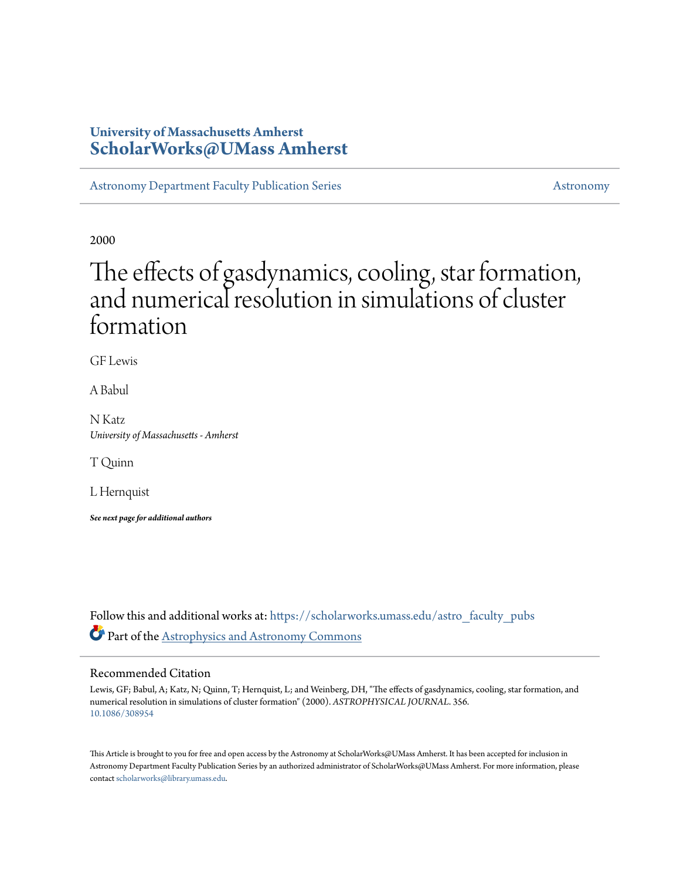University of Massachusetts Amherst
**ScholarWorks@UMass Amherst**

Astronomy Department Faculty Publication Series | Astronomy

2000

# The effects of gasdynamics, cooling, star formation, and numerical resolution in simulations of cluster formation

GF Lewis

A Babul

N Katz
*University of Massachusetts - Amherst*

T Quinn

L Hernquist

***See next page for additional authors***

Follow this and additional works at: https://scholarworks.umass.edu/astro_faculty_pubs

Part of the Astrophysics and Astronomy Commons

## Recommended Citation

Lewis, GF; Babul, A; Katz, N; Quinn, T; Hernquist, L; and Weinberg, DH, "The effects of gasdynamics, cooling, star formation, and numerical resolution in simulations of cluster formation" (2000). *ASTROPHYSICAL JOURNAL*. 356.
10.1086/308954

This Article is brought to you for free and open access by the Astronomy at ScholarWorks@UMass Amherst. It has been accepted for inclusion in Astronomy Department Faculty Publication Series by an authorized administrator of ScholarWorks@UMass Amherst. For more information, please contact scholarworks@library.umass.edu.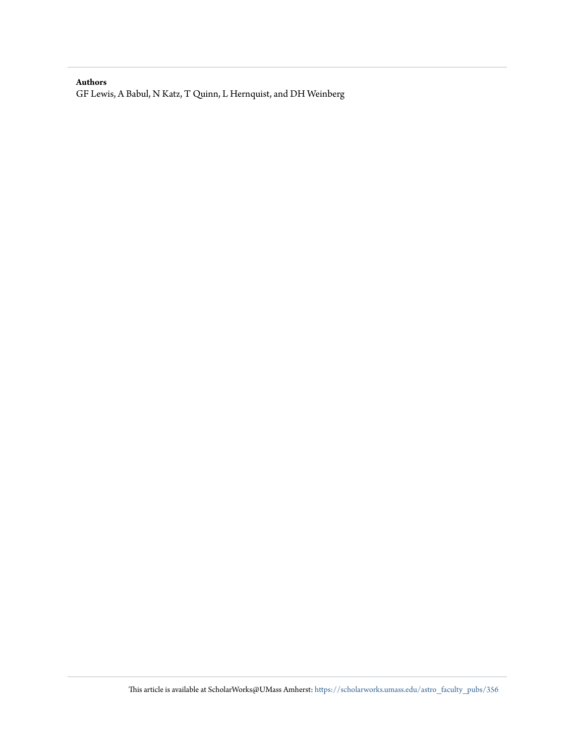**Authors**

GF Lewis, A Babul, N Katz, T Quinn, L Hernquist, and DH Weinberg

This article is available at ScholarWorks@UMass Amherst: https://scholarworks.umass.edu/astro_faculty_pubs/356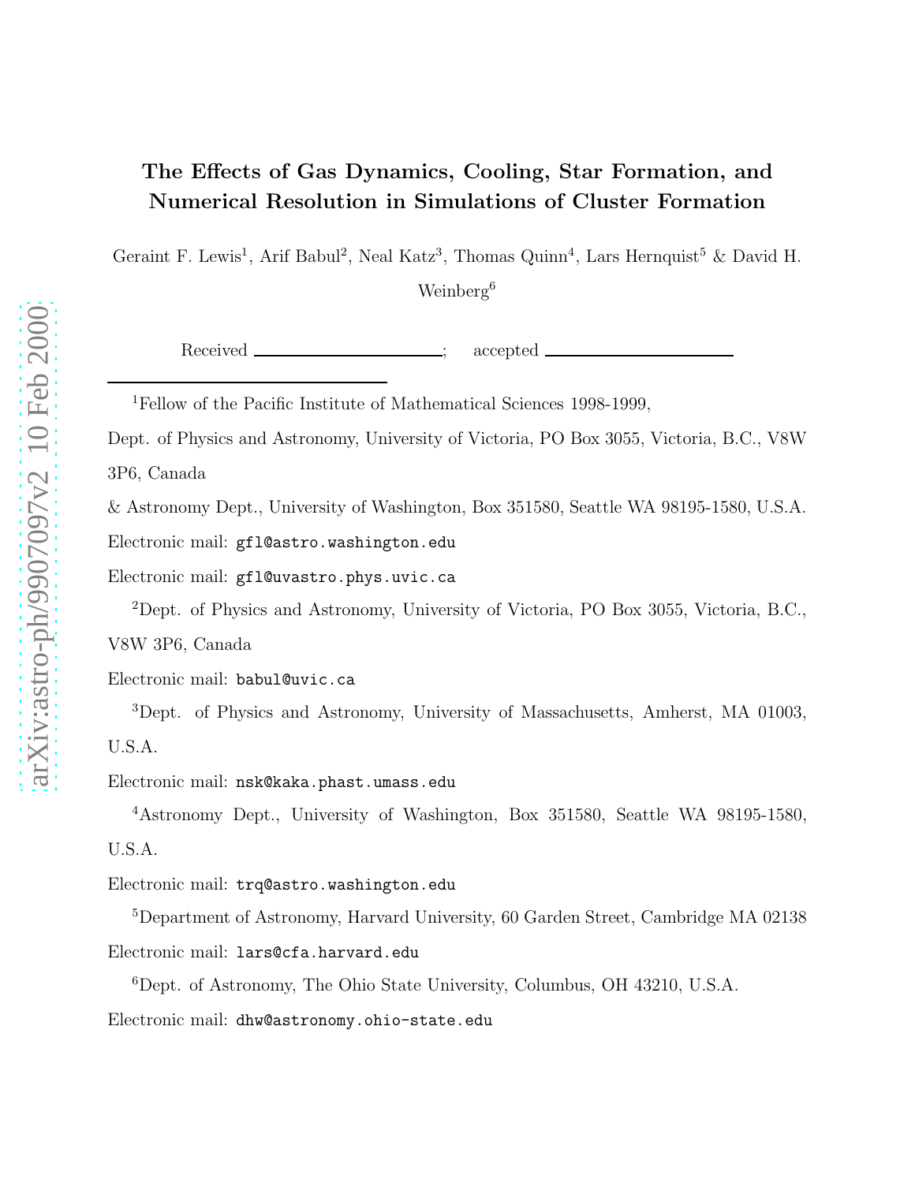# The Effects of Gas Dynamics, Cooling, Star Formation, and Numerical Resolution in Simulations of Cluster Formation

Geraint F. Lewis[1], Arif Babul[2], Neal Katz[3], Thomas Quinn[4], Lars Hernquist[5] & David H. Weinberg[6]

Received \_\_\_\_\_\_\_\_\_\_\_\_\_\_\_\_\_\_\_\_\_\_; accepted \_\_\_\_\_\_\_\_\_\_\_\_\_\_\_\_\_\_\_\_\_\_

---

[1]Fellow of the Pacific Institute of Mathematical Sciences 1998-1999,

Dept. of Physics and Astronomy, University of Victoria, PO Box 3055, Victoria, B.C., V8W 3P6, Canada

& Astronomy Dept., University of Washington, Box 351580, Seattle WA 98195-1580, U.S.A.

Electronic mail: gfl@astro.washington.edu

Electronic mail: gfl@uvastro.phys.uvic.ca

[2]Dept. of Physics and Astronomy, University of Victoria, PO Box 3055, Victoria, B.C., V8W 3P6, Canada

Electronic mail: babul@uvic.ca

[3]Dept. of Physics and Astronomy, University of Massachusetts, Amherst, MA 01003, U.S.A.

Electronic mail: nsk@kaka.phast.umass.edu

[4]Astronomy Dept., University of Washington, Box 351580, Seattle WA 98195-1580, U.S.A.

Electronic mail: trq@astro.washington.edu

[5]Department of Astronomy, Harvard University, 60 Garden Street, Cambridge MA 02138

Electronic mail: lars@cfa.harvard.edu

[6]Dept. of Astronomy, The Ohio State University, Columbus, OH 43210, U.S.A.

Electronic mail: dhw@astronomy.ohio-state.edu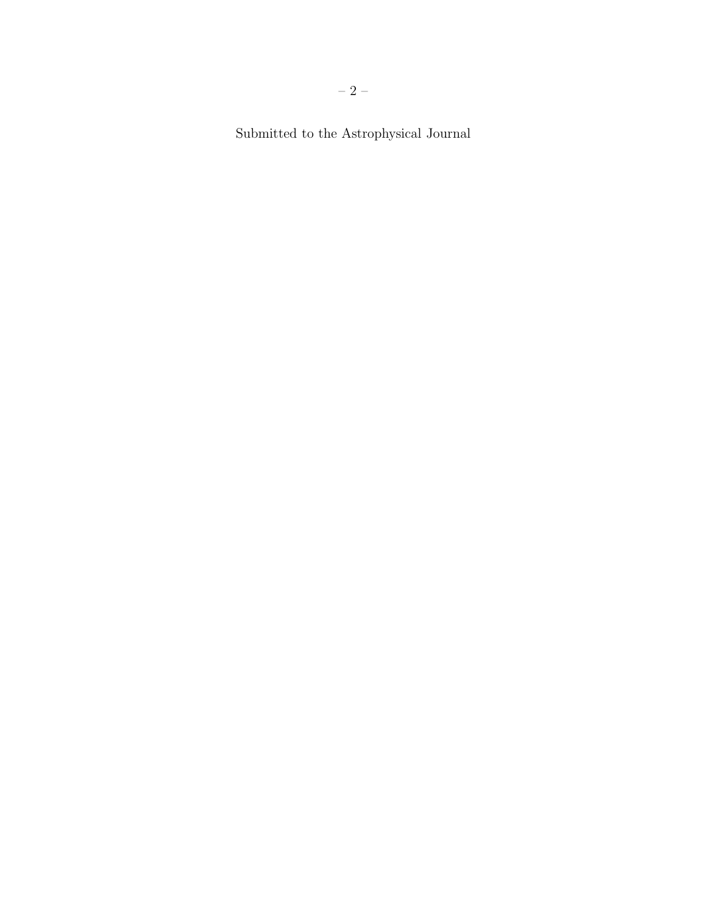Submitted to the Astrophysical Journal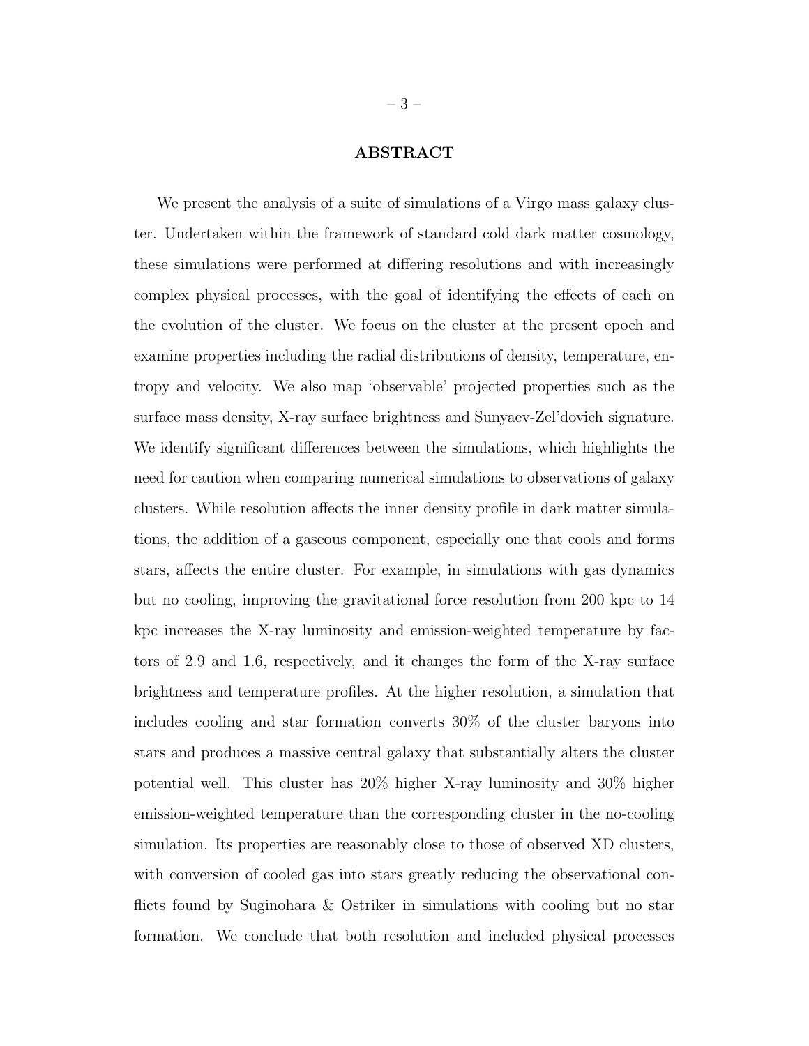## ABSTRACT

We present the analysis of a suite of simulations of a Virgo mass galaxy cluster. Undertaken within the framework of standard cold dark matter cosmology, these simulations were performed at differing resolutions and with increasingly complex physical processes, with the goal of identifying the effects of each on the evolution of the cluster. We focus on the cluster at the present epoch and examine properties including the radial distributions of density, temperature, entropy and velocity. We also map 'observable' projected properties such as the surface mass density, X-ray surface brightness and Sunyaev-Zel'dovich signature. We identify significant differences between the simulations, which highlights the need for caution when comparing numerical simulations to observations of galaxy clusters. While resolution affects the inner density profile in dark matter simulations, the addition of a gaseous component, especially one that cools and forms stars, affects the entire cluster. For example, in simulations with gas dynamics but no cooling, improving the gravitational force resolution from 200 kpc to 14 kpc increases the X-ray luminosity and emission-weighted temperature by factors of 2.9 and 1.6, respectively, and it changes the form of the X-ray surface brightness and temperature profiles. At the higher resolution, a simulation that includes cooling and star formation converts 30% of the cluster baryons into stars and produces a massive central galaxy that substantially alters the cluster potential well. This cluster has 20% higher X-ray luminosity and 30% higher emission-weighted temperature than the corresponding cluster in the no-cooling simulation. Its properties are reasonably close to those of observed XD clusters, with conversion of cooled gas into stars greatly reducing the observational conflicts found by Suginohara & Ostriker in simulations with cooling but no star formation. We conclude that both resolution and included physical processes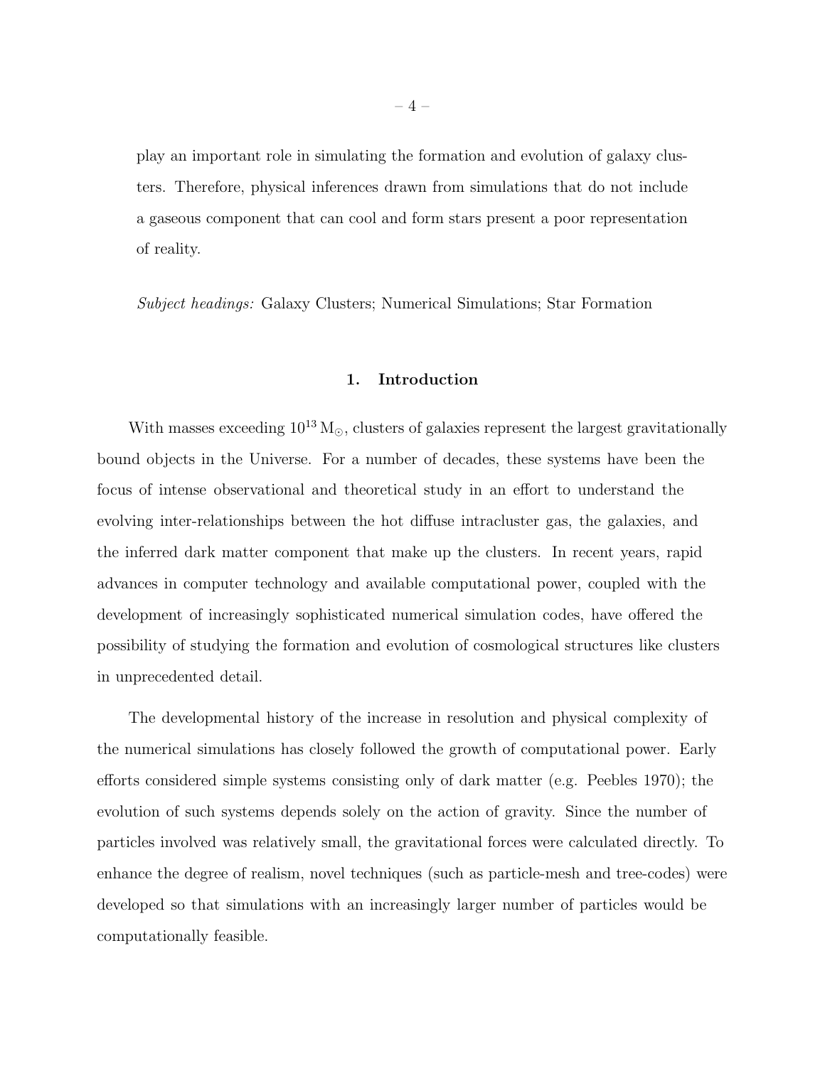play an important role in simulating the formation and evolution of galaxy clusters. Therefore, physical inferences drawn from simulations that do not include a gaseous component that can cool and form stars present a poor representation of reality.

*Subject headings:* Galaxy Clusters; Numerical Simulations; Star Formation

## 1. Introduction

With masses exceeding $10^{13}\,\mathrm{M}_{\odot}$, clusters of galaxies represent the largest gravitationally bound objects in the Universe. For a number of decades, these systems have been the focus of intense observational and theoretical study in an effort to understand the evolving inter-relationships between the hot diffuse intracluster gas, the galaxies, and the inferred dark matter component that make up the clusters. In recent years, rapid advances in computer technology and available computational power, coupled with the development of increasingly sophisticated numerical simulation codes, have offered the possibility of studying the formation and evolution of cosmological structures like clusters in unprecedented detail.

The developmental history of the increase in resolution and physical complexity of the numerical simulations has closely followed the growth of computational power. Early efforts considered simple systems consisting only of dark matter (e.g. Peebles 1970); the evolution of such systems depends solely on the action of gravity. Since the number of particles involved was relatively small, the gravitational forces were calculated directly. To enhance the degree of realism, novel techniques (such as particle-mesh and tree-codes) were developed so that simulations with an increasingly larger number of particles would be computationally feasible.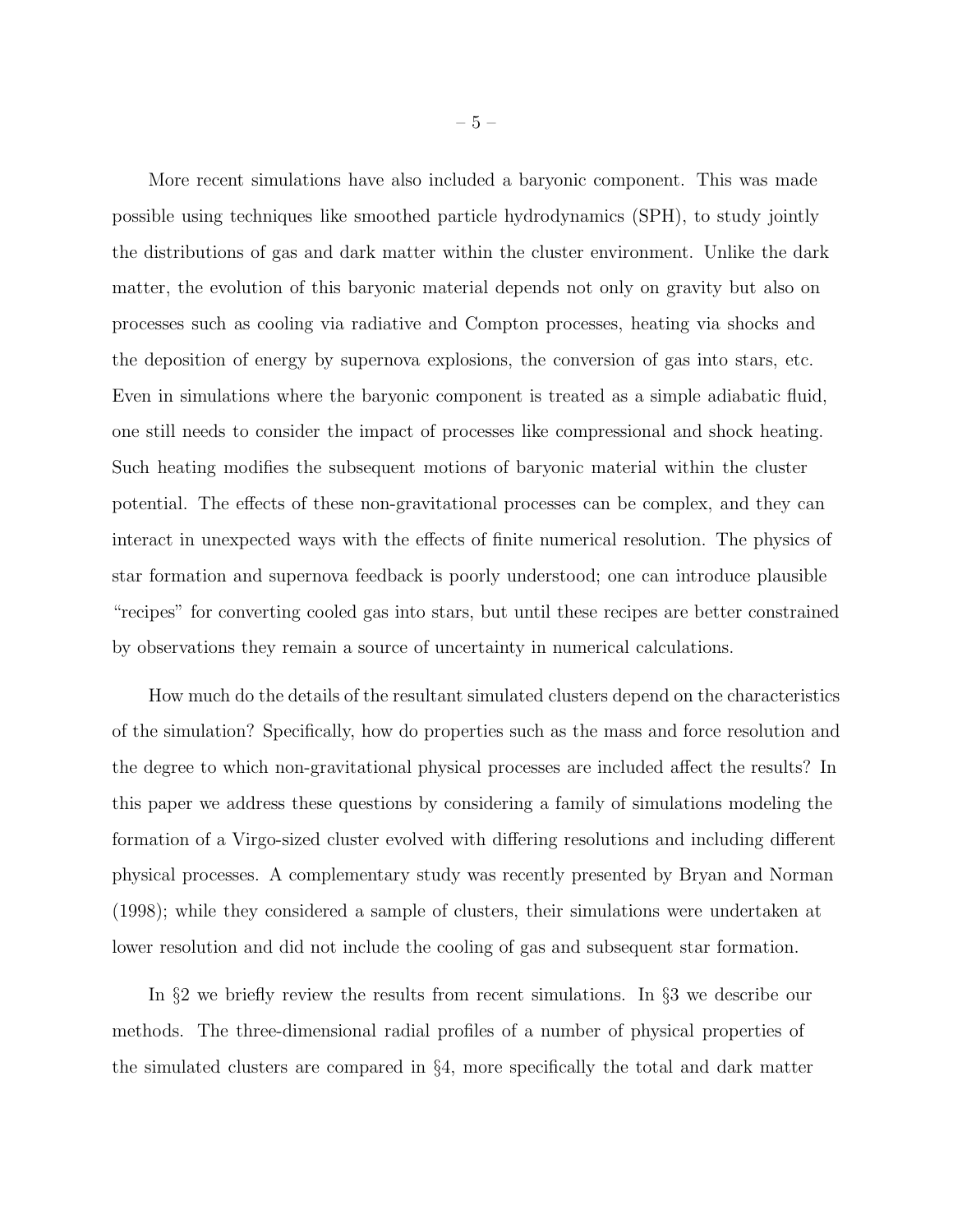More recent simulations have also included a baryonic component. This was made possible using techniques like smoothed particle hydrodynamics (SPH), to study jointly the distributions of gas and dark matter within the cluster environment. Unlike the dark matter, the evolution of this baryonic material depends not only on gravity but also on processes such as cooling via radiative and Compton processes, heating via shocks and the deposition of energy by supernova explosions, the conversion of gas into stars, etc. Even in simulations where the baryonic component is treated as a simple adiabatic fluid, one still needs to consider the impact of processes like compressional and shock heating. Such heating modifies the subsequent motions of baryonic material within the cluster potential. The effects of these non-gravitational processes can be complex, and they can interact in unexpected ways with the effects of finite numerical resolution. The physics of star formation and supernova feedback is poorly understood; one can introduce plausible "recipes" for converting cooled gas into stars, but until these recipes are better constrained by observations they remain a source of uncertainty in numerical calculations.

How much do the details of the resultant simulated clusters depend on the characteristics of the simulation? Specifically, how do properties such as the mass and force resolution and the degree to which non-gravitational physical processes are included affect the results? In this paper we address these questions by considering a family of simulations modeling the formation of a Virgo-sized cluster evolved with differing resolutions and including different physical processes. A complementary study was recently presented by Bryan and Norman (1998); while they considered a sample of clusters, their simulations were undertaken at lower resolution and did not include the cooling of gas and subsequent star formation.

In §2 we briefly review the results from recent simulations. In §3 we describe our methods. The three-dimensional radial profiles of a number of physical properties of the simulated clusters are compared in §4, more specifically the total and dark matter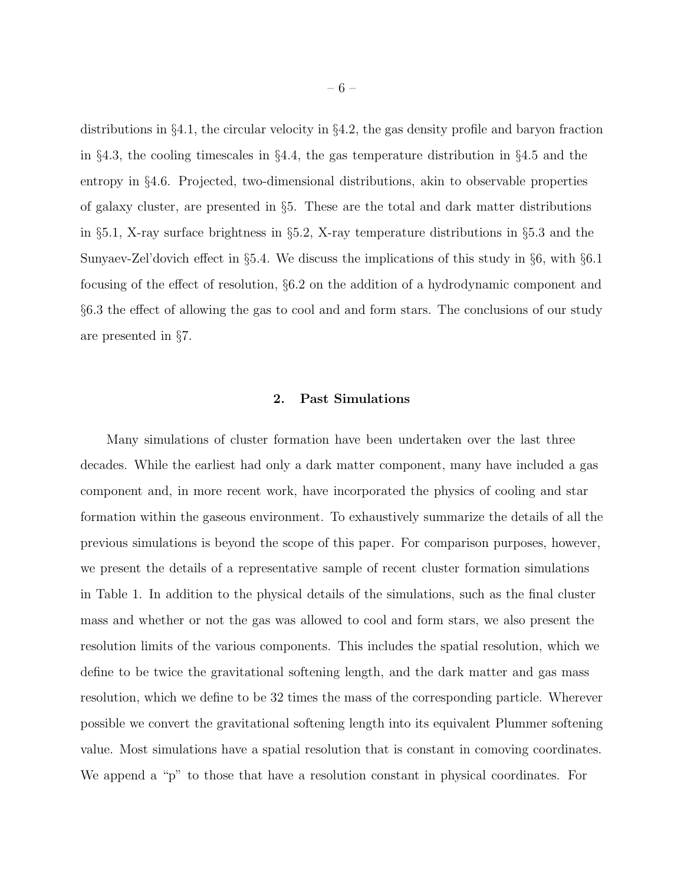distributions in §4.1, the circular velocity in §4.2, the gas density profile and baryon fraction in §4.3, the cooling timescales in §4.4, the gas temperature distribution in §4.5 and the entropy in §4.6. Projected, two-dimensional distributions, akin to observable properties of galaxy cluster, are presented in §5. These are the total and dark matter distributions in §5.1, X-ray surface brightness in §5.2, X-ray temperature distributions in §5.3 and the Sunyaev-Zel'dovich effect in §5.4. We discuss the implications of this study in §6, with §6.1 focusing of the effect of resolution, §6.2 on the addition of a hydrodynamic component and §6.3 the effect of allowing the gas to cool and and form stars. The conclusions of our study are presented in §7.

## 2. Past Simulations

Many simulations of cluster formation have been undertaken over the last three decades. While the earliest had only a dark matter component, many have included a gas component and, in more recent work, have incorporated the physics of cooling and star formation within the gaseous environment. To exhaustively summarize the details of all the previous simulations is beyond the scope of this paper. For comparison purposes, however, we present the details of a representative sample of recent cluster formation simulations in Table 1. In addition to the physical details of the simulations, such as the final cluster mass and whether or not the gas was allowed to cool and form stars, we also present the resolution limits of the various components. This includes the spatial resolution, which we define to be twice the gravitational softening length, and the dark matter and gas mass resolution, which we define to be 32 times the mass of the corresponding particle. Wherever possible we convert the gravitational softening length into its equivalent Plummer softening value. Most simulations have a spatial resolution that is constant in comoving coordinates. We append a "p" to those that have a resolution constant in physical coordinates. For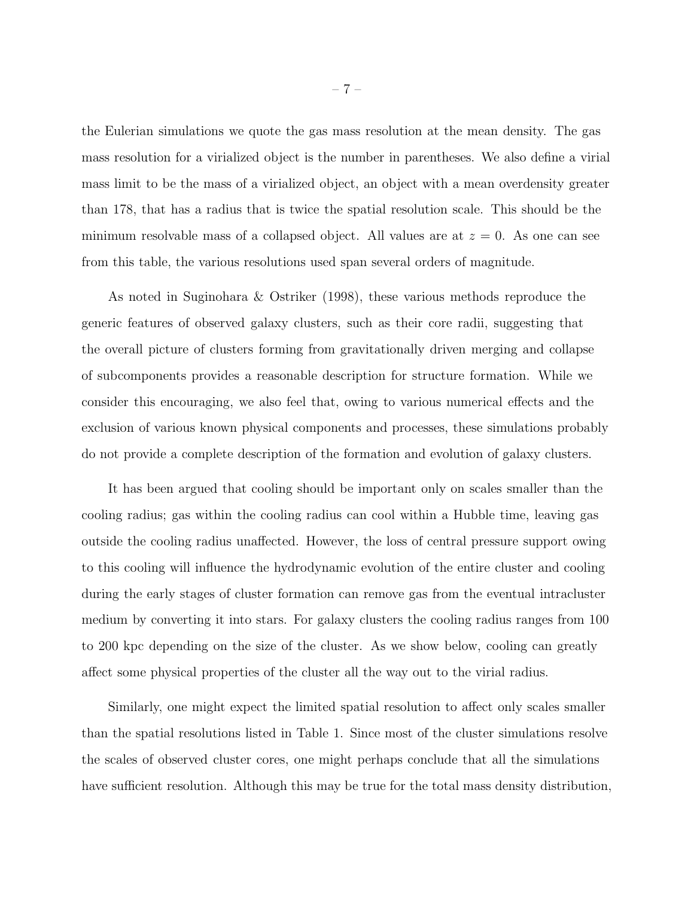the Eulerian simulations we quote the gas mass resolution at the mean density. The gas mass resolution for a virialized object is the number in parentheses. We also define a virial mass limit to be the mass of a virialized object, an object with a mean overdensity greater than 178, that has a radius that is twice the spatial resolution scale. This should be the minimum resolvable mass of a collapsed object. All values are at $z = 0$. As one can see from this table, the various resolutions used span several orders of magnitude.

As noted in Suginohara & Ostriker (1998), these various methods reproduce the generic features of observed galaxy clusters, such as their core radii, suggesting that the overall picture of clusters forming from gravitationally driven merging and collapse of subcomponents provides a reasonable description for structure formation. While we consider this encouraging, we also feel that, owing to various numerical effects and the exclusion of various known physical components and processes, these simulations probably do not provide a complete description of the formation and evolution of galaxy clusters.

It has been argued that cooling should be important only on scales smaller than the cooling radius; gas within the cooling radius can cool within a Hubble time, leaving gas outside the cooling radius unaffected. However, the loss of central pressure support owing to this cooling will influence the hydrodynamic evolution of the entire cluster and cooling during the early stages of cluster formation can remove gas from the eventual intracluster medium by converting it into stars. For galaxy clusters the cooling radius ranges from 100 to 200 kpc depending on the size of the cluster. As we show below, cooling can greatly affect some physical properties of the cluster all the way out to the virial radius.

Similarly, one might expect the limited spatial resolution to affect only scales smaller than the spatial resolutions listed in Table 1. Since most of the cluster simulations resolve the scales of observed cluster cores, one might perhaps conclude that all the simulations have sufficient resolution. Although this may be true for the total mass density distribution,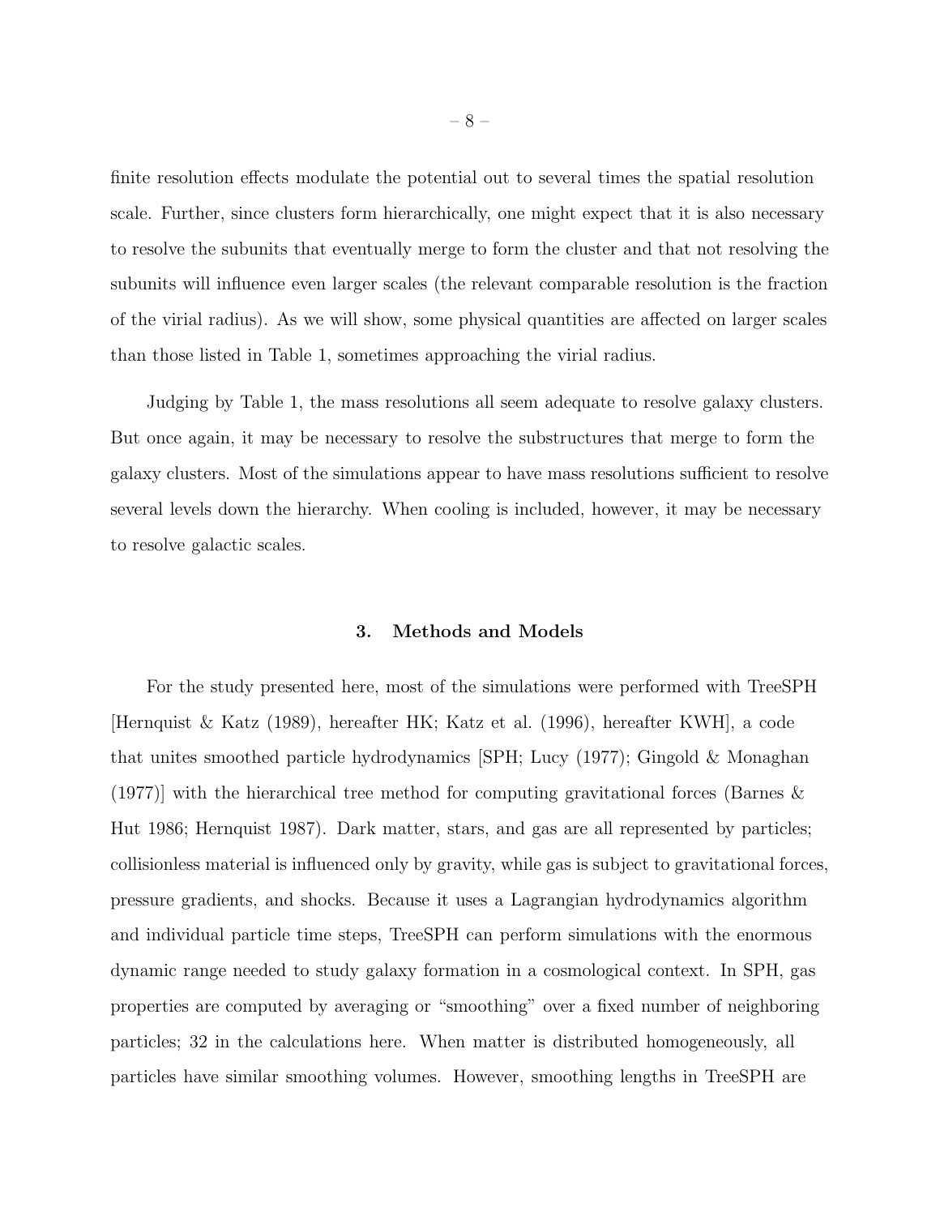finite resolution effects modulate the potential out to several times the spatial resolution scale. Further, since clusters form hierarchically, one might expect that it is also necessary to resolve the subunits that eventually merge to form the cluster and that not resolving the subunits will influence even larger scales (the relevant comparable resolution is the fraction of the virial radius). As we will show, some physical quantities are affected on larger scales than those listed in Table 1, sometimes approaching the virial radius.

Judging by Table 1, the mass resolutions all seem adequate to resolve galaxy clusters. But once again, it may be necessary to resolve the substructures that merge to form the galaxy clusters. Most of the simulations appear to have mass resolutions sufficient to resolve several levels down the hierarchy. When cooling is included, however, it may be necessary to resolve galactic scales.

## 3. Methods and Models

For the study presented here, most of the simulations were performed with TreeSPH [Hernquist & Katz (1989), hereafter HK; Katz et al. (1996), hereafter KWH], a code that unites smoothed particle hydrodynamics [SPH; Lucy (1977); Gingold & Monaghan (1977)] with the hierarchical tree method for computing gravitational forces (Barnes & Hut 1986; Hernquist 1987). Dark matter, stars, and gas are all represented by particles; collisionless material is influenced only by gravity, while gas is subject to gravitational forces, pressure gradients, and shocks. Because it uses a Lagrangian hydrodynamics algorithm and individual particle time steps, TreeSPH can perform simulations with the enormous dynamic range needed to study galaxy formation in a cosmological context. In SPH, gas properties are computed by averaging or "smoothing" over a fixed number of neighboring particles; 32 in the calculations here. When matter is distributed homogeneously, all particles have similar smoothing volumes. However, smoothing lengths in TreeSPH are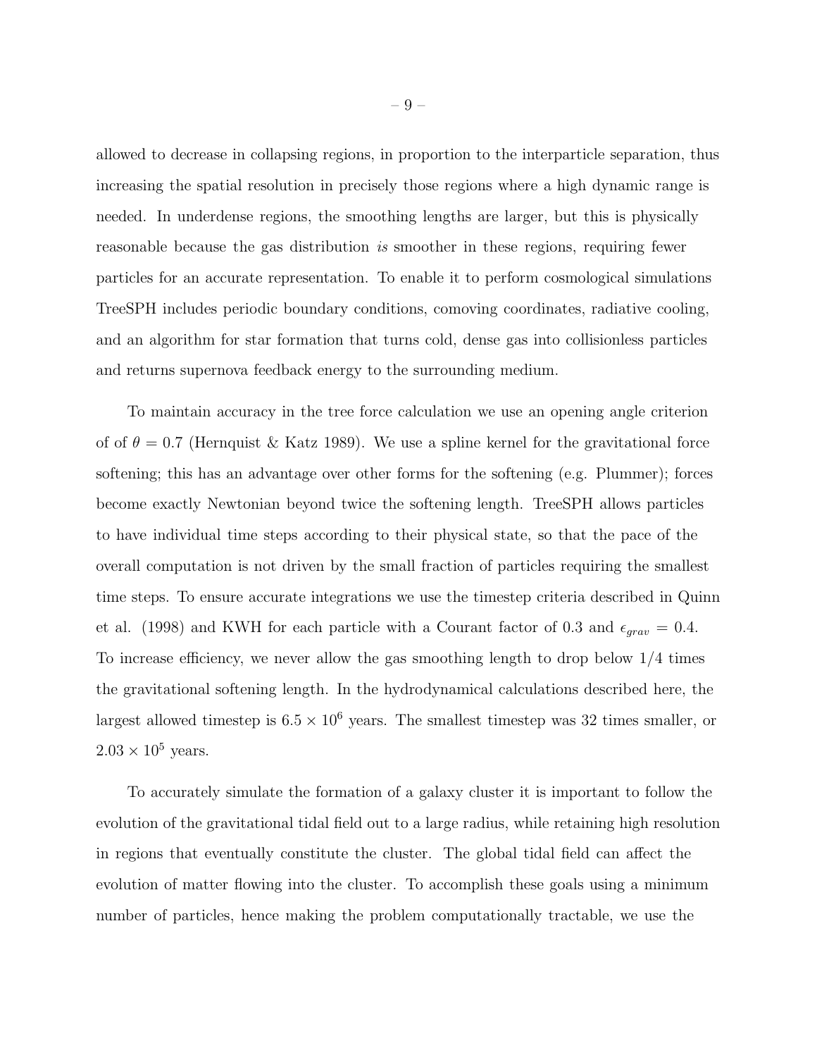allowed to decrease in collapsing regions, in proportion to the interparticle separation, thus increasing the spatial resolution in precisely those regions where a high dynamic range is needed. In underdense regions, the smoothing lengths are larger, but this is physically reasonable because the gas distribution *is* smoother in these regions, requiring fewer particles for an accurate representation. To enable it to perform cosmological simulations TreeSPH includes periodic boundary conditions, comoving coordinates, radiative cooling, and an algorithm for star formation that turns cold, dense gas into collisionless particles and returns supernova feedback energy to the surrounding medium.

To maintain accuracy in the tree force calculation we use an opening angle criterion of of $\theta = 0.7$ (Hernquist & Katz 1989). We use a spline kernel for the gravitational force softening; this has an advantage over other forms for the softening (e.g. Plummer); forces become exactly Newtonian beyond twice the softening length. TreeSPH allows particles to have individual time steps according to their physical state, so that the pace of the overall computation is not driven by the small fraction of particles requiring the smallest time steps. To ensure accurate integrations we use the timestep criteria described in Quinn et al. (1998) and KWH for each particle with a Courant factor of 0.3 and $\epsilon_{grav} = 0.4$. To increase efficiency, we never allow the gas smoothing length to drop below 1/4 times the gravitational softening length. In the hydrodynamical calculations described here, the largest allowed timestep is $6.5 \times 10^6$ years. The smallest timestep was 32 times smaller, or $2.03 \times 10^5$ years.

To accurately simulate the formation of a galaxy cluster it is important to follow the evolution of the gravitational tidal field out to a large radius, while retaining high resolution in regions that eventually constitute the cluster. The global tidal field can affect the evolution of matter flowing into the cluster. To accomplish these goals using a minimum number of particles, hence making the problem computationally tractable, we use the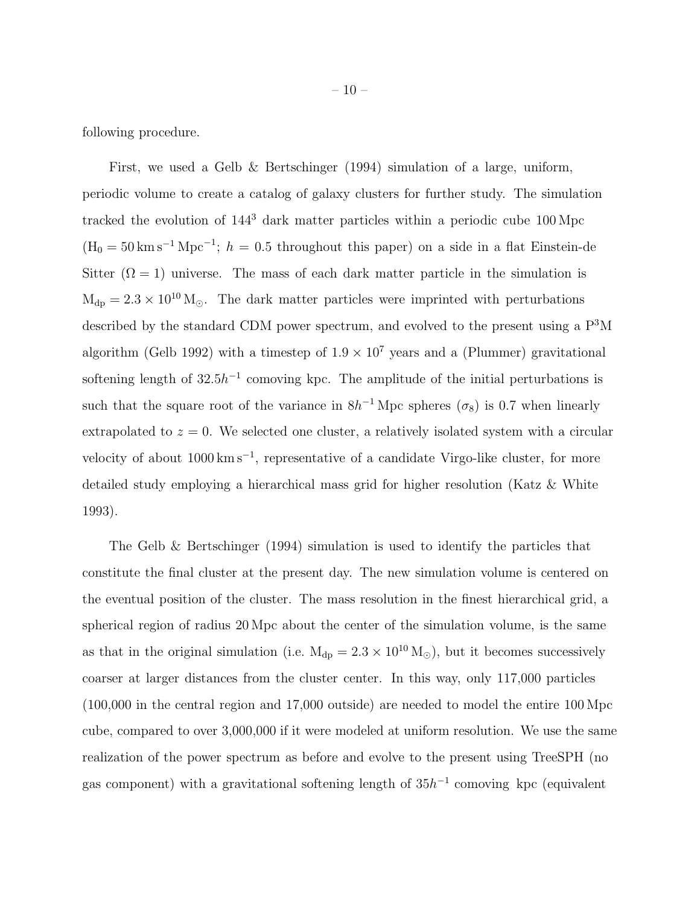following procedure.

First, we used a Gelb & Bertschinger (1994) simulation of a large, uniform, periodic volume to create a catalog of galaxy clusters for further study. The simulation tracked the evolution of $144^3$ dark matter particles within a periodic cube 100 Mpc ($H_0 = 50\,\mathrm{km\,s^{-1}\,Mpc^{-1}}$; $h = 0.5$ throughout this paper) on a side in a flat Einstein-de Sitter ($\Omega = 1$) universe. The mass of each dark matter particle in the simulation is $M_{dp} = 2.3 \times 10^{10}\,M_\odot$. The dark matter particles were imprinted with perturbations described by the standard CDM power spectrum, and evolved to the present using a $P^3M$ algorithm (Gelb 1992) with a timestep of $1.9 \times 10^7$ years and a (Plummer) gravitational softening length of $32.5h^{-1}$ comoving kpc. The amplitude of the initial perturbations is such that the square root of the variance in $8h^{-1}$ Mpc spheres ($\sigma_8$) is 0.7 when linearly extrapolated to $z = 0$. We selected one cluster, a relatively isolated system with a circular velocity of about $1000\,\mathrm{km\,s^{-1}}$, representative of a candidate Virgo-like cluster, for more detailed study employing a hierarchical mass grid for higher resolution (Katz & White 1993).

The Gelb & Bertschinger (1994) simulation is used to identify the particles that constitute the final cluster at the present day. The new simulation volume is centered on the eventual position of the cluster. The mass resolution in the finest hierarchical grid, a spherical region of radius 20 Mpc about the center of the simulation volume, is the same as that in the original simulation (i.e. $M_{dp} = 2.3 \times 10^{10}\,M_\odot$), but it becomes successively coarser at larger distances from the cluster center. In this way, only 117,000 particles (100,000 in the central region and 17,000 outside) are needed to model the entire 100 Mpc cube, compared to over 3,000,000 if it were modeled at uniform resolution. We use the same realization of the power spectrum as before and evolve to the present using TreeSPH (no gas component) with a gravitational softening length of $35h^{-1}$ comoving kpc (equivalent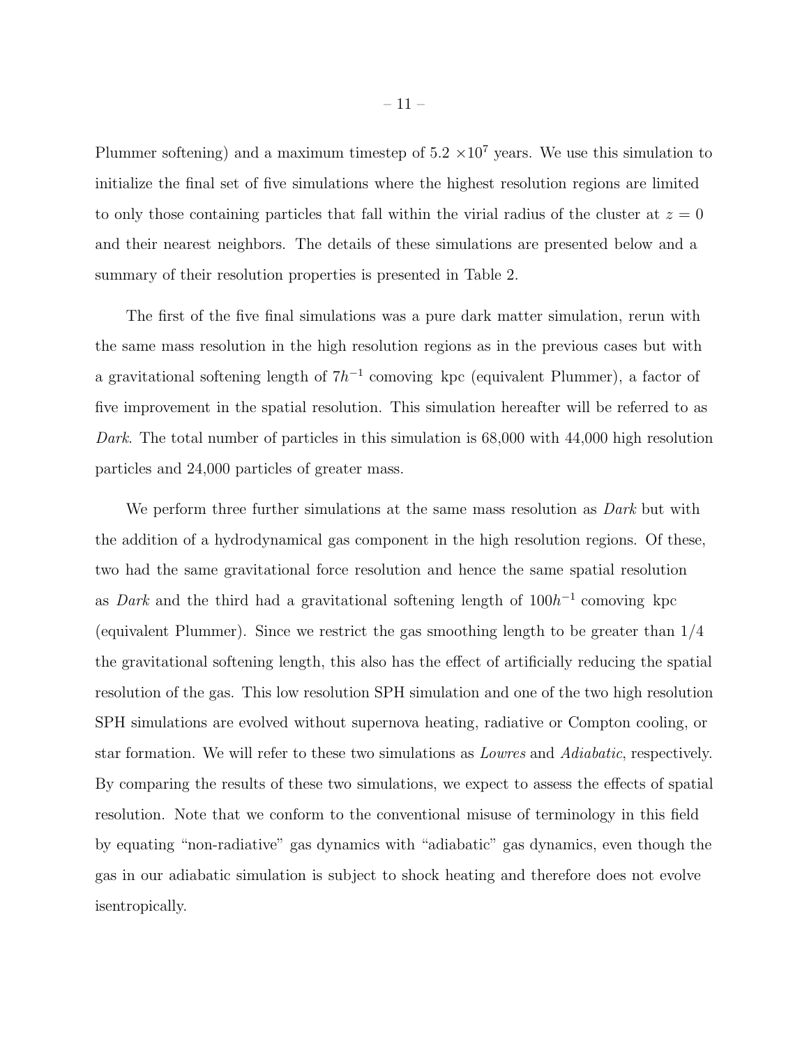Plummer softening) and a maximum timestep of $5.2 \times 10^7$ years. We use this simulation to initialize the final set of five simulations where the highest resolution regions are limited to only those containing particles that fall within the virial radius of the cluster at $z = 0$ and their nearest neighbors. The details of these simulations are presented below and a summary of their resolution properties is presented in Table 2.

The first of the five final simulations was a pure dark matter simulation, rerun with the same mass resolution in the high resolution regions as in the previous cases but with a gravitational softening length of $7h^{-1}$ comoving kpc (equivalent Plummer), a factor of five improvement in the spatial resolution. This simulation hereafter will be referred to as *Dark*. The total number of particles in this simulation is 68,000 with 44,000 high resolution particles and 24,000 particles of greater mass.

We perform three further simulations at the same mass resolution as *Dark* but with the addition of a hydrodynamical gas component in the high resolution regions. Of these, two had the same gravitational force resolution and hence the same spatial resolution as *Dark* and the third had a gravitational softening length of $100h^{-1}$ comoving kpc (equivalent Plummer). Since we restrict the gas smoothing length to be greater than 1/4 the gravitational softening length, this also has the effect of artificially reducing the spatial resolution of the gas. This low resolution SPH simulation and one of the two high resolution SPH simulations are evolved without supernova heating, radiative or Compton cooling, or star formation. We will refer to these two simulations as *Lowres* and *Adiabatic*, respectively. By comparing the results of these two simulations, we expect to assess the effects of spatial resolution. Note that we conform to the conventional misuse of terminology in this field by equating "non-radiative" gas dynamics with "adiabatic" gas dynamics, even though the gas in our adiabatic simulation is subject to shock heating and therefore does not evolve isentropically.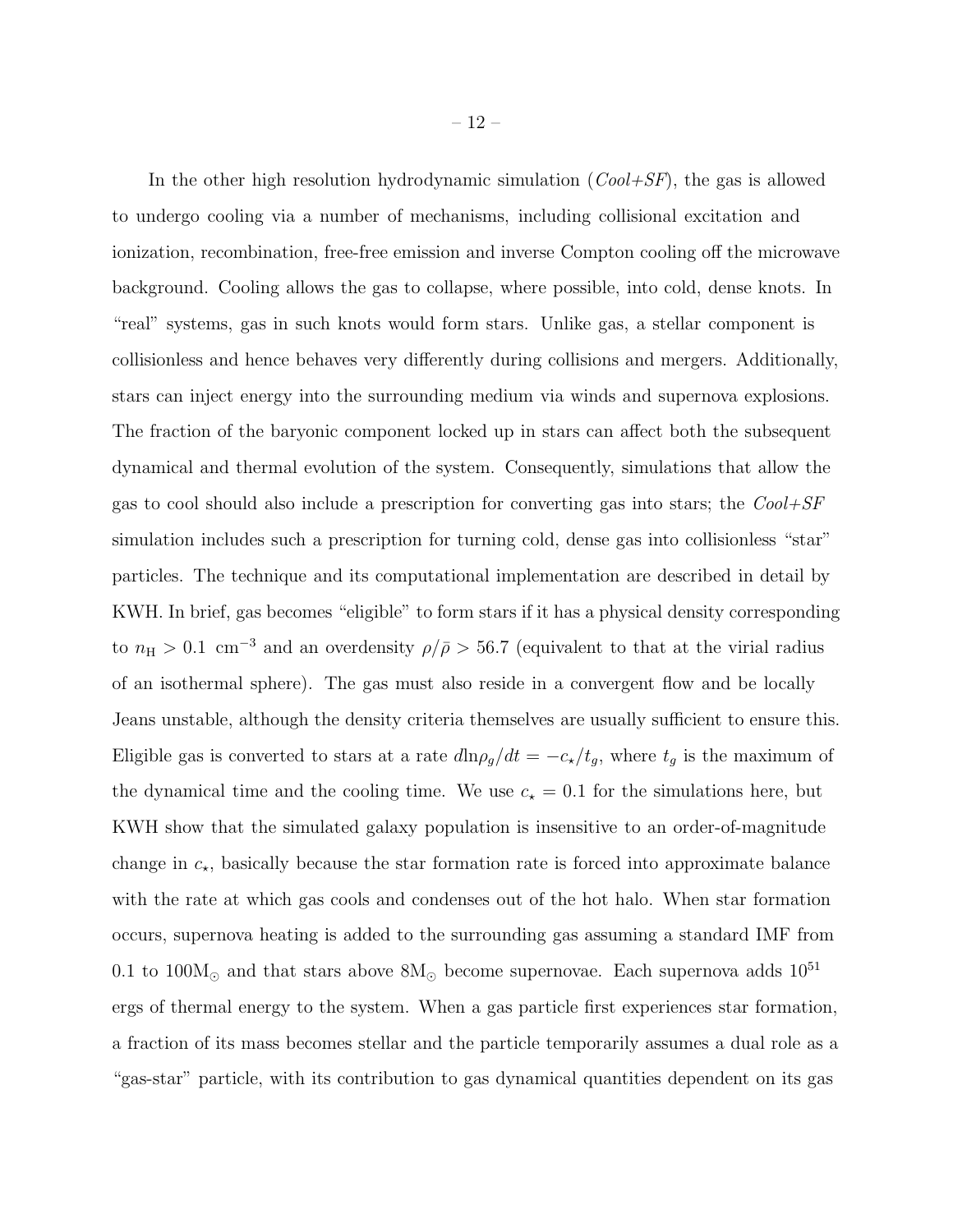In the other high resolution hydrodynamic simulation (*Cool+SF*), the gas is allowed to undergo cooling via a number of mechanisms, including collisional excitation and ionization, recombination, free-free emission and inverse Compton cooling off the microwave background. Cooling allows the gas to collapse, where possible, into cold, dense knots. In "real" systems, gas in such knots would form stars. Unlike gas, a stellar component is collisionless and hence behaves very differently during collisions and mergers. Additionally, stars can inject energy into the surrounding medium via winds and supernova explosions. The fraction of the baryonic component locked up in stars can affect both the subsequent dynamical and thermal evolution of the system. Consequently, simulations that allow the gas to cool should also include a prescription for converting gas into stars; the *Cool+SF* simulation includes such a prescription for turning cold, dense gas into collisionless "star" particles. The technique and its computational implementation are described in detail by KWH. In brief, gas becomes "eligible" to form stars if it has a physical density corresponding to $n_{\rm H} > 0.1\ {\rm cm}^{-3}$ and an overdensity $\rho/\bar{\rho} > 56.7$ (equivalent to that at the virial radius of an isothermal sphere). The gas must also reside in a convergent flow and be locally Jeans unstable, although the density criteria themselves are usually sufficient to ensure this. Eligible gas is converted to stars at a rate $d{\rm ln}\rho_g/dt = -c_\star/t_g$, where $t_g$ is the maximum of the dynamical time and the cooling time. We use $c_\star = 0.1$ for the simulations here, but KWH show that the simulated galaxy population is insensitive to an order-of-magnitude change in $c_\star$, basically because the star formation rate is forced into approximate balance with the rate at which gas cools and condenses out of the hot halo. When star formation occurs, supernova heating is added to the surrounding gas assuming a standard IMF from 0.1 to $100{\rm M}_\odot$ and that stars above $8{\rm M}_\odot$ become supernovae. Each supernova adds $10^{51}$ ergs of thermal energy to the system. When a gas particle first experiences star formation, a fraction of its mass becomes stellar and the particle temporarily assumes a dual role as a "gas-star" particle, with its contribution to gas dynamical quantities dependent on its gas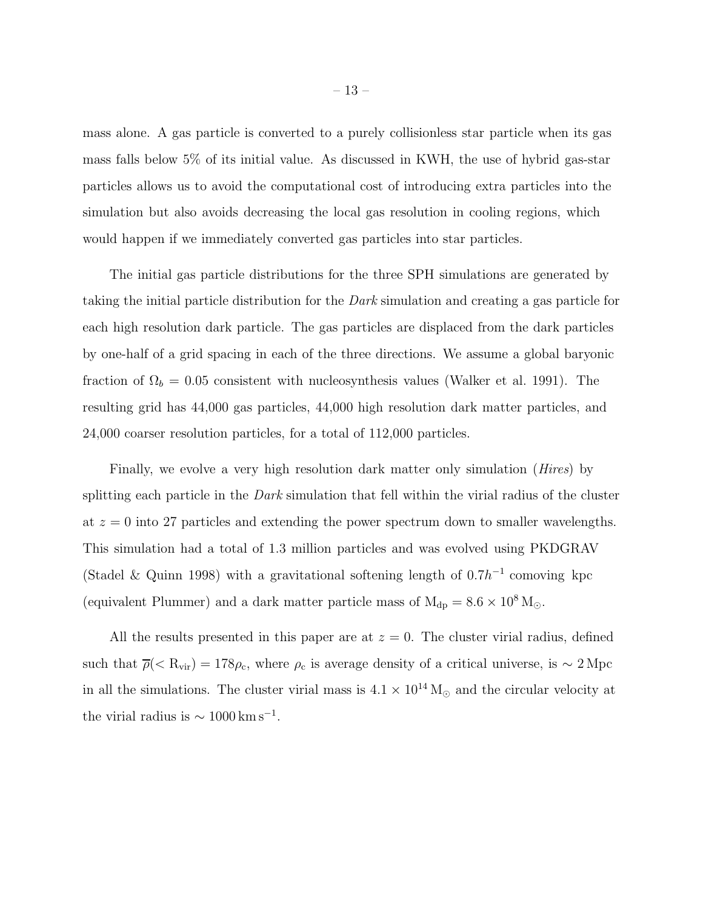mass alone. A gas particle is converted to a purely collisionless star particle when its gas mass falls below 5% of its initial value. As discussed in KWH, the use of hybrid gas-star particles allows us to avoid the computational cost of introducing extra particles into the simulation but also avoids decreasing the local gas resolution in cooling regions, which would happen if we immediately converted gas particles into star particles.

The initial gas particle distributions for the three SPH simulations are generated by taking the initial particle distribution for the *Dark* simulation and creating a gas particle for each high resolution dark particle. The gas particles are displaced from the dark particles by one-half of a grid spacing in each of the three directions. We assume a global baryonic fraction of $\Omega_b = 0.05$ consistent with nucleosynthesis values (Walker et al. 1991). The resulting grid has 44,000 gas particles, 44,000 high resolution dark matter particles, and 24,000 coarser resolution particles, for a total of 112,000 particles.

Finally, we evolve a very high resolution dark matter only simulation (*Hires*) by splitting each particle in the *Dark* simulation that fell within the virial radius of the cluster at $z = 0$ into 27 particles and extending the power spectrum down to smaller wavelengths. This simulation had a total of 1.3 million particles and was evolved using PKDGRAV (Stadel & Quinn 1998) with a gravitational softening length of $0.7h^{-1}$ comoving kpc (equivalent Plummer) and a dark matter particle mass of $\mathrm{M_{dp}} = 8.6 \times 10^8\,\mathrm{M_\odot}$.

All the results presented in this paper are at $z = 0$. The cluster virial radius, defined such that $\overline{\rho}(<\mathrm{R_{vir}}) = 178\rho_\mathrm{c}$, where $\rho_\mathrm{c}$ is average density of a critical universe, is $\sim 2\,\mathrm{Mpc}$ in all the simulations. The cluster virial mass is $4.1 \times 10^{14}\,\mathrm{M_\odot}$ and the circular velocity at the virial radius is $\sim 1000\,\mathrm{km\,s^{-1}}$.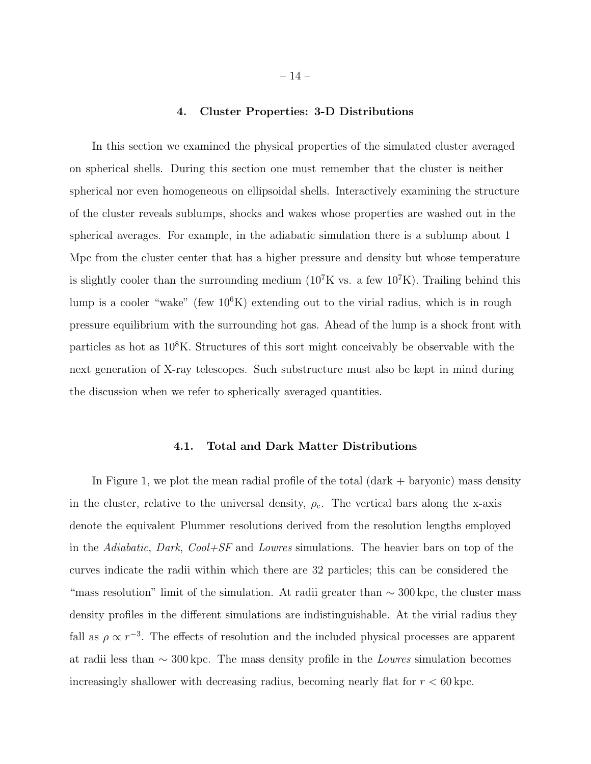## 4. Cluster Properties: 3-D Distributions

In this section we examined the physical properties of the simulated cluster averaged on spherical shells. During this section one must remember that the cluster is neither spherical nor even homogeneous on ellipsoidal shells. Interactively examining the structure of the cluster reveals sublumps, shocks and wakes whose properties are washed out in the spherical averages. For example, in the adiabatic simulation there is a sublump about 1 Mpc from the cluster center that has a higher pressure and density but whose temperature is slightly cooler than the surrounding medium ($10^7$K vs. a few $10^7$K). Trailing behind this lump is a cooler "wake" (few $10^6$K) extending out to the virial radius, which is in rough pressure equilibrium with the surrounding hot gas. Ahead of the lump is a shock front with particles as hot as $10^8$K. Structures of this sort might conceivably be observable with the next generation of X-ray telescopes. Such substructure must also be kept in mind during the discussion when we refer to spherically averaged quantities.

### 4.1. Total and Dark Matter Distributions

In Figure 1, we plot the mean radial profile of the total (dark + baryonic) mass density in the cluster, relative to the universal density, $\rho_c$. The vertical bars along the x-axis denote the equivalent Plummer resolutions derived from the resolution lengths employed in the *Adiabatic*, *Dark*, *Cool+SF* and *Lowres* simulations. The heavier bars on top of the curves indicate the radii within which there are 32 particles; this can be considered the "mass resolution" limit of the simulation. At radii greater than $\sim 300\,\mathrm{kpc}$, the cluster mass density profiles in the different simulations are indistinguishable. At the virial radius they fall as $\rho \propto r^{-3}$. The effects of resolution and the included physical processes are apparent at radii less than $\sim 300\,\mathrm{kpc}$. The mass density profile in the *Lowres* simulation becomes increasingly shallower with decreasing radius, becoming nearly flat for $r < 60\,\mathrm{kpc}$.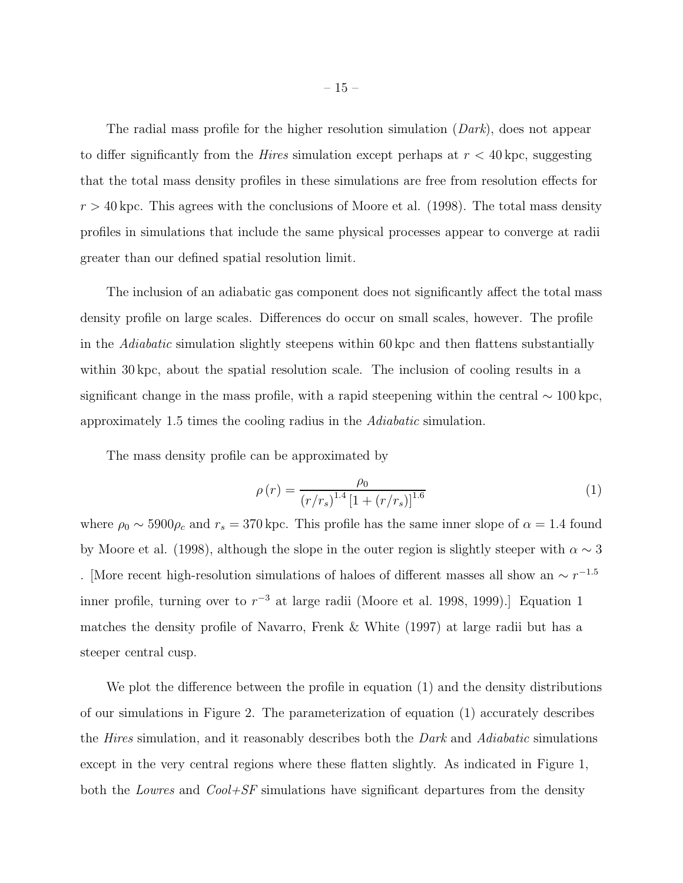The radial mass profile for the higher resolution simulation (*Dark*), does not appear to differ significantly from the *Hires* simulation except perhaps at $r < 40\,\mathrm{kpc}$, suggesting that the total mass density profiles in these simulations are free from resolution effects for $r > 40\,\mathrm{kpc}$. This agrees with the conclusions of Moore et al. (1998). The total mass density profiles in simulations that include the same physical processes appear to converge at radii greater than our defined spatial resolution limit.

The inclusion of an adiabatic gas component does not significantly affect the total mass density profile on large scales. Differences do occur on small scales, however. The profile in the *Adiabatic* simulation slightly steepens within 60 kpc and then flattens substantially within 30 kpc, about the spatial resolution scale. The inclusion of cooling results in a significant change in the mass profile, with a rapid steepening within the central $\sim 100\,\mathrm{kpc}$, approximately 1.5 times the cooling radius in the *Adiabatic* simulation.

The mass density profile can be approximated by

$$\rho\left(r\right) = \frac{\rho_0}{\left(r/r_s\right)^{1.4}\left[1 + \left(r/r_s\right)\right]^{1.6}} \tag{1}$$

where $\rho_0 \sim 5900\rho_c$ and $r_s = 370\,\mathrm{kpc}$. This profile has the same inner slope of $\alpha = 1.4$ found by Moore et al. (1998), although the slope in the outer region is slightly steeper with $\alpha \sim 3$. [More recent high-resolution simulations of haloes of different masses all show an $\sim r^{-1.5}$ inner profile, turning over to $r^{-3}$ at large radii (Moore et al. 1998, 1999).] Equation 1 matches the density profile of Navarro, Frenk & White (1997) at large radii but has a steeper central cusp.

We plot the difference between the profile in equation (1) and the density distributions of our simulations in Figure 2. The parameterization of equation (1) accurately describes the *Hires* simulation, and it reasonably describes both the *Dark* and *Adiabatic* simulations except in the very central regions where these flatten slightly. As indicated in Figure 1, both the *Lowres* and *Cool+SF* simulations have significant departures from the density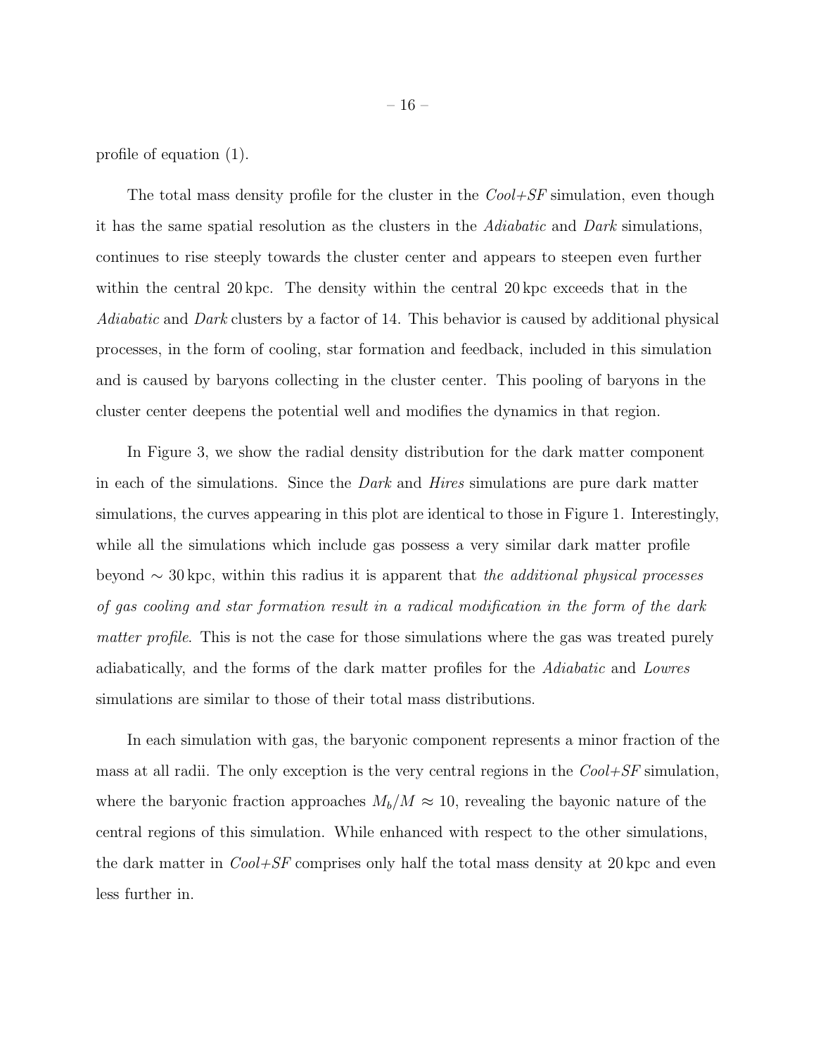profile of equation (1).

The total mass density profile for the cluster in the *Cool+SF* simulation, even though it has the same spatial resolution as the clusters in the *Adiabatic* and *Dark* simulations, continues to rise steeply towards the cluster center and appears to steepen even further within the central 20 kpc. The density within the central 20 kpc exceeds that in the *Adiabatic* and *Dark* clusters by a factor of 14. This behavior is caused by additional physical processes, in the form of cooling, star formation and feedback, included in this simulation and is caused by baryons collecting in the cluster center. This pooling of baryons in the cluster center deepens the potential well and modifies the dynamics in that region.

In Figure 3, we show the radial density distribution for the dark matter component in each of the simulations. Since the *Dark* and *Hires* simulations are pure dark matter simulations, the curves appearing in this plot are identical to those in Figure 1. Interestingly, while all the simulations which include gas possess a very similar dark matter profile beyond $\sim 30$ kpc, within this radius it is apparent that *the additional physical processes of gas cooling and star formation result in a radical modification in the form of the dark matter profile*. This is not the case for those simulations where the gas was treated purely adiabatically, and the forms of the dark matter profiles for the *Adiabatic* and *Lowres* simulations are similar to those of their total mass distributions.

In each simulation with gas, the baryonic component represents a minor fraction of the mass at all radii. The only exception is the very central regions in the *Cool+SF* simulation, where the baryonic fraction approaches $M_b/M \approx 10$, revealing the bayonic nature of the central regions of this simulation. While enhanced with respect to the other simulations, the dark matter in *Cool+SF* comprises only half the total mass density at 20 kpc and even less further in.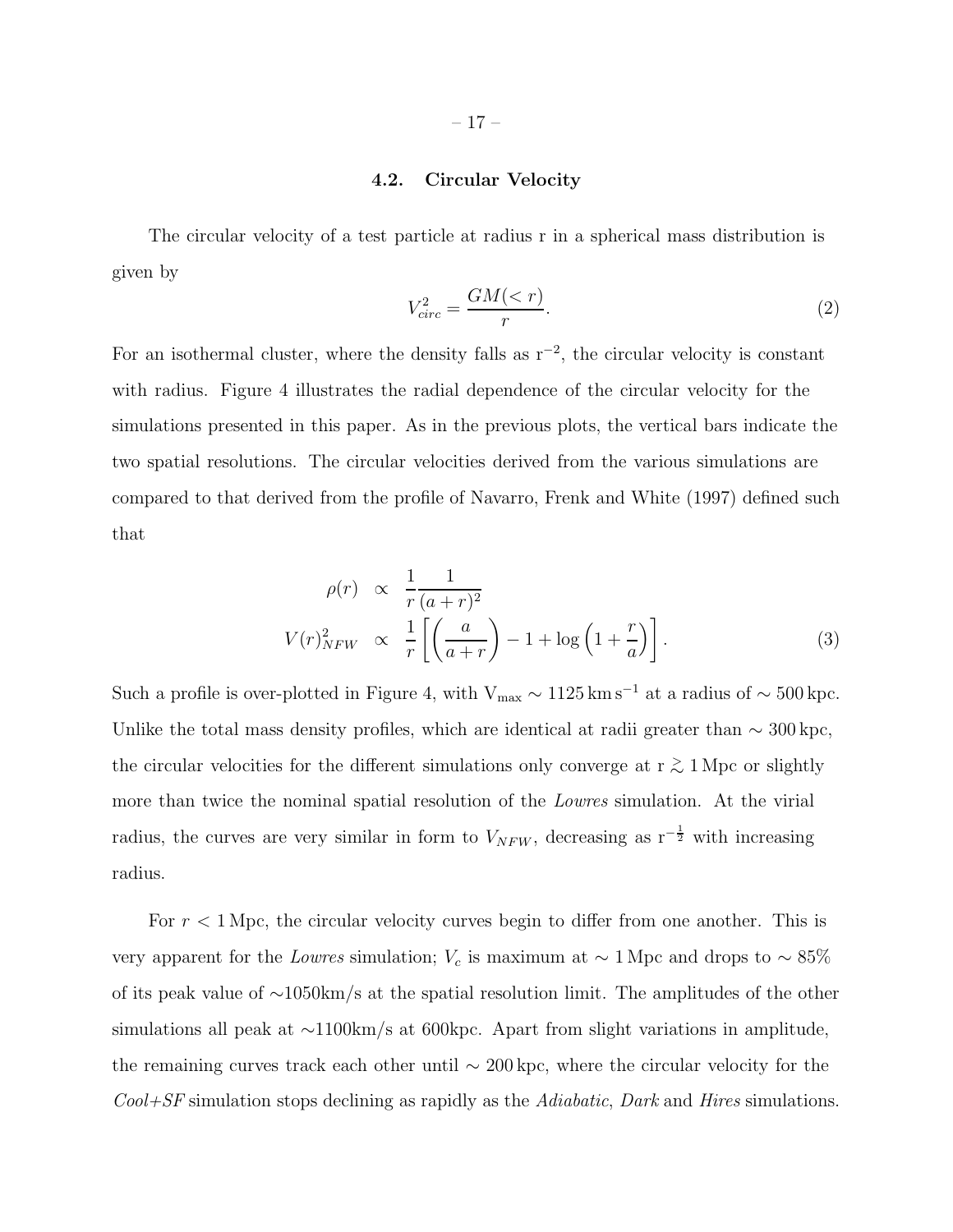### 4.2. Circular Velocity

The circular velocity of a test particle at radius r in a spherical mass distribution is given by

$$V_{circ}^2 = \frac{GM(<r)}{r}. \tag{2}$$

For an isothermal cluster, where the density falls as $r^{-2}$, the circular velocity is constant with radius. Figure 4 illustrates the radial dependence of the circular velocity for the simulations presented in this paper. As in the previous plots, the vertical bars indicate the two spatial resolutions. The circular velocities derived from the various simulations are compared to that derived from the profile of Navarro, Frenk and White (1997) defined such that

$$\begin{aligned}
\rho(r) &\propto \frac{1}{r}\frac{1}{(a+r)^2} \\
V(r)_{NFW}^2 &\propto \frac{1}{r}\left[\left(\frac{a}{a+r}\right) - 1 + \log\left(1+\frac{r}{a}\right)\right].
\end{aligned} \tag{3}$$

Such a profile is over-plotted in Figure 4, with $V_{\max} \sim 1125\,\mathrm{km\,s^{-1}}$ at a radius of $\sim 500\,\mathrm{kpc}$. Unlike the total mass density profiles, which are identical at radii greater than $\sim 300\,\mathrm{kpc}$, the circular velocities for the different simulations only converge at $r \gtrsim 1\,\mathrm{Mpc}$ or slightly more than twice the nominal spatial resolution of the *Lowres* simulation. At the virial radius, the curves are very similar in form to $V_{NFW}$, decreasing as $r^{-\frac{1}{2}}$ with increasing radius.

For $r < 1\,\mathrm{Mpc}$, the circular velocity curves begin to differ from one another. This is very apparent for the *Lowres* simulation; $V_c$ is maximum at $\sim 1\,\mathrm{Mpc}$ and drops to $\sim 85\%$ of its peak value of $\sim$1050km/s at the spatial resolution limit. The amplitudes of the other simulations all peak at $\sim$1100km/s at 600kpc. Apart from slight variations in amplitude, the remaining curves track each other until $\sim 200\,\mathrm{kpc}$, where the circular velocity for the *Cool+SF* simulation stops declining as rapidly as the *Adiabatic*, *Dark* and *Hires* simulations.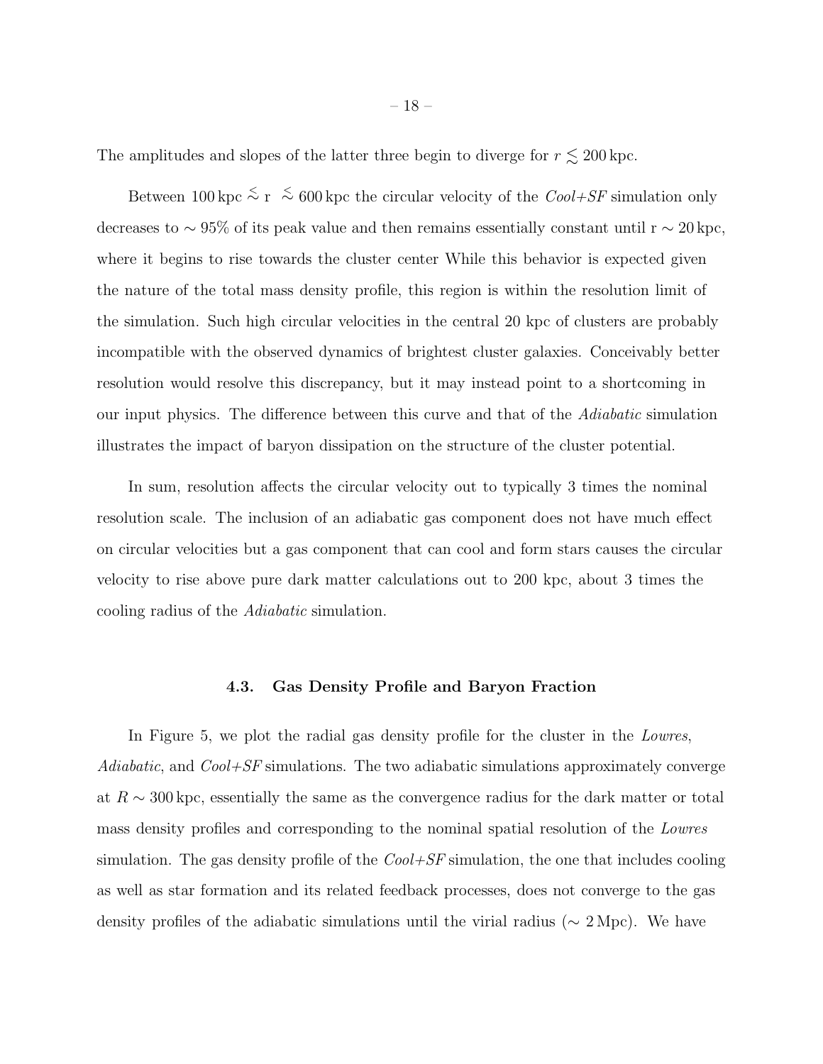The amplitudes and slopes of the latter three begin to diverge for $r \lesssim 200\,\mathrm{kpc}$.

Between $100\,\mathrm{kpc} \lesssim \mathrm{r} \lesssim 600\,\mathrm{kpc}$ the circular velocity of the *Cool+SF* simulation only decreases to $\sim 95\%$ of its peak value and then remains essentially constant until $\mathrm{r} \sim 20\,\mathrm{kpc}$, where it begins to rise towards the cluster center While this behavior is expected given the nature of the total mass density profile, this region is within the resolution limit of the simulation. Such high circular velocities in the central 20 kpc of clusters are probably incompatible with the observed dynamics of brightest cluster galaxies. Conceivably better resolution would resolve this discrepancy, but it may instead point to a shortcoming in our input physics. The difference between this curve and that of the *Adiabatic* simulation illustrates the impact of baryon dissipation on the structure of the cluster potential.

In sum, resolution affects the circular velocity out to typically 3 times the nominal resolution scale. The inclusion of an adiabatic gas component does not have much effect on circular velocities but a gas component that can cool and form stars causes the circular velocity to rise above pure dark matter calculations out to 200 kpc, about 3 times the cooling radius of the *Adiabatic* simulation.

### 4.3. Gas Density Profile and Baryon Fraction

In Figure 5, we plot the radial gas density profile for the cluster in the *Lowres*, *Adiabatic*, and *Cool+SF* simulations. The two adiabatic simulations approximately converge at $R \sim 300\,\mathrm{kpc}$, essentially the same as the convergence radius for the dark matter or total mass density profiles and corresponding to the nominal spatial resolution of the *Lowres* simulation. The gas density profile of the *Cool+SF* simulation, the one that includes cooling as well as star formation and its related feedback processes, does not converge to the gas density profiles of the adiabatic simulations until the virial radius ($\sim 2\,\mathrm{Mpc}$). We have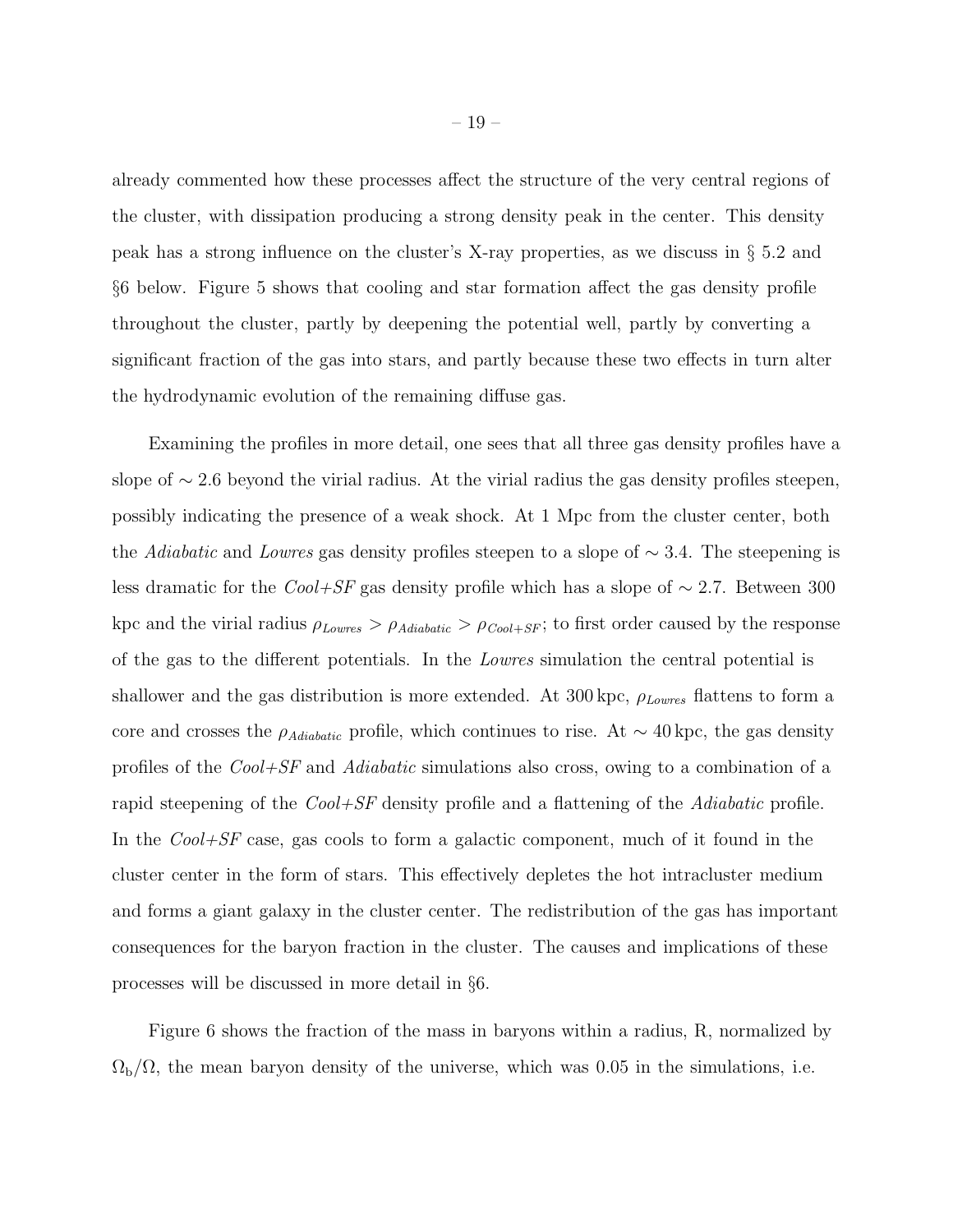already commented how these processes affect the structure of the very central regions of the cluster, with dissipation producing a strong density peak in the center. This density peak has a strong influence on the cluster's X-ray properties, as we discuss in § 5.2 and §6 below. Figure 5 shows that cooling and star formation affect the gas density profile throughout the cluster, partly by deepening the potential well, partly by converting a significant fraction of the gas into stars, and partly because these two effects in turn alter the hydrodynamic evolution of the remaining diffuse gas.

Examining the profiles in more detail, one sees that all three gas density profiles have a slope of $\sim 2.6$ beyond the virial radius. At the virial radius the gas density profiles steepen, possibly indicating the presence of a weak shock. At 1 Mpc from the cluster center, both the *Adiabatic* and *Lowres* gas density profiles steepen to a slope of $\sim 3.4$. The steepening is less dramatic for the *Cool+SF* gas density profile which has a slope of $\sim 2.7$. Between 300 kpc and the virial radius $\rho_{Lowres} > \rho_{Adiabatic} > \rho_{Cool+SF}$; to first order caused by the response of the gas to the different potentials. In the *Lowres* simulation the central potential is shallower and the gas distribution is more extended. At 300 kpc, $\rho_{Lowres}$ flattens to form a core and crosses the $\rho_{Adiabatic}$ profile, which continues to rise. At $\sim 40$ kpc, the gas density profiles of the *Cool+SF* and *Adiabatic* simulations also cross, owing to a combination of a rapid steepening of the *Cool+SF* density profile and a flattening of the *Adiabatic* profile. In the *Cool+SF* case, gas cools to form a galactic component, much of it found in the cluster center in the form of stars. This effectively depletes the hot intracluster medium and forms a giant galaxy in the cluster center. The redistribution of the gas has important consequences for the baryon fraction in the cluster. The causes and implications of these processes will be discussed in more detail in §6.

Figure 6 shows the fraction of the mass in baryons within a radius, R, normalized by $\Omega_{\rm b}/\Omega$, the mean baryon density of the universe, which was 0.05 in the simulations, i.e.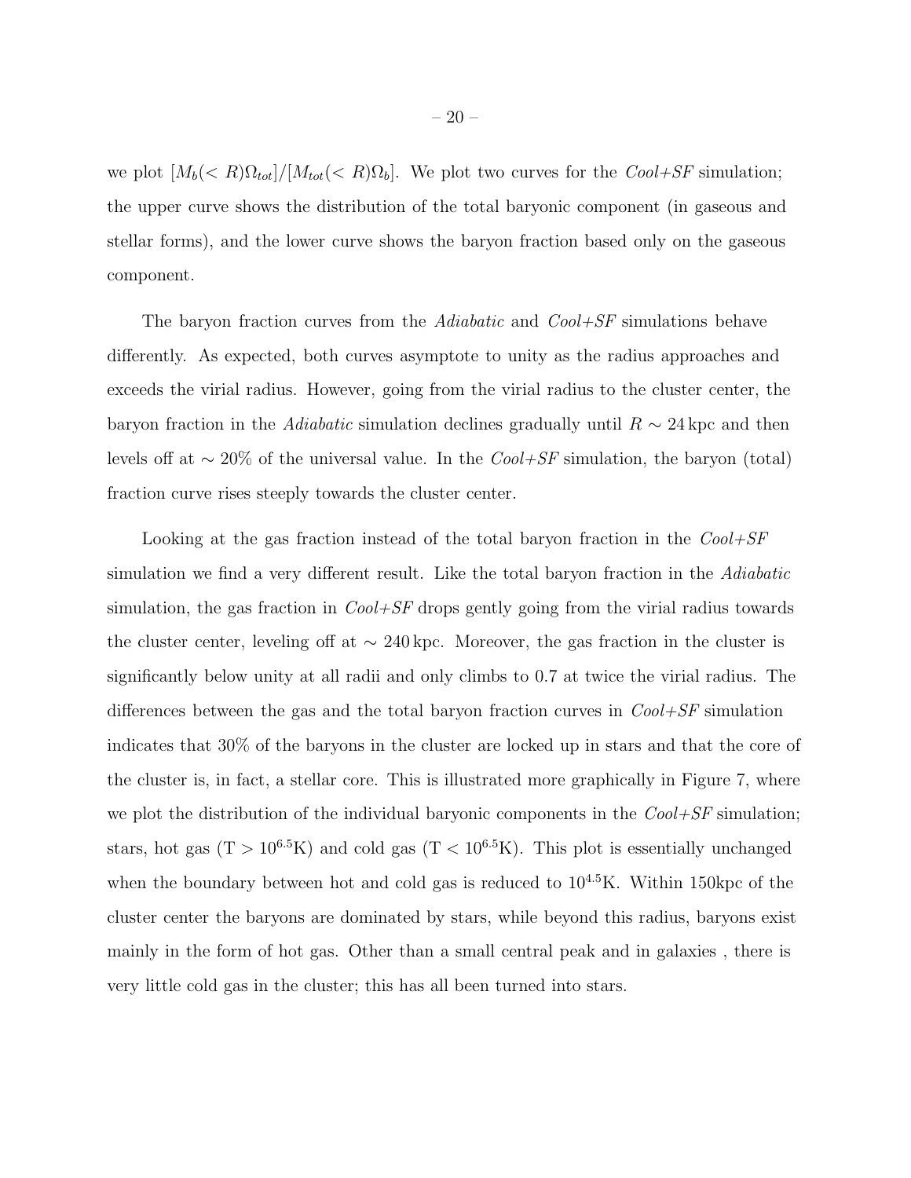we plot $[M_b(< R)\Omega_{tot}]/[M_{tot}(< R)\Omega_b]$. We plot two curves for the *Cool+SF* simulation; the upper curve shows the distribution of the total baryonic component (in gaseous and stellar forms), and the lower curve shows the baryon fraction based only on the gaseous component.

The baryon fraction curves from the *Adiabatic* and *Cool+SF* simulations behave differently. As expected, both curves asymptote to unity as the radius approaches and exceeds the virial radius. However, going from the virial radius to the cluster center, the baryon fraction in the *Adiabatic* simulation declines gradually until $R \sim 24\,\mathrm{kpc}$ and then levels off at $\sim 20\%$ of the universal value. In the *Cool+SF* simulation, the baryon (total) fraction curve rises steeply towards the cluster center.

Looking at the gas fraction instead of the total baryon fraction in the *Cool+SF* simulation we find a very different result. Like the total baryon fraction in the *Adiabatic* simulation, the gas fraction in *Cool+SF* drops gently going from the virial radius towards the cluster center, leveling off at $\sim 240\,\mathrm{kpc}$. Moreover, the gas fraction in the cluster is significantly below unity at all radii and only climbs to 0.7 at twice the virial radius. The differences between the gas and the total baryon fraction curves in *Cool+SF* simulation indicates that 30% of the baryons in the cluster are locked up in stars and that the core of the cluster is, in fact, a stellar core. This is illustrated more graphically in Figure 7, where we plot the distribution of the individual baryonic components in the *Cool+SF* simulation; stars, hot gas ($\mathrm{T} > 10^{6.5}\mathrm{K}$) and cold gas ($\mathrm{T} < 10^{6.5}\mathrm{K}$). This plot is essentially unchanged when the boundary between hot and cold gas is reduced to $10^{4.5}\mathrm{K}$. Within 150kpc of the cluster center the baryons are dominated by stars, while beyond this radius, baryons exist mainly in the form of hot gas. Other than a small central peak and in galaxies , there is very little cold gas in the cluster; this has all been turned into stars.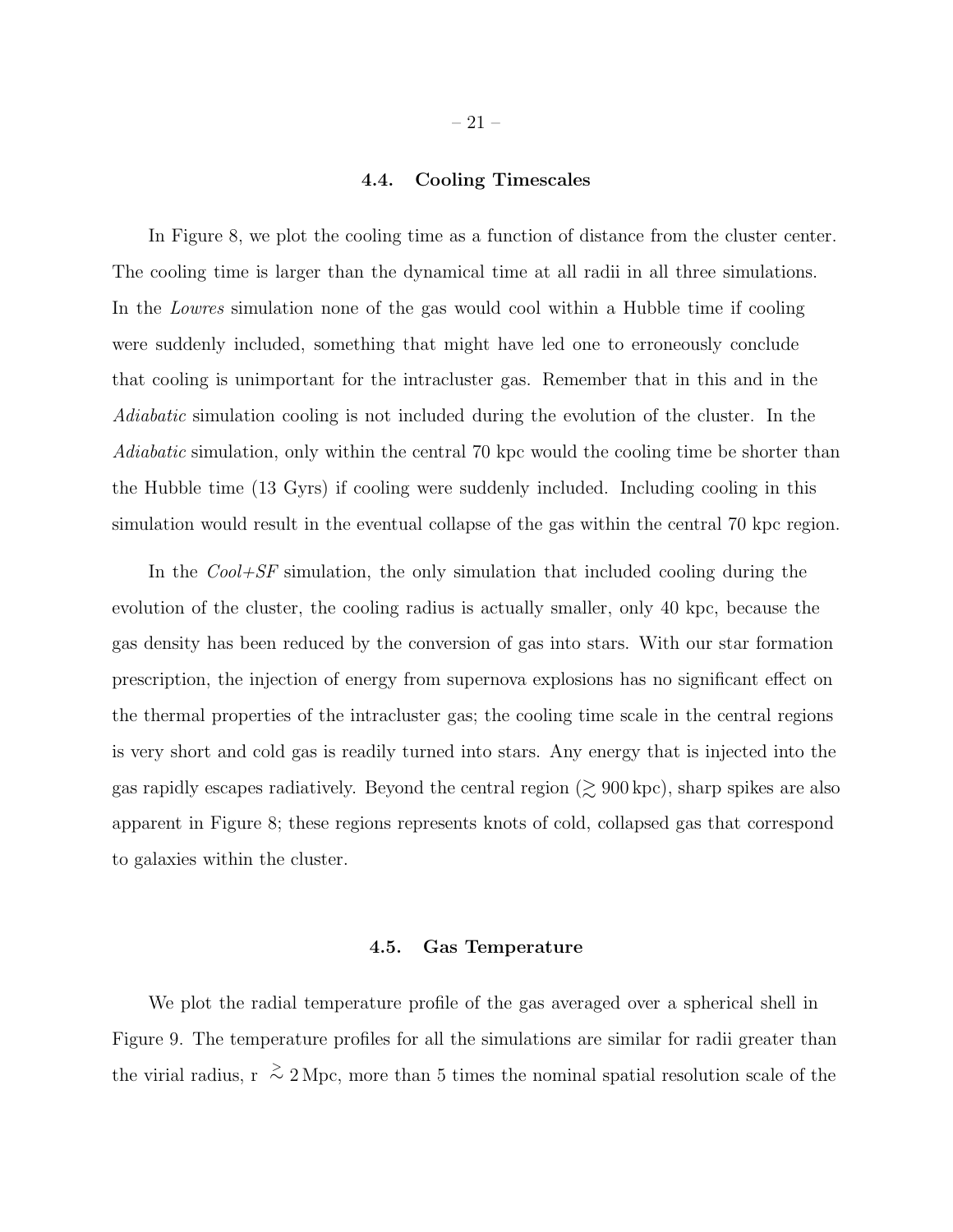### 4.4. Cooling Timescales

In Figure 8, we plot the cooling time as a function of distance from the cluster center. The cooling time is larger than the dynamical time at all radii in all three simulations. In the *Lowres* simulation none of the gas would cool within a Hubble time if cooling were suddenly included, something that might have led one to erroneously conclude that cooling is unimportant for the intracluster gas. Remember that in this and in the *Adiabatic* simulation cooling is not included during the evolution of the cluster. In the *Adiabatic* simulation, only within the central 70 kpc would the cooling time be shorter than the Hubble time (13 Gyrs) if cooling were suddenly included. Including cooling in this simulation would result in the eventual collapse of the gas within the central 70 kpc region.

In the *Cool+SF* simulation, the only simulation that included cooling during the evolution of the cluster, the cooling radius is actually smaller, only 40 kpc, because the gas density has been reduced by the conversion of gas into stars. With our star formation prescription, the injection of energy from supernova explosions has no significant effect on the thermal properties of the intracluster gas; the cooling time scale in the central regions is very short and cold gas is readily turned into stars. Any energy that is injected into the gas rapidly escapes radiatively. Beyond the central region ($\gtrsim 900\,\mathrm{kpc}$), sharp spikes are also apparent in Figure 8; these regions represents knots of cold, collapsed gas that correspond to galaxies within the cluster.

### 4.5. Gas Temperature

We plot the radial temperature profile of the gas averaged over a spherical shell in Figure 9. The temperature profiles for all the simulations are similar for radii greater than the virial radius, r $\gtrsim 2\,\mathrm{Mpc}$, more than 5 times the nominal spatial resolution scale of the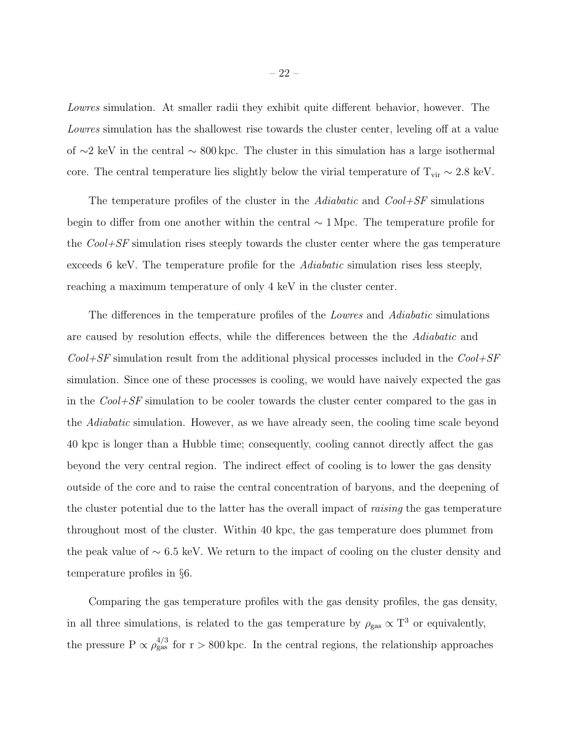*Lowres* simulation. At smaller radii they exhibit quite different behavior, however. The *Lowres* simulation has the shallowest rise towards the cluster center, leveling off at a value of ∼2 keV in the central ∼ 800 kpc. The cluster in this simulation has a large isothermal core. The central temperature lies slightly below the virial temperature of $T_{vir} \sim 2.8$ keV.

The temperature profiles of the cluster in the *Adiabatic* and *Cool+SF* simulations begin to differ from one another within the central ∼ 1 Mpc. The temperature profile for the *Cool+SF* simulation rises steeply towards the cluster center where the gas temperature exceeds 6 keV. The temperature profile for the *Adiabatic* simulation rises less steeply, reaching a maximum temperature of only 4 keV in the cluster center.

The differences in the temperature profiles of the *Lowres* and *Adiabatic* simulations are caused by resolution effects, while the differences between the the *Adiabatic* and *Cool+SF* simulation result from the additional physical processes included in the *Cool+SF* simulation. Since one of these processes is cooling, we would have naively expected the gas in the *Cool+SF* simulation to be cooler towards the cluster center compared to the gas in the *Adiabatic* simulation. However, as we have already seen, the cooling time scale beyond 40 kpc is longer than a Hubble time; consequently, cooling cannot directly affect the gas beyond the very central region. The indirect effect of cooling is to lower the gas density outside of the core and to raise the central concentration of baryons, and the deepening of the cluster potential due to the latter has the overall impact of *raising* the gas temperature throughout most of the cluster. Within 40 kpc, the gas temperature does plummet from the peak value of ∼ 6.5 keV. We return to the impact of cooling on the cluster density and temperature profiles in §6.

Comparing the gas temperature profiles with the gas density profiles, the gas density, in all three simulations, is related to the gas temperature by $\rho_{gas} \propto T^3$ or equivalently, the pressure $P \propto \rho_{gas}^{4/3}$ for $r > 800$ kpc. In the central regions, the relationship approaches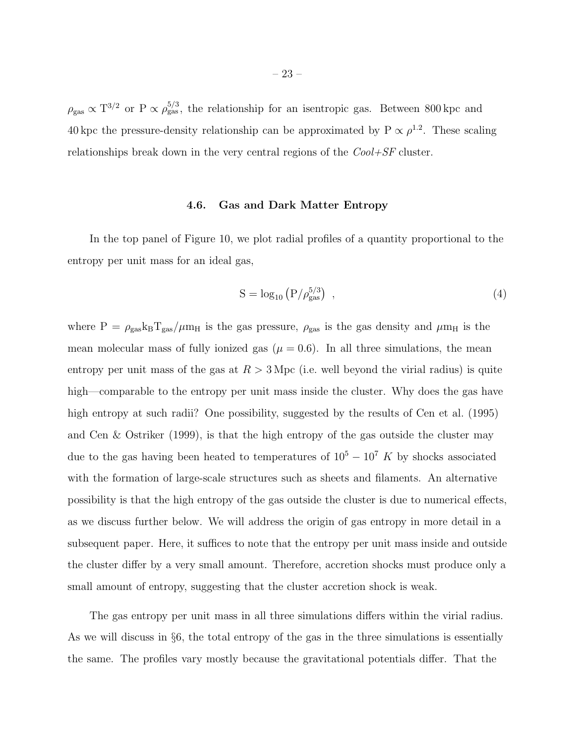$\rho_{\rm gas} \propto {\rm T}^{3/2}$ or ${\rm P} \propto \rho_{\rm gas}^{5/3}$, the relationship for an isentropic gas. Between 800 kpc and 40 kpc the pressure-density relationship can be approximated by ${\rm P} \propto \rho^{1.2}$. These scaling relationships break down in the very central regions of the *Cool+SF* cluster.

### 4.6. Gas and Dark Matter Entropy

In the top panel of Figure 10, we plot radial profiles of a quantity proportional to the entropy per unit mass for an ideal gas,

$$
{\rm S} = \log_{10}\left({\rm P}/\rho_{\rm gas}^{5/3}\right) \ , \tag{4}
$$

where ${\rm P} = \rho_{\rm gas}{\rm k_B}{\rm T}_{\rm gas}/\mu {\rm m_H}$ is the gas pressure, $\rho_{\rm gas}$ is the gas density and $\mu {\rm m_H}$ is the mean molecular mass of fully ionized gas ($\mu = 0.6$). In all three simulations, the mean entropy per unit mass of the gas at $R > 3\,{\rm Mpc}$ (i.e. well beyond the virial radius) is quite high—comparable to the entropy per unit mass inside the cluster. Why does the gas have high entropy at such radii? One possibility, suggested by the results of Cen et al. (1995) and Cen & Ostriker (1999), is that the high entropy of the gas outside the cluster may due to the gas having been heated to temperatures of $10^5 - 10^7\ K$ by shocks associated with the formation of large-scale structures such as sheets and filaments. An alternative possibility is that the high entropy of the gas outside the cluster is due to numerical effects, as we discuss further below. We will address the origin of gas entropy in more detail in a subsequent paper. Here, it suffices to note that the entropy per unit mass inside and outside the cluster differ by a very small amount. Therefore, accretion shocks must produce only a small amount of entropy, suggesting that the cluster accretion shock is weak.

The gas entropy per unit mass in all three simulations differs within the virial radius. As we will discuss in §6, the total entropy of the gas in the three simulations is essentially the same. The profiles vary mostly because the gravitational potentials differ. That the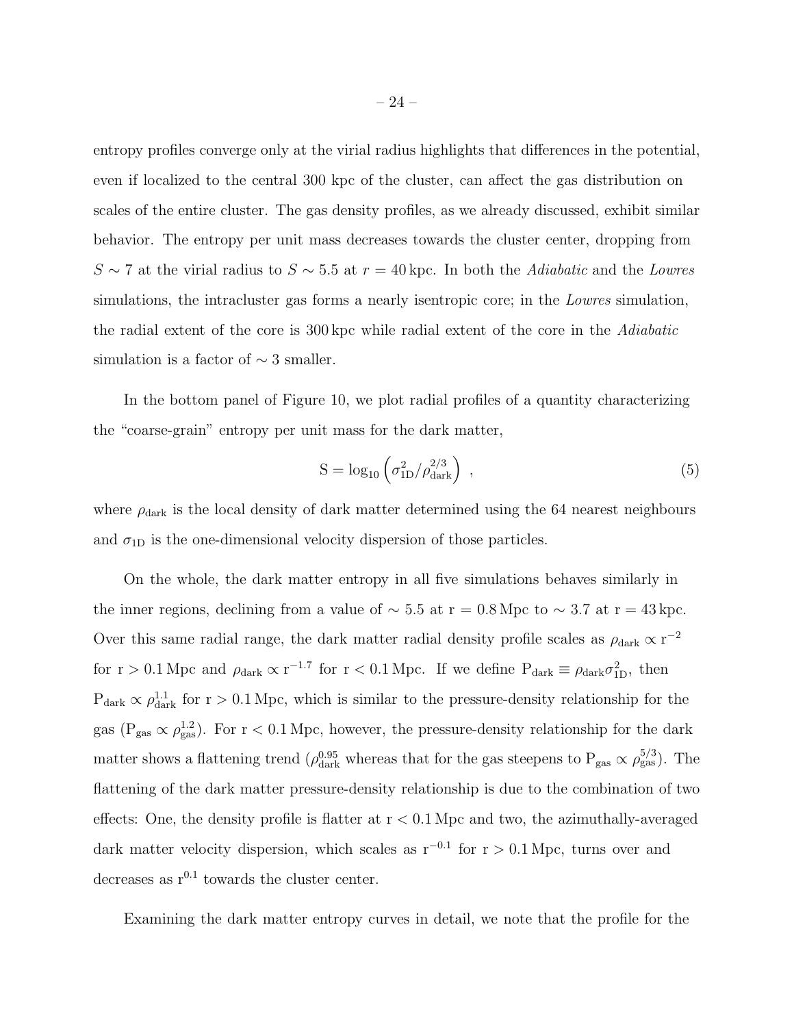entropy profiles converge only at the virial radius highlights that differences in the potential, even if localized to the central 300 kpc of the cluster, can affect the gas distribution on scales of the entire cluster. The gas density profiles, as we already discussed, exhibit similar behavior. The entropy per unit mass decreases towards the cluster center, dropping from $S \sim 7$ at the virial radius to $S \sim 5.5$ at $r = 40\,\mathrm{kpc}$. In both the *Adiabatic* and the *Lowres* simulations, the intracluster gas forms a nearly isentropic core; in the *Lowres* simulation, the radial extent of the core is 300 kpc while radial extent of the core in the *Adiabatic* simulation is a factor of $\sim 3$ smaller.

In the bottom panel of Figure 10, we plot radial profiles of a quantity characterizing the "coarse-grain" entropy per unit mass for the dark matter,

$$\mathrm{S} = \log_{10}\left(\sigma_{\mathrm{1D}}^2/\rho_{\mathrm{dark}}^{2/3}\right) \ , \tag{5}$$

where $\rho_{\mathrm{dark}}$ is the local density of dark matter determined using the 64 nearest neighbours and $\sigma_{\mathrm{1D}}$ is the one-dimensional velocity dispersion of those particles.

On the whole, the dark matter entropy in all five simulations behaves similarly in the inner regions, declining from a value of $\sim 5.5$ at $\mathrm{r} = 0.8\,\mathrm{Mpc}$ to $\sim 3.7$ at $\mathrm{r} = 43\,\mathrm{kpc}$. Over this same radial range, the dark matter radial density profile scales as $\rho_{\mathrm{dark}} \propto \mathrm{r}^{-2}$ for $\mathrm{r} > 0.1\,\mathrm{Mpc}$ and $\rho_{\mathrm{dark}} \propto \mathrm{r}^{-1.7}$ for $\mathrm{r} < 0.1\,\mathrm{Mpc}$. If we define $\mathrm{P}_{\mathrm{dark}} \equiv \rho_{\mathrm{dark}}\sigma_{\mathrm{1D}}^2$, then $\mathrm{P}_{\mathrm{dark}} \propto \rho_{\mathrm{dark}}^{1.1}$ for $\mathrm{r} > 0.1\,\mathrm{Mpc}$, which is similar to the pressure-density relationship for the gas ($\mathrm{P}_{\mathrm{gas}} \propto \rho_{\mathrm{gas}}^{1.2}$). For $\mathrm{r} < 0.1\,\mathrm{Mpc}$, however, the pressure-density relationship for the dark matter shows a flattening trend ($\rho_{\mathrm{dark}}^{0.95}$ whereas that for the gas steepens to $\mathrm{P}_{\mathrm{gas}} \propto \rho_{\mathrm{gas}}^{5/3}$). The flattening of the dark matter pressure-density relationship is due to the combination of two effects: One, the density profile is flatter at $\mathrm{r} < 0.1\,\mathrm{Mpc}$ and two, the azimuthally-averaged dark matter velocity dispersion, which scales as $\mathrm{r}^{-0.1}$ for $\mathrm{r} > 0.1\,\mathrm{Mpc}$, turns over and decreases as $\mathrm{r}^{0.1}$ towards the cluster center.

Examining the dark matter entropy curves in detail, we note that the profile for the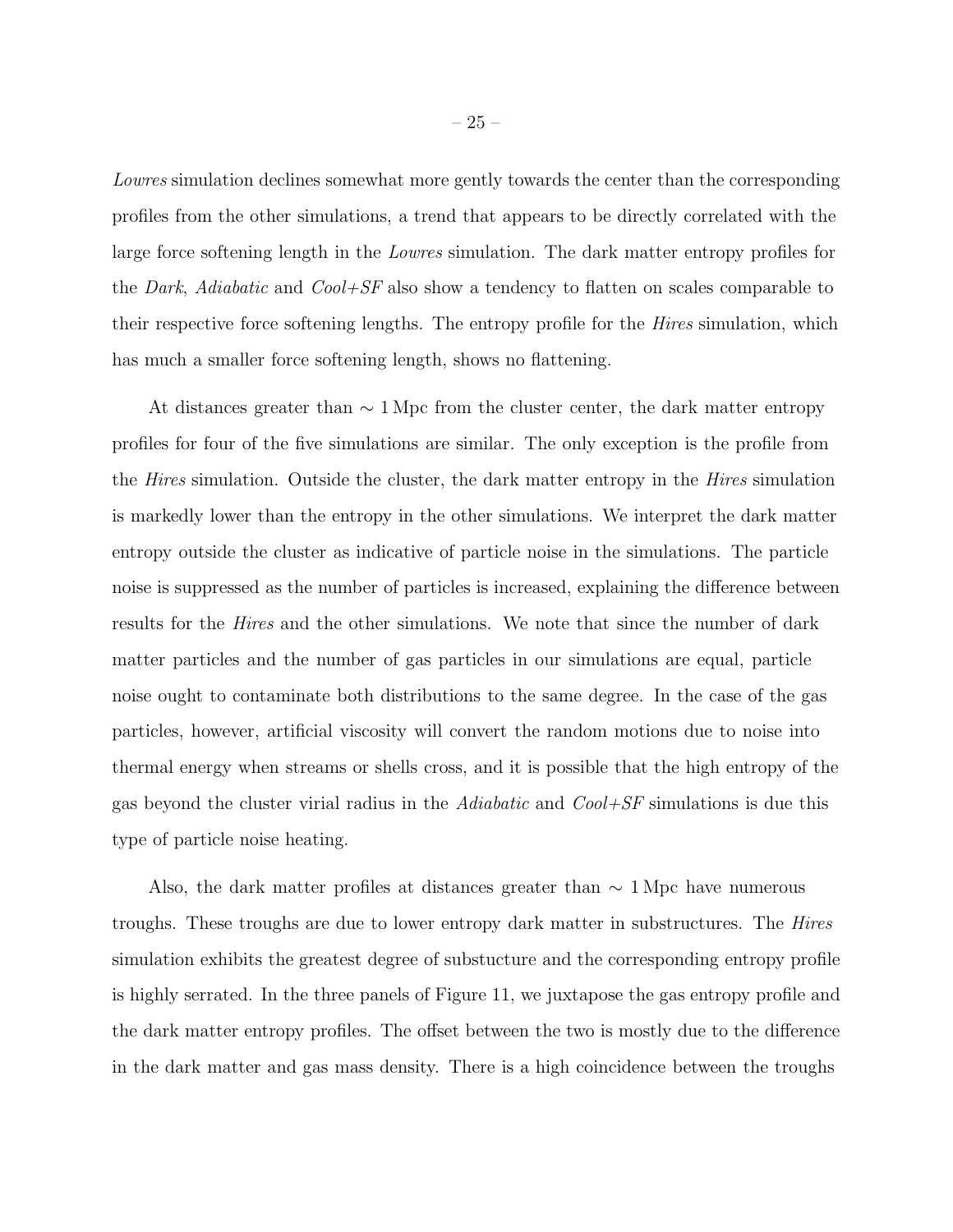*Lowres* simulation declines somewhat more gently towards the center than the corresponding profiles from the other simulations, a trend that appears to be directly correlated with the large force softening length in the *Lowres* simulation. The dark matter entropy profiles for the *Dark*, *Adiabatic* and *Cool+SF* also show a tendency to flatten on scales comparable to their respective force softening lengths. The entropy profile for the *Hires* simulation, which has much a smaller force softening length, shows no flattening.

At distances greater than $\sim 1\,\mathrm{Mpc}$ from the cluster center, the dark matter entropy profiles for four of the five simulations are similar. The only exception is the profile from the *Hires* simulation. Outside the cluster, the dark matter entropy in the *Hires* simulation is markedly lower than the entropy in the other simulations. We interpret the dark matter entropy outside the cluster as indicative of particle noise in the simulations. The particle noise is suppressed as the number of particles is increased, explaining the difference between results for the *Hires* and the other simulations. We note that since the number of dark matter particles and the number of gas particles in our simulations are equal, particle noise ought to contaminate both distributions to the same degree. In the case of the gas particles, however, artificial viscosity will convert the random motions due to noise into thermal energy when streams or shells cross, and it is possible that the high entropy of the gas beyond the cluster virial radius in the *Adiabatic* and *Cool+SF* simulations is due this type of particle noise heating.

Also, the dark matter profiles at distances greater than $\sim 1\,\mathrm{Mpc}$ have numerous troughs. These troughs are due to lower entropy dark matter in substructures. The *Hires* simulation exhibits the greatest degree of substucture and the corresponding entropy profile is highly serrated. In the three panels of Figure 11, we juxtapose the gas entropy profile and the dark matter entropy profiles. The offset between the two is mostly due to the difference in the dark matter and gas mass density. There is a high coincidence between the troughs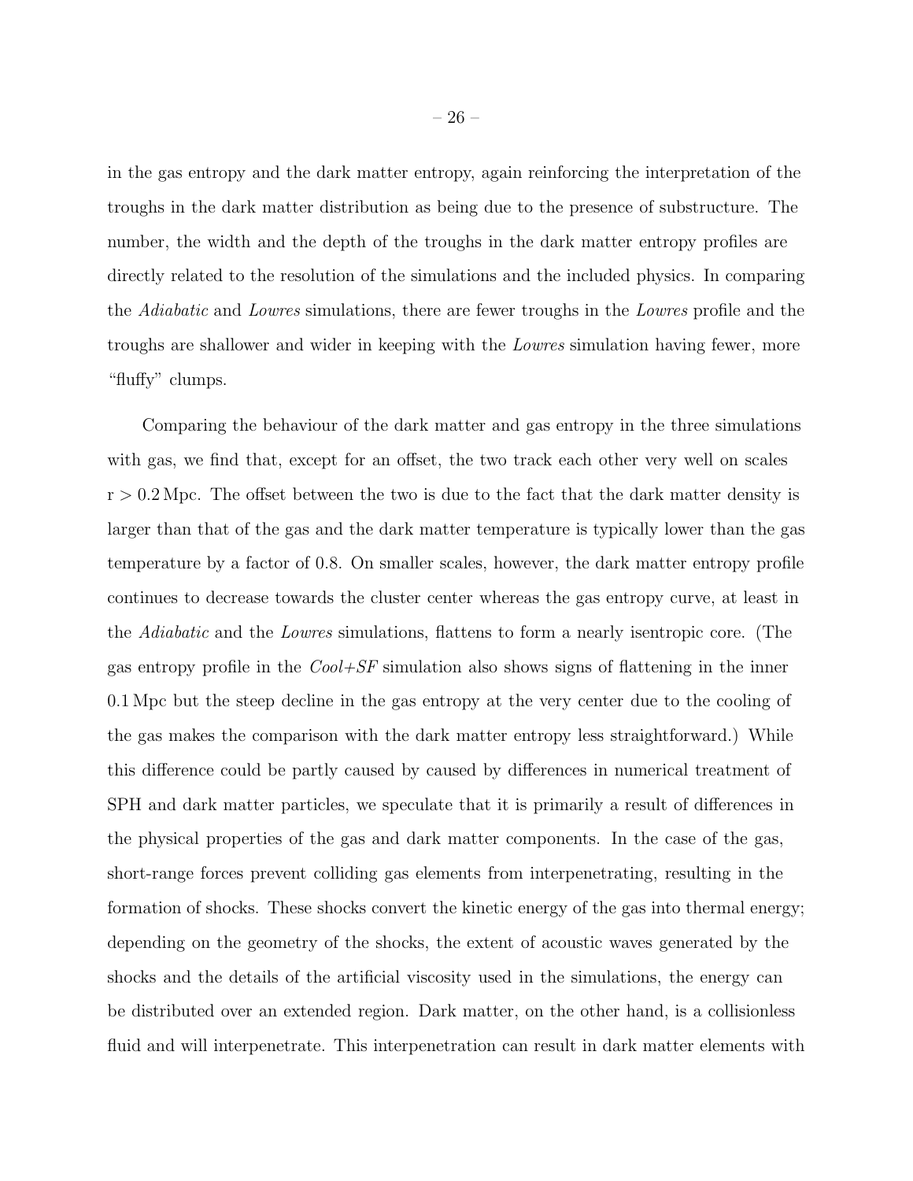in the gas entropy and the dark matter entropy, again reinforcing the interpretation of the troughs in the dark matter distribution as being due to the presence of substructure. The number, the width and the depth of the troughs in the dark matter entropy profiles are directly related to the resolution of the simulations and the included physics. In comparing the *Adiabatic* and *Lowres* simulations, there are fewer troughs in the *Lowres* profile and the troughs are shallower and wider in keeping with the *Lowres* simulation having fewer, more "fluffy" clumps.

Comparing the behaviour of the dark matter and gas entropy in the three simulations with gas, we find that, except for an offset, the two track each other very well on scales $\mathrm{r} > 0.2\,\mathrm{Mpc}$. The offset between the two is due to the fact that the dark matter density is larger than that of the gas and the dark matter temperature is typically lower than the gas temperature by a factor of 0.8. On smaller scales, however, the dark matter entropy profile continues to decrease towards the cluster center whereas the gas entropy curve, at least in the *Adiabatic* and the *Lowres* simulations, flattens to form a nearly isentropic core. (The gas entropy profile in the *Cool+SF* simulation also shows signs of flattening in the inner $0.1\,\mathrm{Mpc}$ but the steep decline in the gas entropy at the very center due to the cooling of the gas makes the comparison with the dark matter entropy less straightforward.) While this difference could be partly caused by caused by differences in numerical treatment of SPH and dark matter particles, we speculate that it is primarily a result of differences in the physical properties of the gas and dark matter components. In the case of the gas, short-range forces prevent colliding gas elements from interpenetrating, resulting in the formation of shocks. These shocks convert the kinetic energy of the gas into thermal energy; depending on the geometry of the shocks, the extent of acoustic waves generated by the shocks and the details of the artificial viscosity used in the simulations, the energy can be distributed over an extended region. Dark matter, on the other hand, is a collisionless fluid and will interpenetrate. This interpenetration can result in dark matter elements with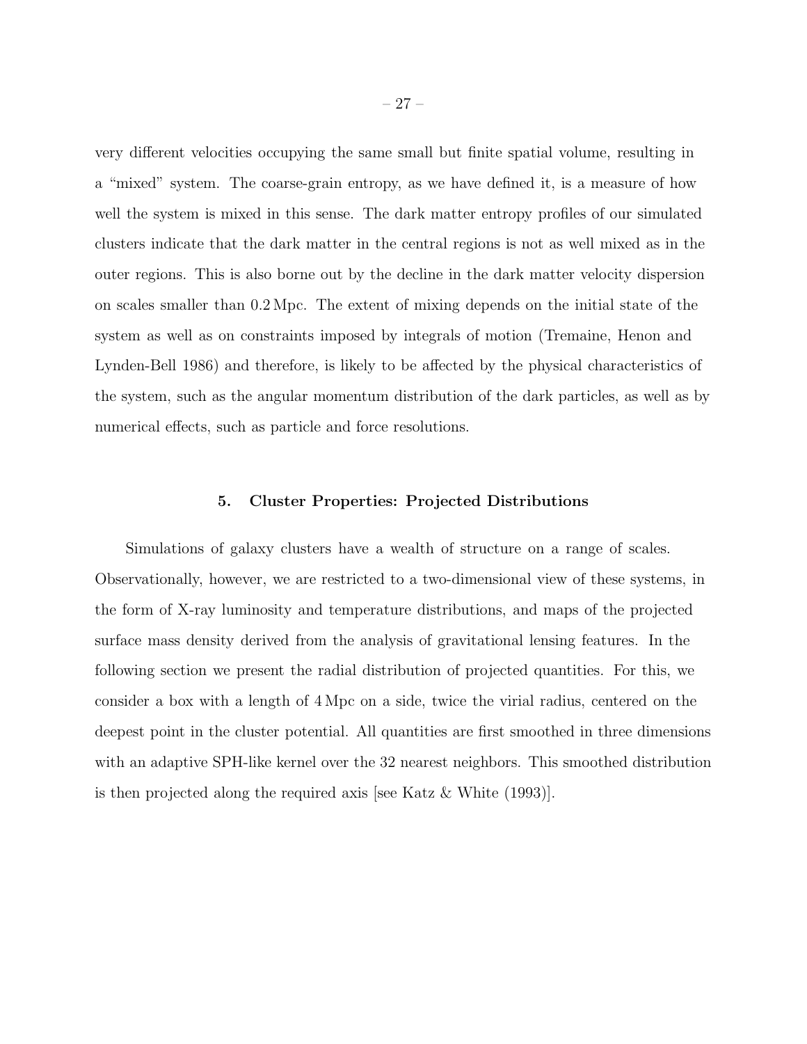very different velocities occupying the same small but finite spatial volume, resulting in a "mixed" system. The coarse-grain entropy, as we have defined it, is a measure of how well the system is mixed in this sense. The dark matter entropy profiles of our simulated clusters indicate that the dark matter in the central regions is not as well mixed as in the outer regions. This is also borne out by the decline in the dark matter velocity dispersion on scales smaller than 0.2 Mpc. The extent of mixing depends on the initial state of the system as well as on constraints imposed by integrals of motion (Tremaine, Henon and Lynden-Bell 1986) and therefore, is likely to be affected by the physical characteristics of the system, such as the angular momentum distribution of the dark particles, as well as by numerical effects, such as particle and force resolutions.

## 5. Cluster Properties: Projected Distributions

Simulations of galaxy clusters have a wealth of structure on a range of scales. Observationally, however, we are restricted to a two-dimensional view of these systems, in the form of X-ray luminosity and temperature distributions, and maps of the projected surface mass density derived from the analysis of gravitational lensing features. In the following section we present the radial distribution of projected quantities. For this, we consider a box with a length of 4 Mpc on a side, twice the virial radius, centered on the deepest point in the cluster potential. All quantities are first smoothed in three dimensions with an adaptive SPH-like kernel over the 32 nearest neighbors. This smoothed distribution is then projected along the required axis [see Katz & White (1993)].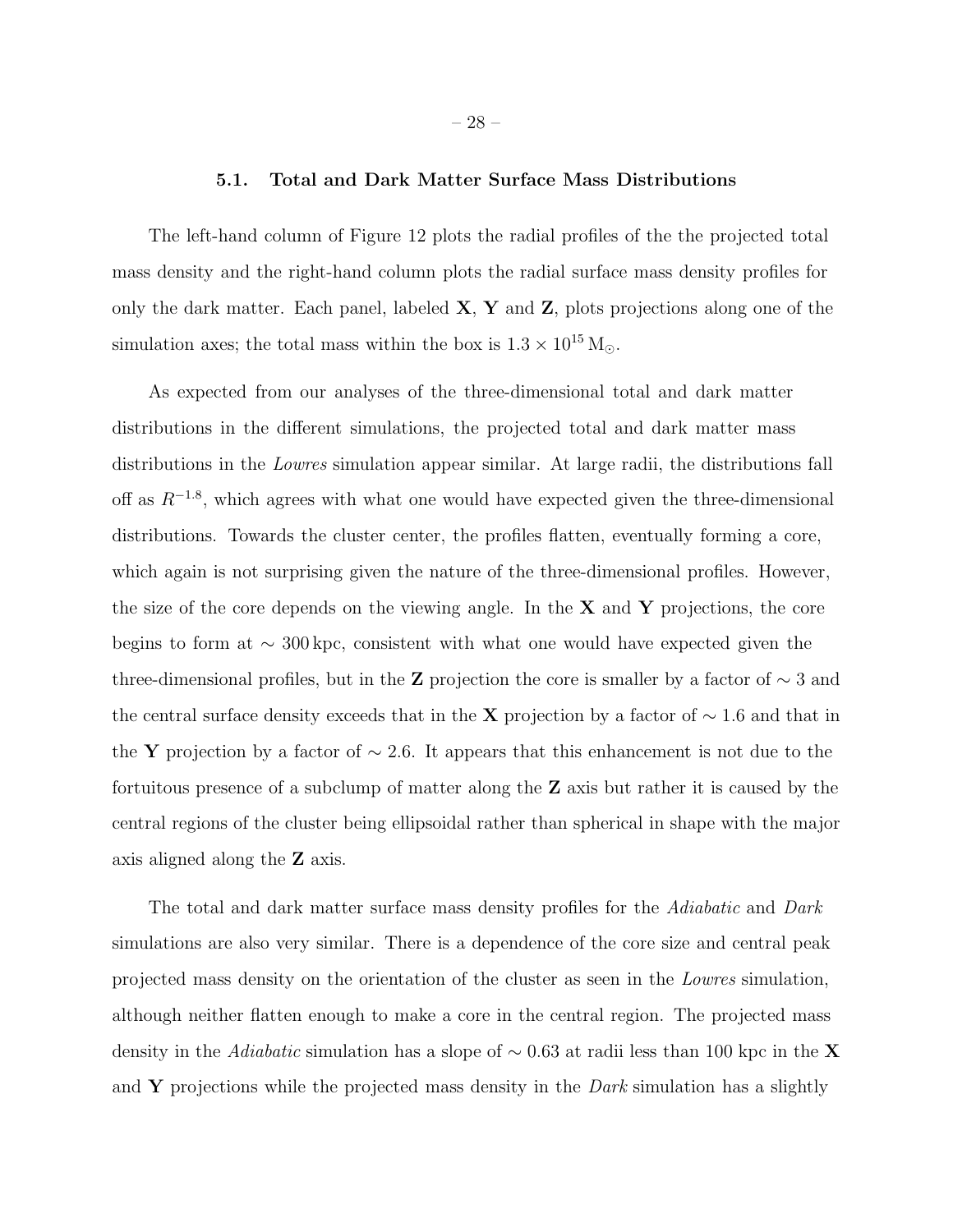### 5.1. Total and Dark Matter Surface Mass Distributions

The left-hand column of Figure 12 plots the radial profiles of the the projected total mass density and the right-hand column plots the radial surface mass density profiles for only the dark matter. Each panel, labeled **X**, **Y** and **Z**, plots projections along one of the simulation axes; the total mass within the box is $1.3 \times 10^{15}\,\mathrm{M}_{\odot}$.

As expected from our analyses of the three-dimensional total and dark matter distributions in the different simulations, the projected total and dark matter mass distributions in the *Lowres* simulation appear similar. At large radii, the distributions fall off as $R^{-1.8}$, which agrees with what one would have expected given the three-dimensional distributions. Towards the cluster center, the profiles flatten, eventually forming a core, which again is not surprising given the nature of the three-dimensional profiles. However, the size of the core depends on the viewing angle. In the **X** and **Y** projections, the core begins to form at $\sim 300\,\mathrm{kpc}$, consistent with what one would have expected given the three-dimensional profiles, but in the **Z** projection the core is smaller by a factor of $\sim 3$ and the central surface density exceeds that in the **X** projection by a factor of $\sim 1.6$ and that in the **Y** projection by a factor of $\sim 2.6$. It appears that this enhancement is not due to the fortuitous presence of a subclump of matter along the **Z** axis but rather it is caused by the central regions of the cluster being ellipsoidal rather than spherical in shape with the major axis aligned along the **Z** axis.

The total and dark matter surface mass density profiles for the *Adiabatic* and *Dark* simulations are also very similar. There is a dependence of the core size and central peak projected mass density on the orientation of the cluster as seen in the *Lowres* simulation, although neither flatten enough to make a core in the central region. The projected mass density in the *Adiabatic* simulation has a slope of $\sim 0.63$ at radii less than 100 kpc in the **X** and **Y** projections while the projected mass density in the *Dark* simulation has a slightly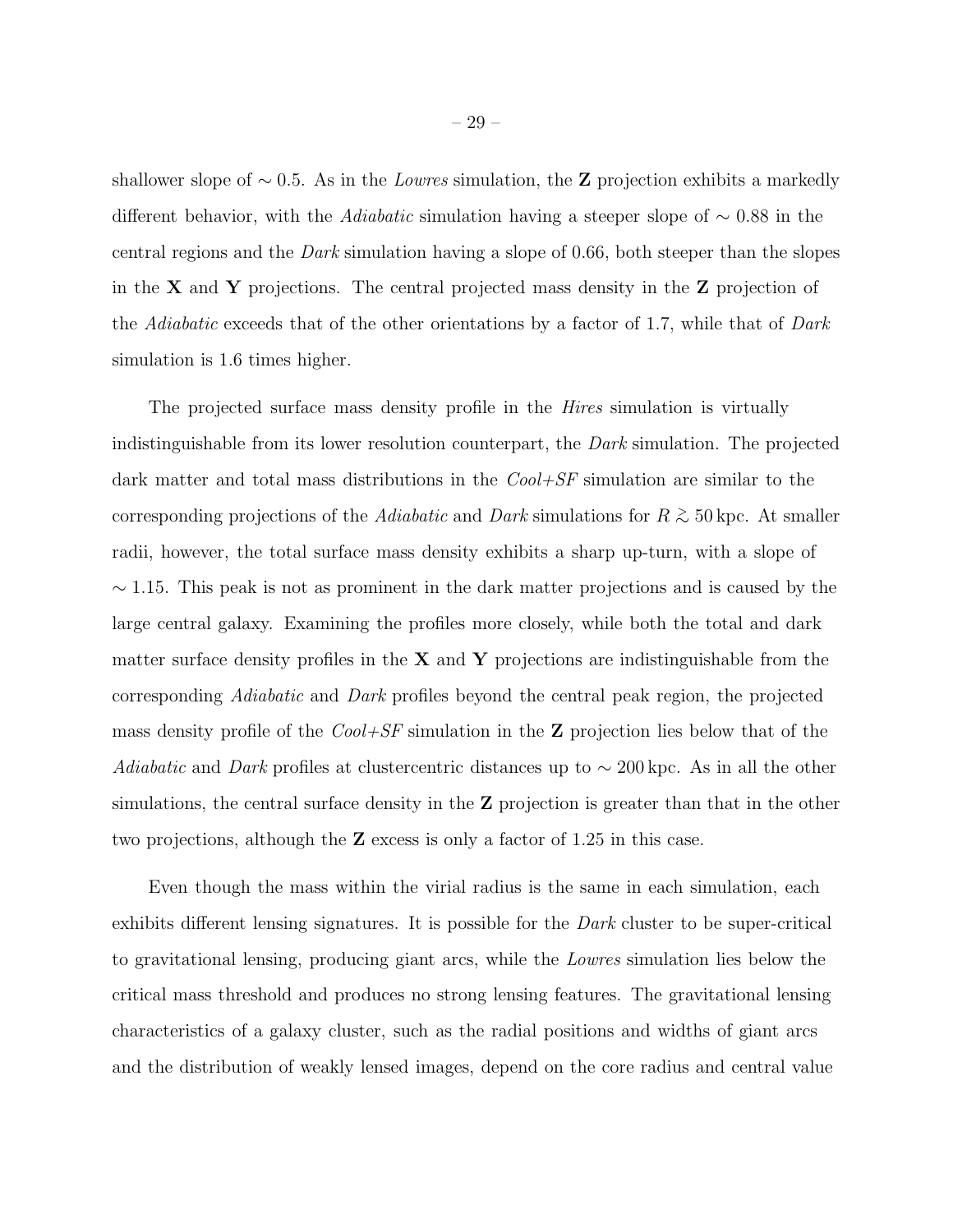shallower slope of $\sim 0.5$. As in the *Lowres* simulation, the **Z** projection exhibits a markedly different behavior, with the *Adiabatic* simulation having a steeper slope of $\sim 0.88$ in the central regions and the *Dark* simulation having a slope of 0.66, both steeper than the slopes in the **X** and **Y** projections. The central projected mass density in the **Z** projection of the *Adiabatic* exceeds that of the other orientations by a factor of 1.7, while that of *Dark* simulation is 1.6 times higher.

The projected surface mass density profile in the *Hires* simulation is virtually indistinguishable from its lower resolution counterpart, the *Dark* simulation. The projected dark matter and total mass distributions in the *Cool+SF* simulation are similar to the corresponding projections of the *Adiabatic* and *Dark* simulations for $R \gtrsim 50\,\mathrm{kpc}$. At smaller radii, however, the total surface mass density exhibits a sharp up-turn, with a slope of $\sim 1.15$. This peak is not as prominent in the dark matter projections and is caused by the large central galaxy. Examining the profiles more closely, while both the total and dark matter surface density profiles in the **X** and **Y** projections are indistinguishable from the corresponding *Adiabatic* and *Dark* profiles beyond the central peak region, the projected mass density profile of the *Cool+SF* simulation in the **Z** projection lies below that of the *Adiabatic* and *Dark* profiles at clustercentric distances up to $\sim 200\,\mathrm{kpc}$. As in all the other simulations, the central surface density in the **Z** projection is greater than that in the other two projections, although the **Z** excess is only a factor of 1.25 in this case.

Even though the mass within the virial radius is the same in each simulation, each exhibits different lensing signatures. It is possible for the *Dark* cluster to be super-critical to gravitational lensing, producing giant arcs, while the *Lowres* simulation lies below the critical mass threshold and produces no strong lensing features. The gravitational lensing characteristics of a galaxy cluster, such as the radial positions and widths of giant arcs and the distribution of weakly lensed images, depend on the core radius and central value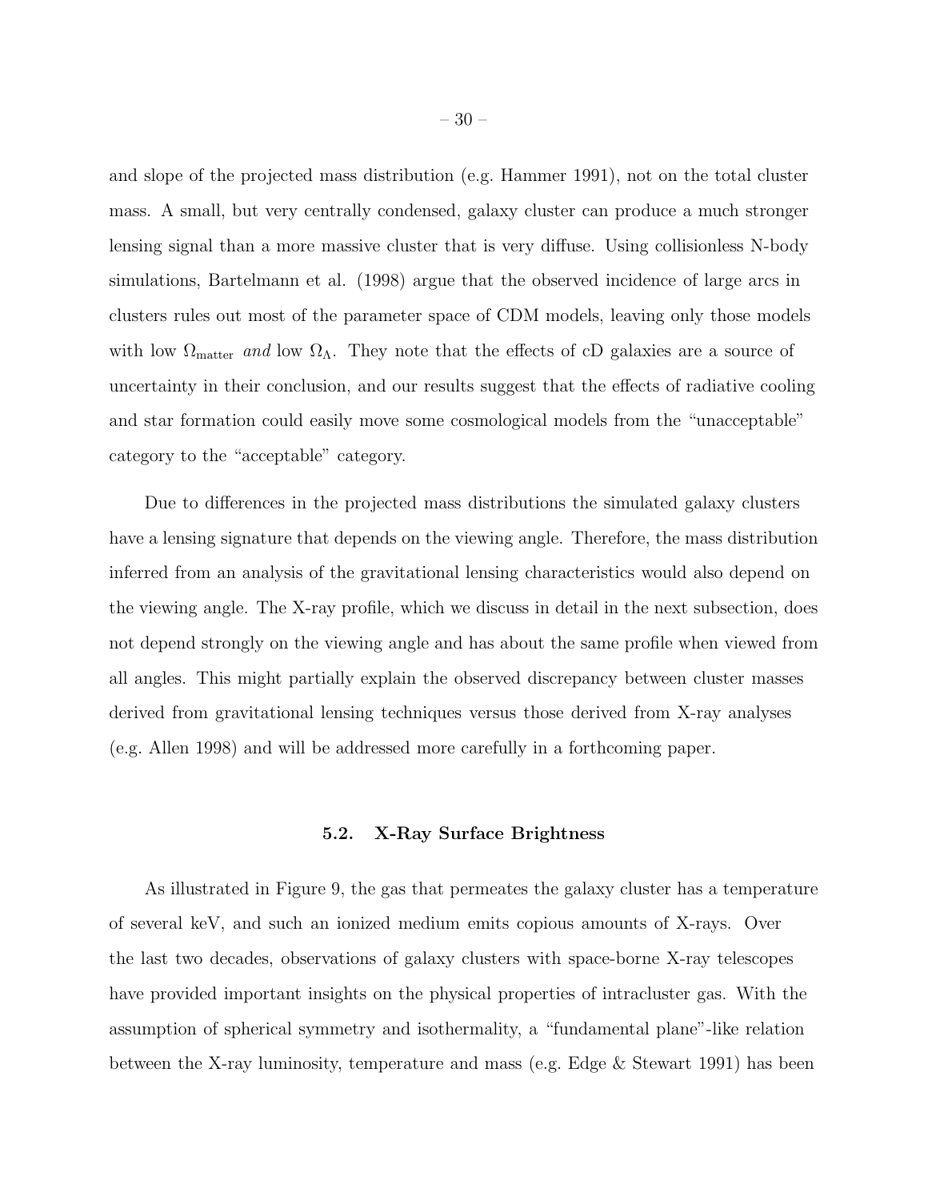and slope of the projected mass distribution (e.g. Hammer 1991), not on the total cluster mass. A small, but very centrally condensed, galaxy cluster can produce a much stronger lensing signal than a more massive cluster that is very diffuse. Using collisionless N-body simulations, Bartelmann et al. (1998) argue that the observed incidence of large arcs in clusters rules out most of the parameter space of CDM models, leaving only those models with low $\Omega_{\rm matter}$ *and* low $\Omega_\Lambda$. They note that the effects of cD galaxies are a source of uncertainty in their conclusion, and our results suggest that the effects of radiative cooling and star formation could easily move some cosmological models from the "unacceptable" category to the "acceptable" category.

Due to differences in the projected mass distributions the simulated galaxy clusters have a lensing signature that depends on the viewing angle. Therefore, the mass distribution inferred from an analysis of the gravitational lensing characteristics would also depend on the viewing angle. The X-ray profile, which we discuss in detail in the next subsection, does not depend strongly on the viewing angle and has about the same profile when viewed from all angles. This might partially explain the observed discrepancy between cluster masses derived from gravitational lensing techniques versus those derived from X-ray analyses (e.g. Allen 1998) and will be addressed more carefully in a forthcoming paper.

### 5.2. X-Ray Surface Brightness

As illustrated in Figure 9, the gas that permeates the galaxy cluster has a temperature of several keV, and such an ionized medium emits copious amounts of X-rays. Over the last two decades, observations of galaxy clusters with space-borne X-ray telescopes have provided important insights on the physical properties of intracluster gas. With the assumption of spherical symmetry and isothermality, a "fundamental plane"-like relation between the X-ray luminosity, temperature and mass (e.g. Edge & Stewart 1991) has been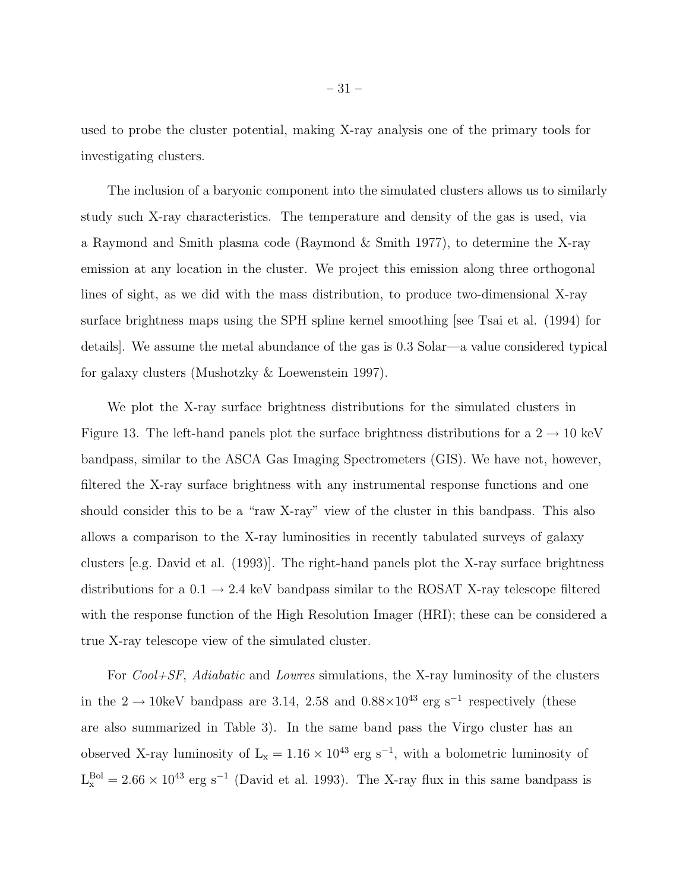used to probe the cluster potential, making X-ray analysis one of the primary tools for investigating clusters.

The inclusion of a baryonic component into the simulated clusters allows us to similarly study such X-ray characteristics. The temperature and density of the gas is used, via a Raymond and Smith plasma code (Raymond & Smith 1977), to determine the X-ray emission at any location in the cluster. We project this emission along three orthogonal lines of sight, as we did with the mass distribution, to produce two-dimensional X-ray surface brightness maps using the SPH spline kernel smoothing [see Tsai et al. (1994) for details]. We assume the metal abundance of the gas is 0.3 Solar—a value considered typical for galaxy clusters (Mushotzky & Loewenstein 1997).

We plot the X-ray surface brightness distributions for the simulated clusters in Figure 13. The left-hand panels plot the surface brightness distributions for a $2 \rightarrow 10$ keV bandpass, similar to the ASCA Gas Imaging Spectrometers (GIS). We have not, however, filtered the X-ray surface brightness with any instrumental response functions and one should consider this to be a "raw X-ray" view of the cluster in this bandpass. This also allows a comparison to the X-ray luminosities in recently tabulated surveys of galaxy clusters [e.g. David et al. (1993)]. The right-hand panels plot the X-ray surface brightness distributions for a $0.1 \rightarrow 2.4$ keV bandpass similar to the ROSAT X-ray telescope filtered with the response function of the High Resolution Imager (HRI); these can be considered a true X-ray telescope view of the simulated cluster.

For *Cool+SF*, *Adiabatic* and *Lowres* simulations, the X-ray luminosity of the clusters in the $2 \rightarrow 10$keV bandpass are 3.14, 2.58 and $0.88 \times 10^{43}$ erg s$^{-1}$ respectively (these are also summarized in Table 3). In the same band pass the Virgo cluster has an observed X-ray luminosity of $L_x = 1.16 \times 10^{43}$ erg s$^{-1}$, with a bolometric luminosity of $L_x^{Bol} = 2.66 \times 10^{43}$ erg s$^{-1}$ (David et al. 1993). The X-ray flux in this same bandpass is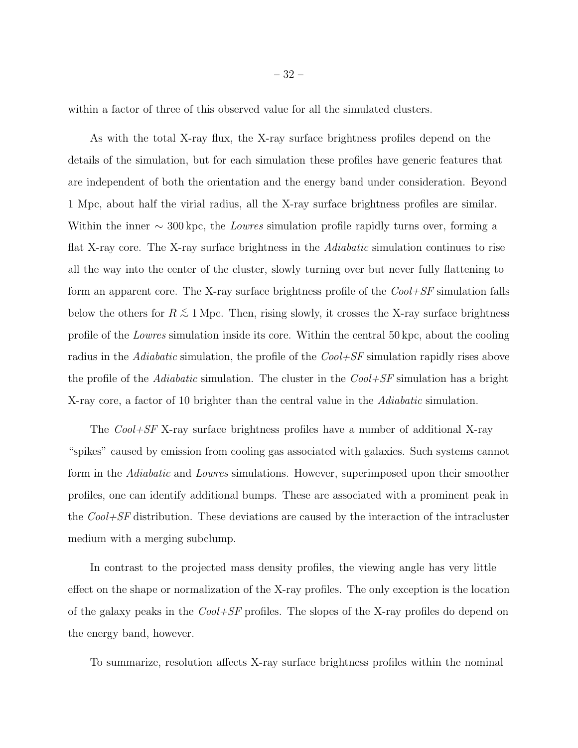within a factor of three of this observed value for all the simulated clusters.

As with the total X-ray flux, the X-ray surface brightness profiles depend on the details of the simulation, but for each simulation these profiles have generic features that are independent of both the orientation and the energy band under consideration. Beyond 1 Mpc, about half the virial radius, all the X-ray surface brightness profiles are similar. Within the inner $\sim 300$ kpc, the *Lowres* simulation profile rapidly turns over, forming a flat X-ray core. The X-ray surface brightness in the *Adiabatic* simulation continues to rise all the way into the center of the cluster, slowly turning over but never fully flattening to form an apparent core. The X-ray surface brightness profile of the *Cool+SF* simulation falls below the others for $R \lesssim 1$ Mpc. Then, rising slowly, it crosses the X-ray surface brightness profile of the *Lowres* simulation inside its core. Within the central 50 kpc, about the cooling radius in the *Adiabatic* simulation, the profile of the *Cool+SF* simulation rapidly rises above the profile of the *Adiabatic* simulation. The cluster in the *Cool+SF* simulation has a bright X-ray core, a factor of 10 brighter than the central value in the *Adiabatic* simulation.

The *Cool+SF* X-ray surface brightness profiles have a number of additional X-ray "spikes" caused by emission from cooling gas associated with galaxies. Such systems cannot form in the *Adiabatic* and *Lowres* simulations. However, superimposed upon their smoother profiles, one can identify additional bumps. These are associated with a prominent peak in the *Cool+SF* distribution. These deviations are caused by the interaction of the intracluster medium with a merging subclump.

In contrast to the projected mass density profiles, the viewing angle has very little effect on the shape or normalization of the X-ray profiles. The only exception is the location of the galaxy peaks in the *Cool+SF* profiles. The slopes of the X-ray profiles do depend on the energy band, however.

To summarize, resolution affects X-ray surface brightness profiles within the nominal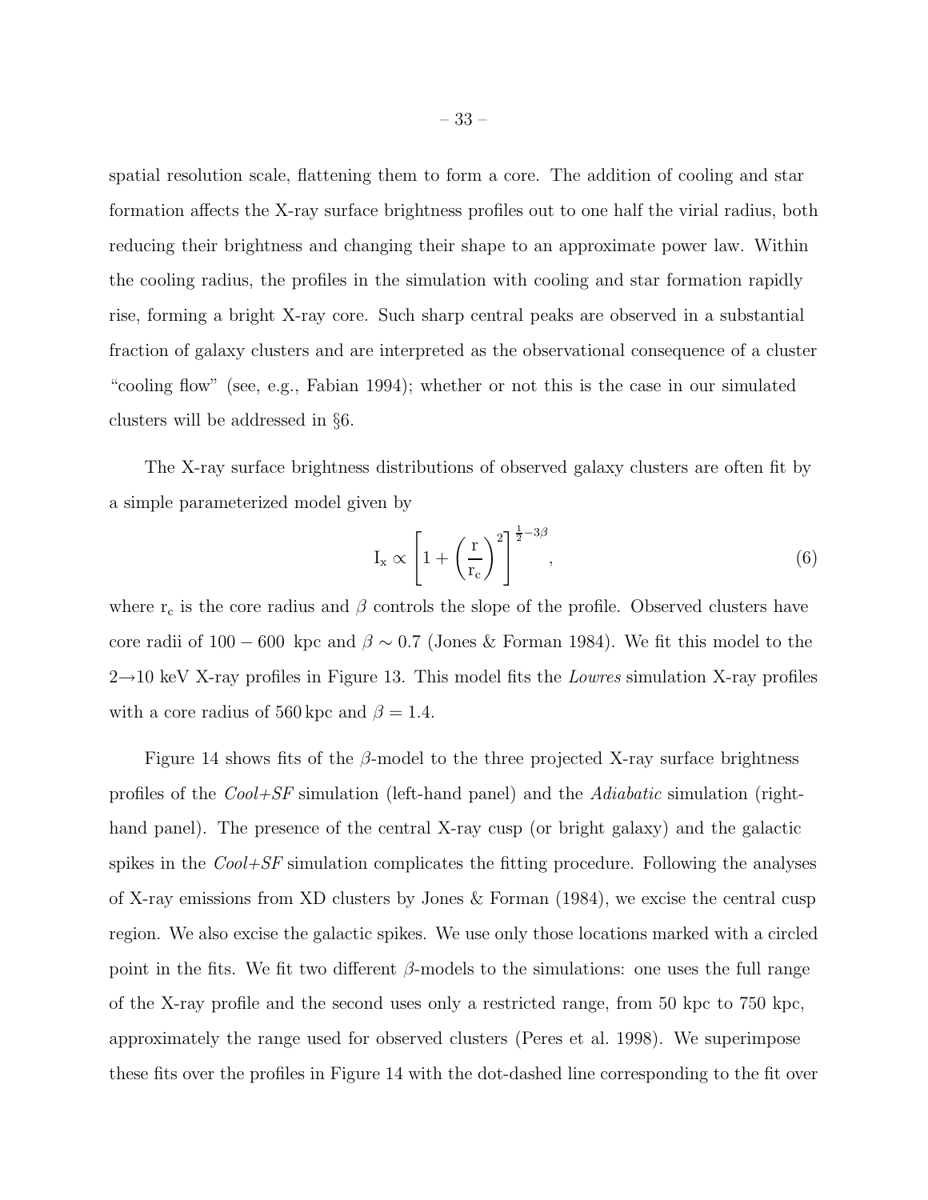spatial resolution scale, flattening them to form a core. The addition of cooling and star formation affects the X-ray surface brightness profiles out to one half the virial radius, both reducing their brightness and changing their shape to an approximate power law. Within the cooling radius, the profiles in the simulation with cooling and star formation rapidly rise, forming a bright X-ray core. Such sharp central peaks are observed in a substantial fraction of galaxy clusters and are interpreted as the observational consequence of a cluster "cooling flow" (see, e.g., Fabian 1994); whether or not this is the case in our simulated clusters will be addressed in §6.

The X-ray surface brightness distributions of observed galaxy clusters are often fit by a simple parameterized model given by

$$\mathrm{I_x} \propto \left[1 + \left(\frac{\mathrm{r}}{\mathrm{r_c}}\right)^2\right]^{\frac{1}{2}-3\beta}, \tag{6}$$

where $\mathrm{r_c}$ is the core radius and $\beta$ controls the slope of the profile. Observed clusters have core radii of $100 - 600$ kpc and $\beta \sim 0.7$ (Jones & Forman 1984). We fit this model to the $2 \rightarrow 10$ keV X-ray profiles in Figure 13. This model fits the *Lowres* simulation X-ray profiles with a core radius of 560 kpc and $\beta = 1.4$.

Figure 14 shows fits of the $\beta$-model to the three projected X-ray surface brightness profiles of the *Cool+SF* simulation (left-hand panel) and the *Adiabatic* simulation (right-hand panel). The presence of the central X-ray cusp (or bright galaxy) and the galactic spikes in the *Cool+SF* simulation complicates the fitting procedure. Following the analyses of X-ray emissions from XD clusters by Jones & Forman (1984), we excise the central cusp region. We also excise the galactic spikes. We use only those locations marked with a circled point in the fits. We fit two different $\beta$-models to the simulations: one uses the full range of the X-ray profile and the second uses only a restricted range, from 50 kpc to 750 kpc, approximately the range used for observed clusters (Peres et al. 1998). We superimpose these fits over the profiles in Figure 14 with the dot-dashed line corresponding to the fit over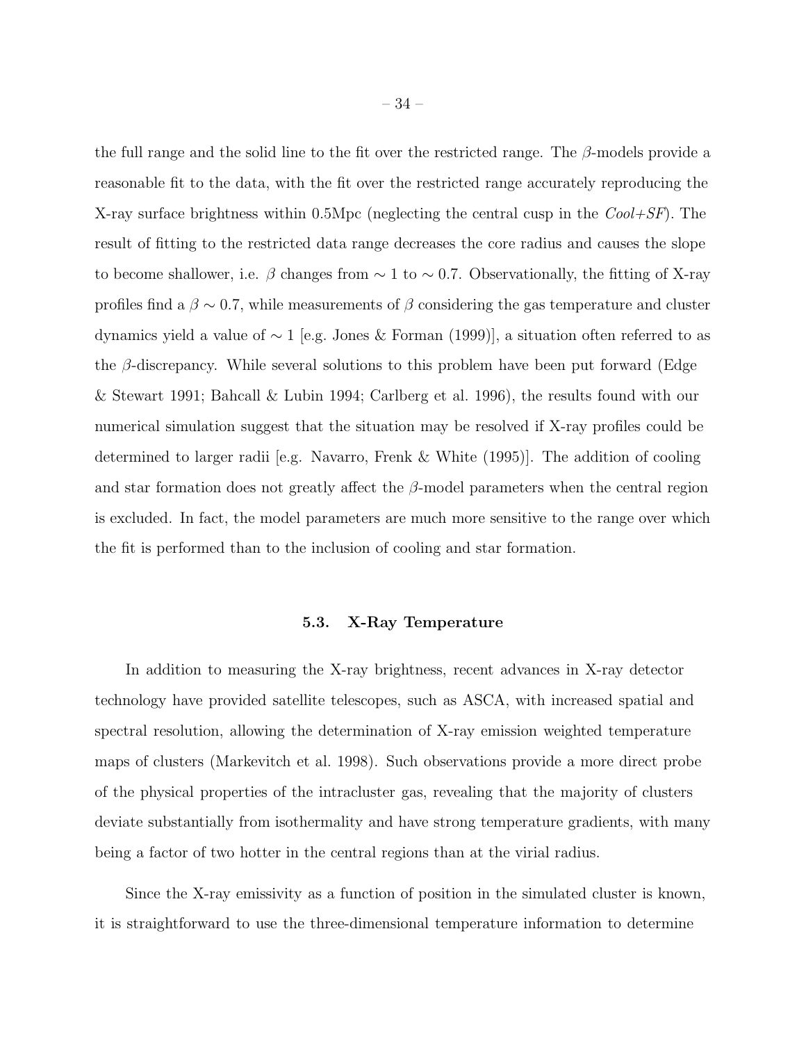the full range and the solid line to the fit over the restricted range. The $\beta$-models provide a reasonable fit to the data, with the fit over the restricted range accurately reproducing the X-ray surface brightness within 0.5Mpc (neglecting the central cusp in the *Cool+SF*). The result of fitting to the restricted data range decreases the core radius and causes the slope to become shallower, i.e. $\beta$ changes from $\sim 1$ to $\sim 0.7$. Observationally, the fitting of X-ray profiles find a $\beta \sim 0.7$, while measurements of $\beta$ considering the gas temperature and cluster dynamics yield a value of $\sim 1$ [e.g. Jones & Forman (1999)], a situation often referred to as the $\beta$-discrepancy. While several solutions to this problem have been put forward (Edge & Stewart 1991; Bahcall & Lubin 1994; Carlberg et al. 1996), the results found with our numerical simulation suggest that the situation may be resolved if X-ray profiles could be determined to larger radii [e.g. Navarro, Frenk & White (1995)]. The addition of cooling and star formation does not greatly affect the $\beta$-model parameters when the central region is excluded. In fact, the model parameters are much more sensitive to the range over which the fit is performed than to the inclusion of cooling and star formation.

### 5.3. X-Ray Temperature

In addition to measuring the X-ray brightness, recent advances in X-ray detector technology have provided satellite telescopes, such as ASCA, with increased spatial and spectral resolution, allowing the determination of X-ray emission weighted temperature maps of clusters (Markevitch et al. 1998). Such observations provide a more direct probe of the physical properties of the intracluster gas, revealing that the majority of clusters deviate substantially from isothermality and have strong temperature gradients, with many being a factor of two hotter in the central regions than at the virial radius.

Since the X-ray emissivity as a function of position in the simulated cluster is known, it is straightforward to use the three-dimensional temperature information to determine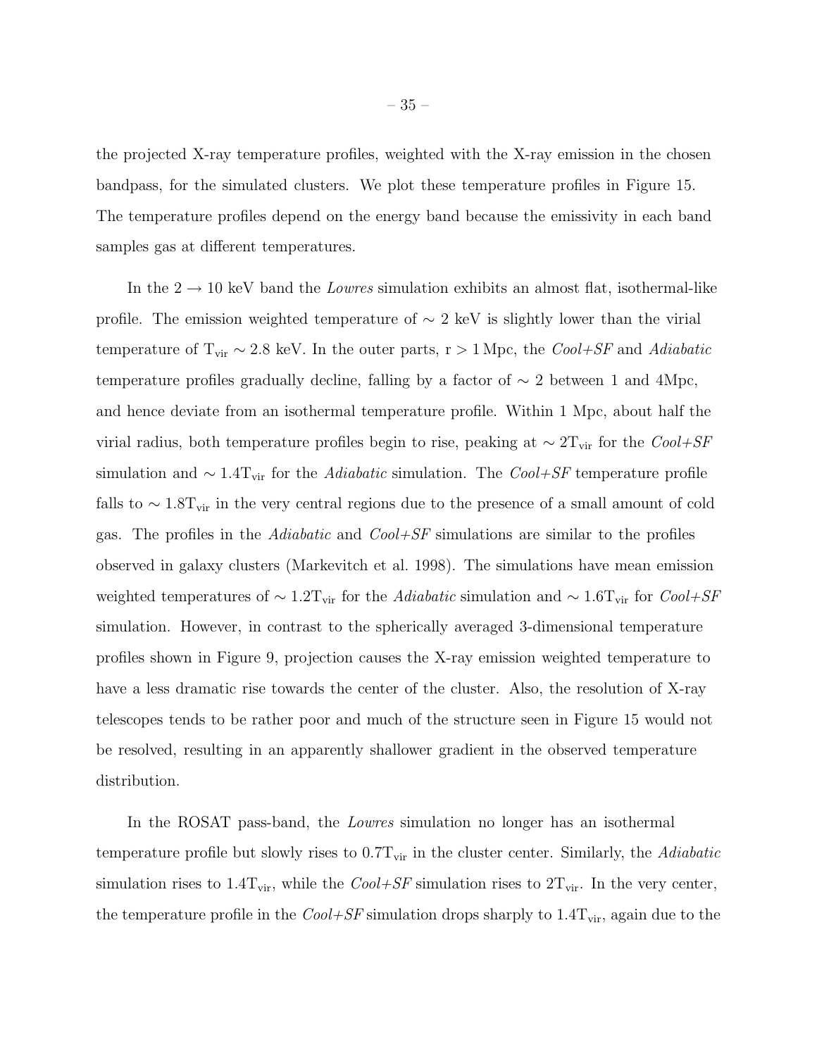the projected X-ray temperature profiles, weighted with the X-ray emission in the chosen bandpass, for the simulated clusters. We plot these temperature profiles in Figure 15. The temperature profiles depend on the energy band because the emissivity in each band samples gas at different temperatures.

In the $2 \rightarrow 10$ keV band the *Lowres* simulation exhibits an almost flat, isothermal-like profile. The emission weighted temperature of $\sim 2$ keV is slightly lower than the virial temperature of $T_{\rm vir} \sim 2.8$ keV. In the outer parts, $r > 1$ Mpc, the *Cool+SF* and *Adiabatic* temperature profiles gradually decline, falling by a factor of $\sim 2$ between 1 and 4Mpc, and hence deviate from an isothermal temperature profile. Within 1 Mpc, about half the virial radius, both temperature profiles begin to rise, peaking at $\sim 2T_{\rm vir}$ for the *Cool+SF* simulation and $\sim 1.4T_{\rm vir}$ for the *Adiabatic* simulation. The *Cool+SF* temperature profile falls to $\sim 1.8T_{\rm vir}$ in the very central regions due to the presence of a small amount of cold gas. The profiles in the *Adiabatic* and *Cool+SF* simulations are similar to the profiles observed in galaxy clusters (Markevitch et al. 1998). The simulations have mean emission weighted temperatures of $\sim 1.2T_{\rm vir}$ for the *Adiabatic* simulation and $\sim 1.6T_{\rm vir}$ for *Cool+SF* simulation. However, in contrast to the spherically averaged 3-dimensional temperature profiles shown in Figure 9, projection causes the X-ray emission weighted temperature to have a less dramatic rise towards the center of the cluster. Also, the resolution of X-ray telescopes tends to be rather poor and much of the structure seen in Figure 15 would not be resolved, resulting in an apparently shallower gradient in the observed temperature distribution.

In the ROSAT pass-band, the *Lowres* simulation no longer has an isothermal temperature profile but slowly rises to $0.7T_{\rm vir}$ in the cluster center. Similarly, the *Adiabatic* simulation rises to $1.4T_{\rm vir}$, while the *Cool+SF* simulation rises to $2T_{\rm vir}$. In the very center, the temperature profile in the *Cool+SF* simulation drops sharply to $1.4T_{\rm vir}$, again due to the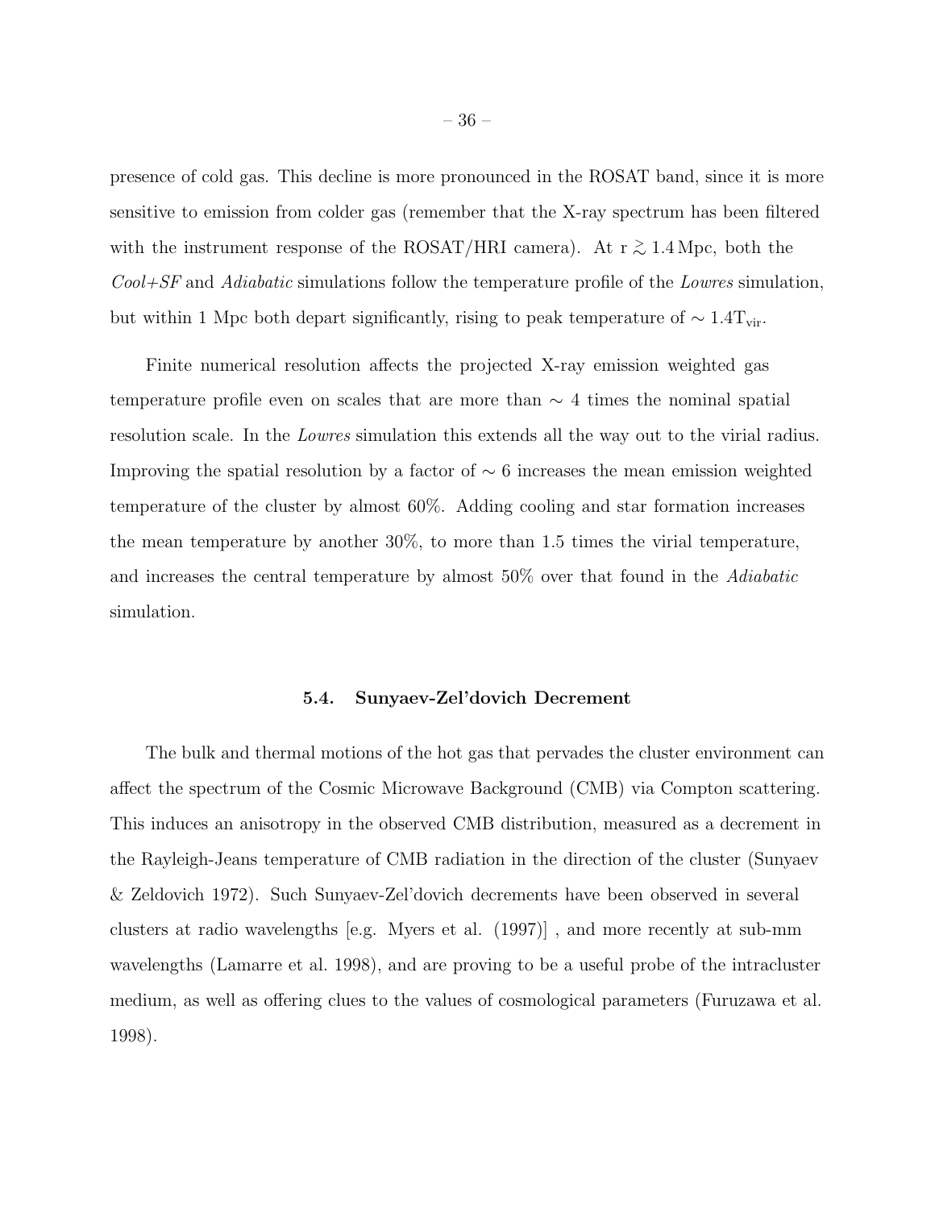presence of cold gas. This decline is more pronounced in the ROSAT band, since it is more sensitive to emission from colder gas (remember that the X-ray spectrum has been filtered with the instrument response of the ROSAT/HRI camera). At r $\gtrsim 1.4\,\mathrm{Mpc}$, both the *Cool+SF* and *Adiabatic* simulations follow the temperature profile of the *Lowres* simulation, but within 1 Mpc both depart significantly, rising to peak temperature of $\sim 1.4\mathrm{T_{vir}}$.

Finite numerical resolution affects the projected X-ray emission weighted gas temperature profile even on scales that are more than $\sim$ 4 times the nominal spatial resolution scale. In the *Lowres* simulation this extends all the way out to the virial radius. Improving the spatial resolution by a factor of $\sim$ 6 increases the mean emission weighted temperature of the cluster by almost 60%. Adding cooling and star formation increases the mean temperature by another 30%, to more than 1.5 times the virial temperature, and increases the central temperature by almost 50% over that found in the *Adiabatic* simulation.

### 5.4. Sunyaev-Zel'dovich Decrement

The bulk and thermal motions of the hot gas that pervades the cluster environment can affect the spectrum of the Cosmic Microwave Background (CMB) via Compton scattering. This induces an anisotropy in the observed CMB distribution, measured as a decrement in the Rayleigh-Jeans temperature of CMB radiation in the direction of the cluster (Sunyaev & Zeldovich 1972). Such Sunyaev-Zel'dovich decrements have been observed in several clusters at radio wavelengths [e.g. Myers et al. (1997)] , and more recently at sub-mm wavelengths (Lamarre et al. 1998), and are proving to be a useful probe of the intracluster medium, as well as offering clues to the values of cosmological parameters (Furuzawa et al. 1998).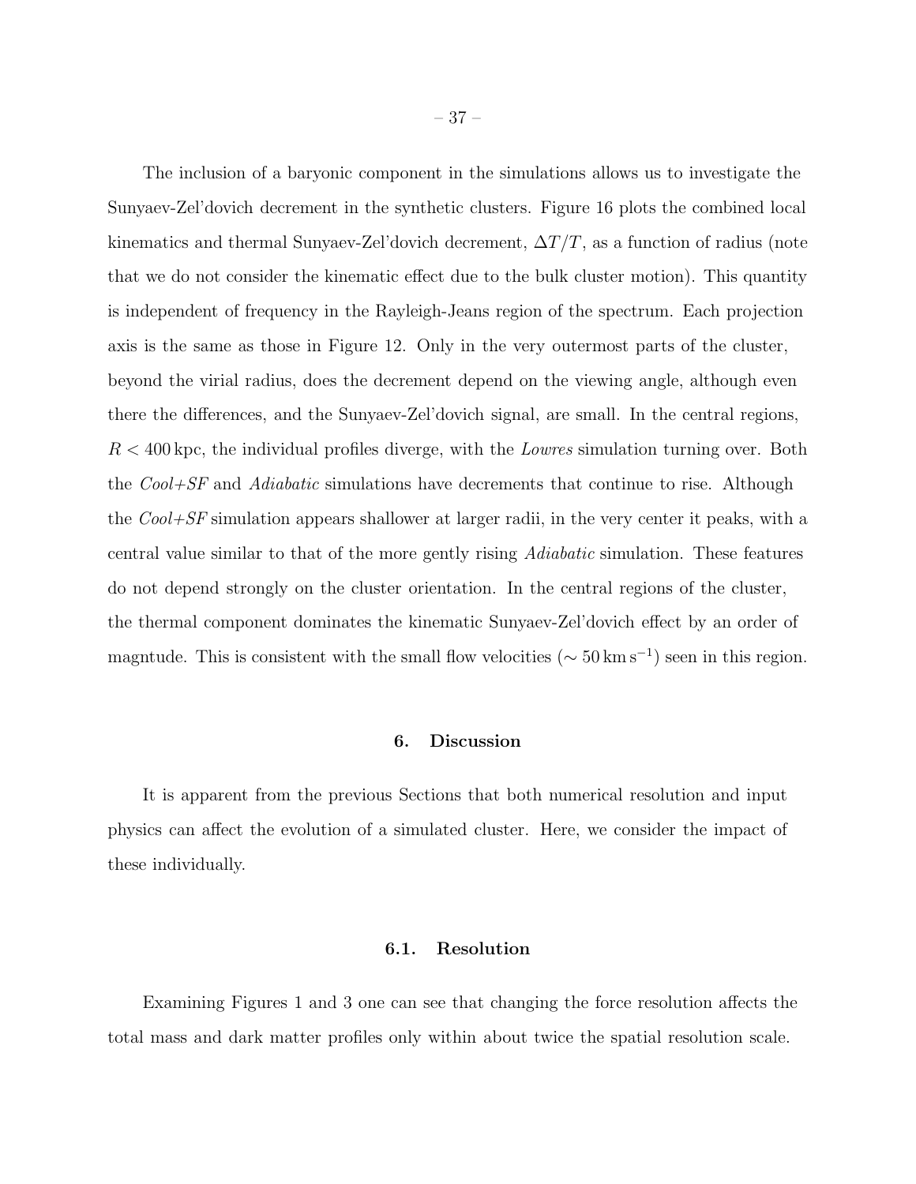The inclusion of a baryonic component in the simulations allows us to investigate the Sunyaev-Zel'dovich decrement in the synthetic clusters. Figure 16 plots the combined local kinematics and thermal Sunyaev-Zel'dovich decrement, $\Delta T/T$, as a function of radius (note that we do not consider the kinematic effect due to the bulk cluster motion). This quantity is independent of frequency in the Rayleigh-Jeans region of the spectrum. Each projection axis is the same as those in Figure 12. Only in the very outermost parts of the cluster, beyond the virial radius, does the decrement depend on the viewing angle, although even there the differences, and the Sunyaev-Zel'dovich signal, are small. In the central regions, $R < 400\,\mathrm{kpc}$, the individual profiles diverge, with the *Lowres* simulation turning over. Both the *Cool+SF* and *Adiabatic* simulations have decrements that continue to rise. Although the *Cool+SF* simulation appears shallower at larger radii, in the very center it peaks, with a central value similar to that of the more gently rising *Adiabatic* simulation. These features do not depend strongly on the cluster orientation. In the central regions of the cluster, the thermal component dominates the kinematic Sunyaev-Zel'dovich effect by an order of magntude. This is consistent with the small flow velocities ($\sim 50\,\mathrm{km\,s^{-1}}$) seen in this region.

## 6. Discussion

It is apparent from the previous Sections that both numerical resolution and input physics can affect the evolution of a simulated cluster. Here, we consider the impact of these individually.

### 6.1. Resolution

Examining Figures 1 and 3 one can see that changing the force resolution affects the total mass and dark matter profiles only within about twice the spatial resolution scale.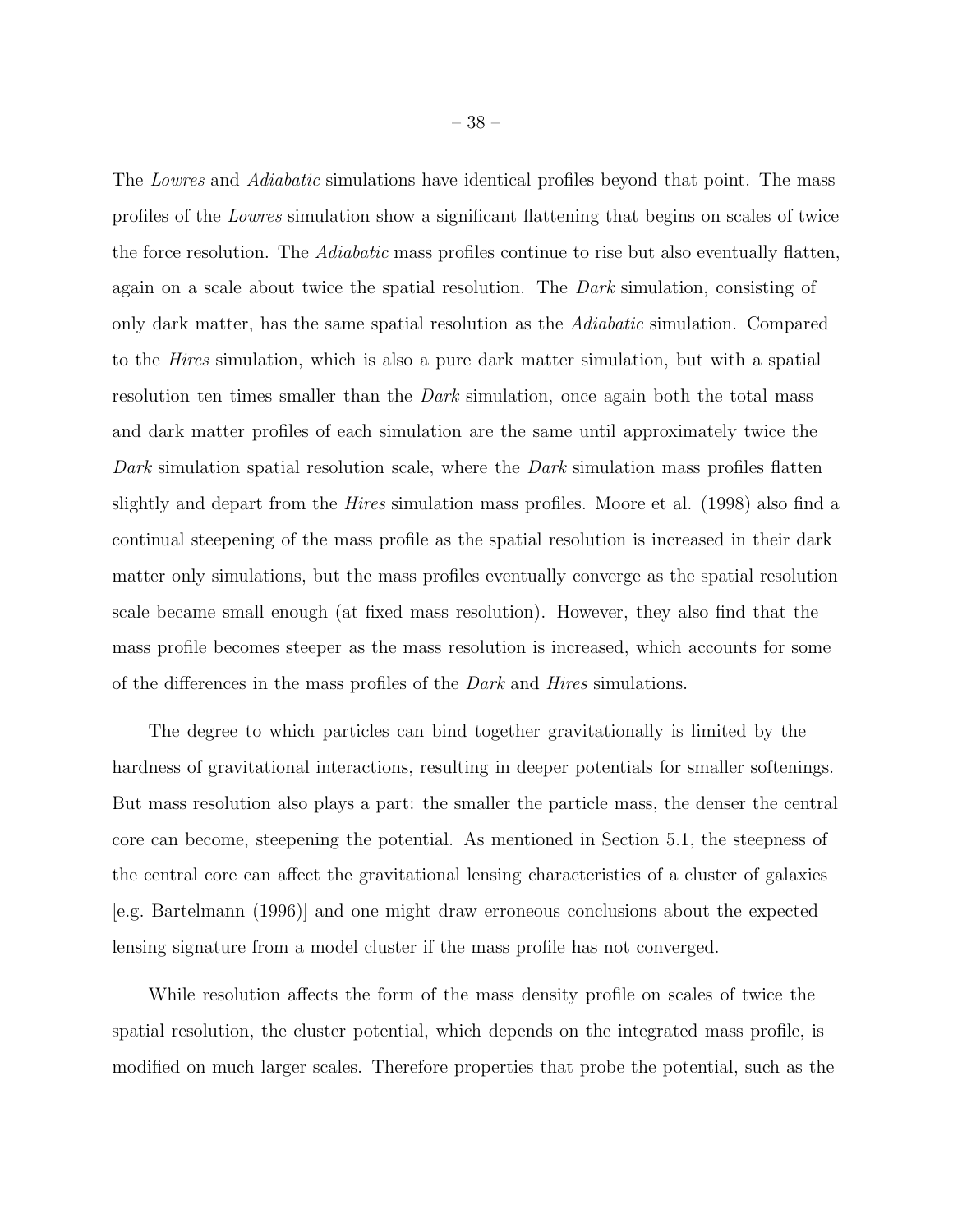The *Lowres* and *Adiabatic* simulations have identical profiles beyond that point. The mass profiles of the *Lowres* simulation show a significant flattening that begins on scales of twice the force resolution. The *Adiabatic* mass profiles continue to rise but also eventually flatten, again on a scale about twice the spatial resolution. The *Dark* simulation, consisting of only dark matter, has the same spatial resolution as the *Adiabatic* simulation. Compared to the *Hires* simulation, which is also a pure dark matter simulation, but with a spatial resolution ten times smaller than the *Dark* simulation, once again both the total mass and dark matter profiles of each simulation are the same until approximately twice the *Dark* simulation spatial resolution scale, where the *Dark* simulation mass profiles flatten slightly and depart from the *Hires* simulation mass profiles. Moore et al. (1998) also find a continual steepening of the mass profile as the spatial resolution is increased in their dark matter only simulations, but the mass profiles eventually converge as the spatial resolution scale became small enough (at fixed mass resolution). However, they also find that the mass profile becomes steeper as the mass resolution is increased, which accounts for some of the differences in the mass profiles of the *Dark* and *Hires* simulations.

The degree to which particles can bind together gravitationally is limited by the hardness of gravitational interactions, resulting in deeper potentials for smaller softenings. But mass resolution also plays a part: the smaller the particle mass, the denser the central core can become, steepening the potential. As mentioned in Section 5.1, the steepness of the central core can affect the gravitational lensing characteristics of a cluster of galaxies [e.g. Bartelmann (1996)] and one might draw erroneous conclusions about the expected lensing signature from a model cluster if the mass profile has not converged.

While resolution affects the form of the mass density profile on scales of twice the spatial resolution, the cluster potential, which depends on the integrated mass profile, is modified on much larger scales. Therefore properties that probe the potential, such as the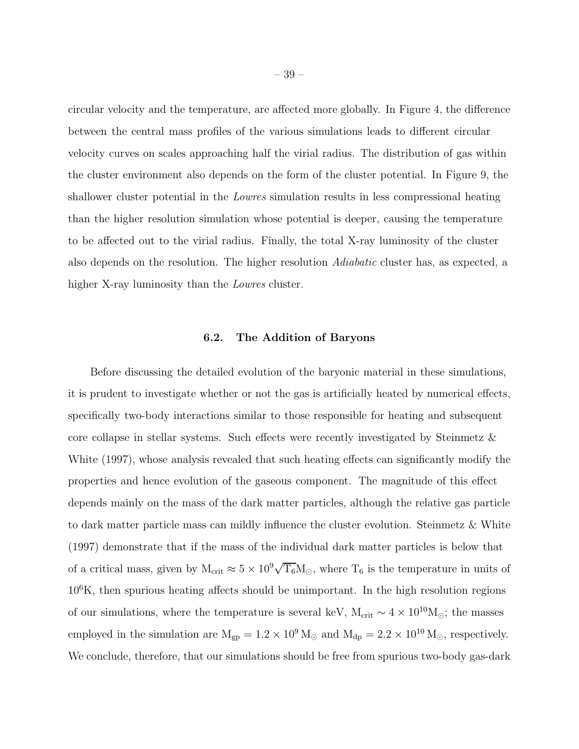circular velocity and the temperature, are affected more globally. In Figure 4, the difference between the central mass profiles of the various simulations leads to different circular velocity curves on scales approaching half the virial radius. The distribution of gas within the cluster environment also depends on the form of the cluster potential. In Figure 9, the shallower cluster potential in the *Lowres* simulation results in less compressional heating than the higher resolution simulation whose potential is deeper, causing the temperature to be affected out to the virial radius. Finally, the total X-ray luminosity of the cluster also depends on the resolution. The higher resolution *Adiabatic* cluster has, as expected, a higher X-ray luminosity than the *Lowres* cluster.

### 6.2. The Addition of Baryons

Before discussing the detailed evolution of the baryonic material in these simulations, it is prudent to investigate whether or not the gas is artificially heated by numerical effects, specifically two-body interactions similar to those responsible for heating and subsequent core collapse in stellar systems. Such effects were recently investigated by Steinmetz & White (1997), whose analysis revealed that such heating effects can significantly modify the properties and hence evolution of the gaseous component. The magnitude of this effect depends mainly on the mass of the dark matter particles, although the relative gas particle to dark matter particle mass can mildly influence the cluster evolution. Steinmetz & White (1997) demonstrate that if the mass of the individual dark matter particles is below that of a critical mass, given by $M_{crit} \approx 5 \times 10^9 \sqrt{T_6} M_\odot$, where $T_6$ is the temperature in units of $10^6$K, then spurious heating affects should be unimportant. In the high resolution regions of our simulations, where the temperature is several keV, $M_{crit} \sim 4 \times 10^{10} M_\odot$; the masses employed in the simulation are $M_{gp} = 1.2 \times 10^9 \, M_\odot$ and $M_{dp} = 2.2 \times 10^{10} \, M_\odot$, respectively. We conclude, therefore, that our simulations should be free from spurious two-body gas-dark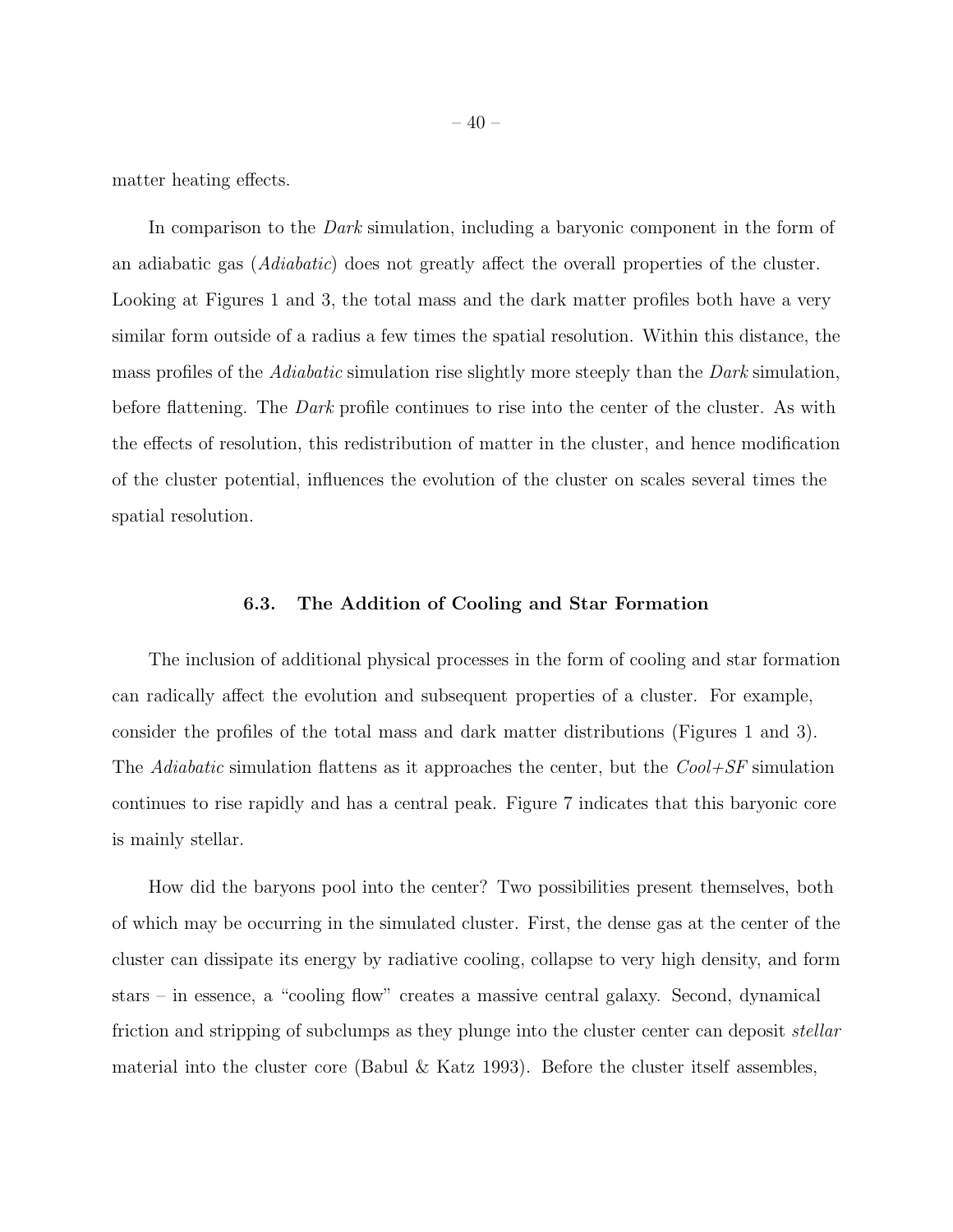matter heating effects.

In comparison to the *Dark* simulation, including a baryonic component in the form of an adiabatic gas (*Adiabatic*) does not greatly affect the overall properties of the cluster. Looking at Figures 1 and 3, the total mass and the dark matter profiles both have a very similar form outside of a radius a few times the spatial resolution. Within this distance, the mass profiles of the *Adiabatic* simulation rise slightly more steeply than the *Dark* simulation, before flattening. The *Dark* profile continues to rise into the center of the cluster. As with the effects of resolution, this redistribution of matter in the cluster, and hence modification of the cluster potential, influences the evolution of the cluster on scales several times the spatial resolution.

### 6.3. The Addition of Cooling and Star Formation

The inclusion of additional physical processes in the form of cooling and star formation can radically affect the evolution and subsequent properties of a cluster. For example, consider the profiles of the total mass and dark matter distributions (Figures 1 and 3). The *Adiabatic* simulation flattens as it approaches the center, but the *Cool+SF* simulation continues to rise rapidly and has a central peak. Figure 7 indicates that this baryonic core is mainly stellar.

How did the baryons pool into the center? Two possibilities present themselves, both of which may be occurring in the simulated cluster. First, the dense gas at the center of the cluster can dissipate its energy by radiative cooling, collapse to very high density, and form stars – in essence, a "cooling flow" creates a massive central galaxy. Second, dynamical friction and stripping of subclumps as they plunge into the cluster center can deposit *stellar* material into the cluster core (Babul & Katz 1993). Before the cluster itself assembles,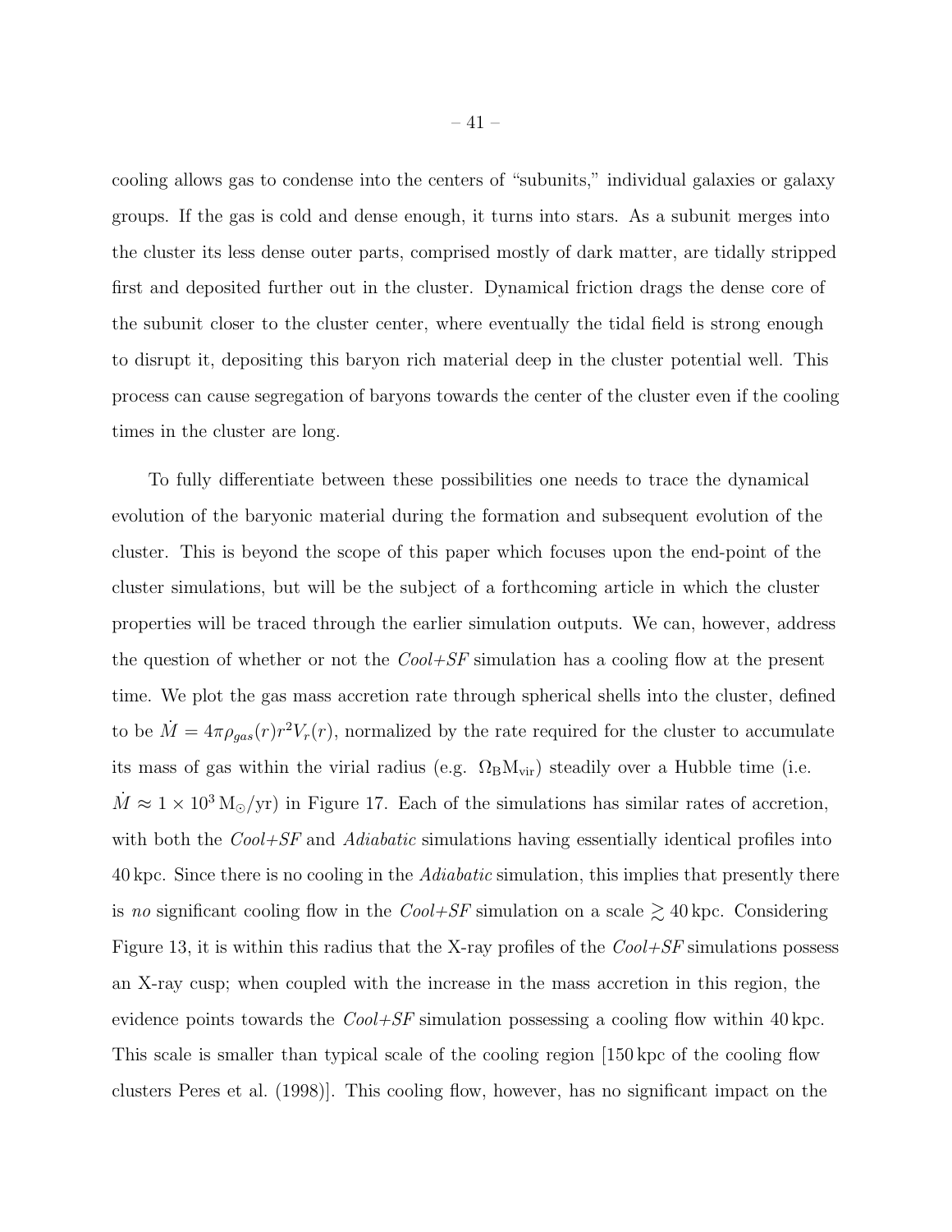cooling allows gas to condense into the centers of "subunits," individual galaxies or galaxy groups. If the gas is cold and dense enough, it turns into stars. As a subunit merges into the cluster its less dense outer parts, comprised mostly of dark matter, are tidally stripped first and deposited further out in the cluster. Dynamical friction drags the dense core of the subunit closer to the cluster center, where eventually the tidal field is strong enough to disrupt it, depositing this baryon rich material deep in the cluster potential well. This process can cause segregation of baryons towards the center of the cluster even if the cooling times in the cluster are long.

To fully differentiate between these possibilities one needs to trace the dynamical evolution of the baryonic material during the formation and subsequent evolution of the cluster. This is beyond the scope of this paper which focuses upon the end-point of the cluster simulations, but will be the subject of a forthcoming article in which the cluster properties will be traced through the earlier simulation outputs. We can, however, address the question of whether or not the *Cool+SF* simulation has a cooling flow at the present time. We plot the gas mass accretion rate through spherical shells into the cluster, defined to be $\dot{M} = 4\pi\rho_{gas}(r)r^2V_r(r)$, normalized by the rate required for the cluster to accumulate its mass of gas within the virial radius (e.g. $\Omega_{\rm B}{\rm M}_{\rm vir}$) steadily over a Hubble time (i.e. $\dot{M} \approx 1\times10^3\,{\rm M}_\odot/{\rm yr}$) in Figure 17. Each of the simulations has similar rates of accretion, with both the *Cool+SF* and *Adiabatic* simulations having essentially identical profiles into 40 kpc. Since there is no cooling in the *Adiabatic* simulation, this implies that presently there is *no* significant cooling flow in the *Cool+SF* simulation on a scale $\gtrsim 40$ kpc. Considering Figure 13, it is within this radius that the X-ray profiles of the *Cool+SF* simulations possess an X-ray cusp; when coupled with the increase in the mass accretion in this region, the evidence points towards the *Cool+SF* simulation possessing a cooling flow within 40 kpc. This scale is smaller than typical scale of the cooling region [150 kpc of the cooling flow clusters Peres et al. (1998)]. This cooling flow, however, has no significant impact on the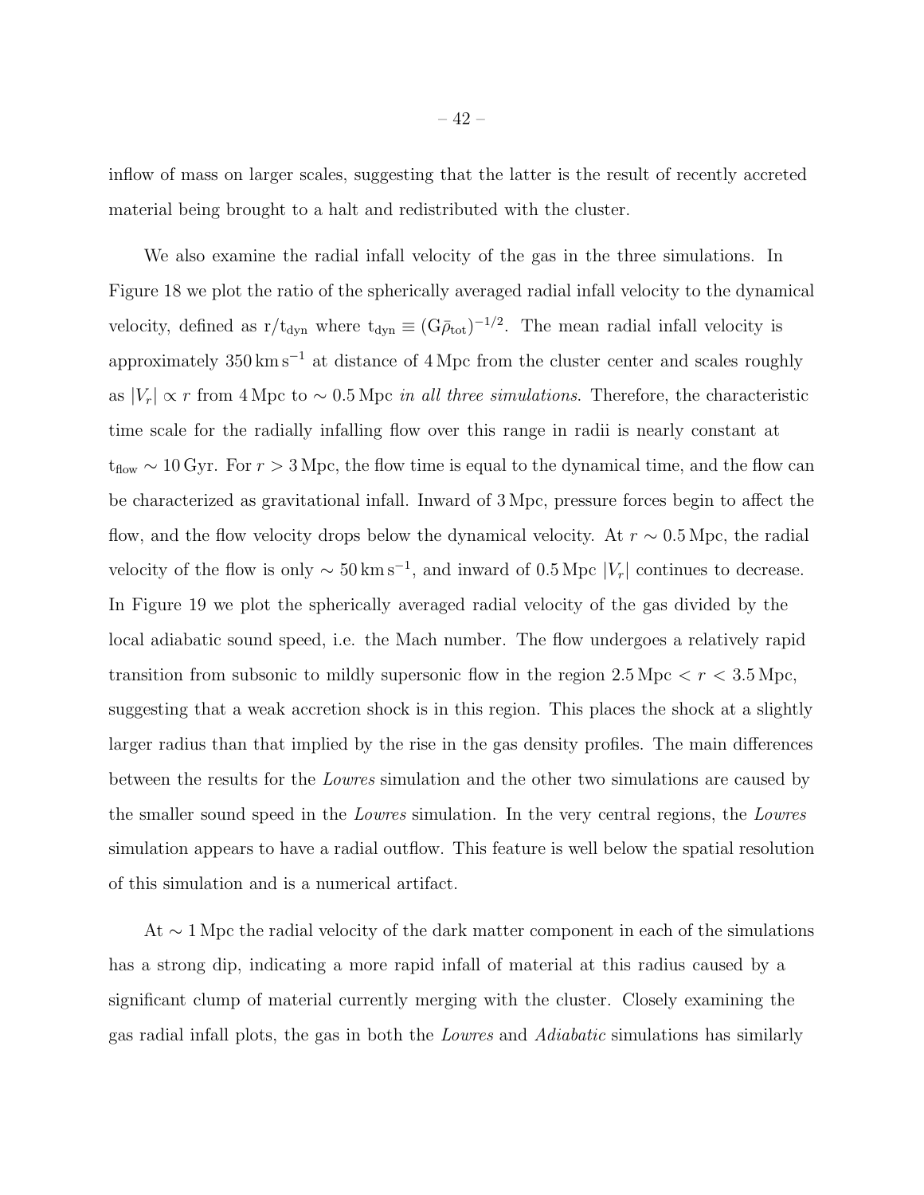inflow of mass on larger scales, suggesting that the latter is the result of recently accreted material being brought to a halt and redistributed with the cluster.

We also examine the radial infall velocity of the gas in the three simulations. In Figure 18 we plot the ratio of the spherically averaged radial infall velocity to the dynamical velocity, defined as $\mathrm{r/t_{dyn}}$ where $\mathrm{t_{dyn}} \equiv (\mathrm{G}\bar{\rho}_{\mathrm{tot}})^{-1/2}$. The mean radial infall velocity is approximately $350\,\mathrm{km\,s^{-1}}$ at distance of $4\,\mathrm{Mpc}$ from the cluster center and scales roughly as $|V_r| \propto r$ from $4\,\mathrm{Mpc}$ to $\sim 0.5\,\mathrm{Mpc}$ *in all three simulations*. Therefore, the characteristic time scale for the radially infalling flow over this range in radii is nearly constant at $\mathrm{t_{flow}} \sim 10\,\mathrm{Gyr}$. For $r > 3\,\mathrm{Mpc}$, the flow time is equal to the dynamical time, and the flow can be characterized as gravitational infall. Inward of $3\,\mathrm{Mpc}$, pressure forces begin to affect the flow, and the flow velocity drops below the dynamical velocity. At $r \sim 0.5\,\mathrm{Mpc}$, the radial velocity of the flow is only $\sim 50\,\mathrm{km\,s^{-1}}$, and inward of $0.5\,\mathrm{Mpc}$ $|V_r|$ continues to decrease. In Figure 19 we plot the spherically averaged radial velocity of the gas divided by the local adiabatic sound speed, i.e. the Mach number. The flow undergoes a relatively rapid transition from subsonic to mildly supersonic flow in the region $2.5\,\mathrm{Mpc} < r < 3.5\,\mathrm{Mpc}$, suggesting that a weak accretion shock is in this region. This places the shock at a slightly larger radius than that implied by the rise in the gas density profiles. The main differences between the results for the *Lowres* simulation and the other two simulations are caused by the smaller sound speed in the *Lowres* simulation. In the very central regions, the *Lowres* simulation appears to have a radial outflow. This feature is well below the spatial resolution of this simulation and is a numerical artifact.

At $\sim 1\,\mathrm{Mpc}$ the radial velocity of the dark matter component in each of the simulations has a strong dip, indicating a more rapid infall of material at this radius caused by a significant clump of material currently merging with the cluster. Closely examining the gas radial infall plots, the gas in both the *Lowres* and *Adiabatic* simulations has similarly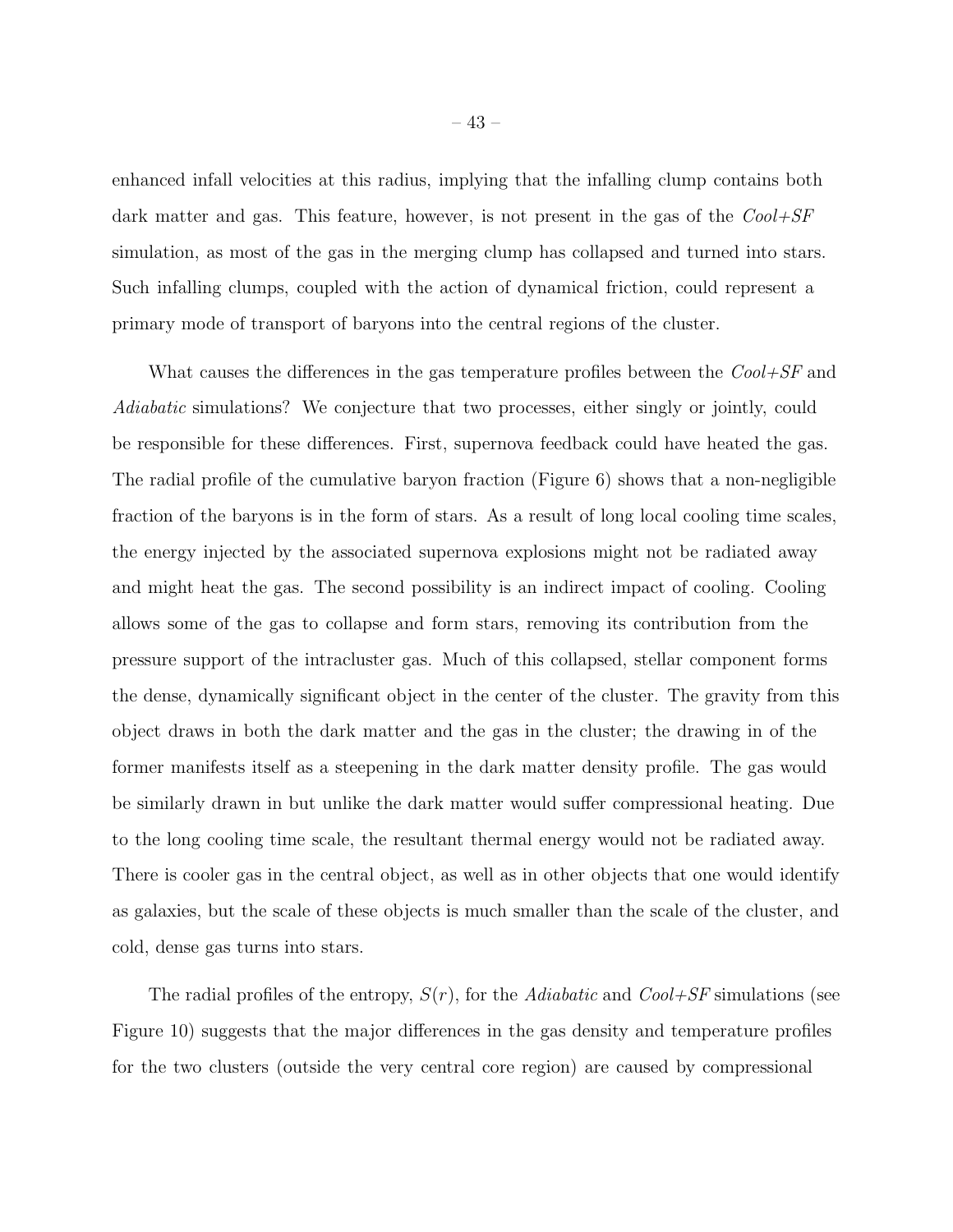enhanced infall velocities at this radius, implying that the infalling clump contains both dark matter and gas. This feature, however, is not present in the gas of the *Cool+SF* simulation, as most of the gas in the merging clump has collapsed and turned into stars. Such infalling clumps, coupled with the action of dynamical friction, could represent a primary mode of transport of baryons into the central regions of the cluster.

What causes the differences in the gas temperature profiles between the *Cool+SF* and *Adiabatic* simulations? We conjecture that two processes, either singly or jointly, could be responsible for these differences. First, supernova feedback could have heated the gas. The radial profile of the cumulative baryon fraction (Figure 6) shows that a non-negligible fraction of the baryons is in the form of stars. As a result of long local cooling time scales, the energy injected by the associated supernova explosions might not be radiated away and might heat the gas. The second possibility is an indirect impact of cooling. Cooling allows some of the gas to collapse and form stars, removing its contribution from the pressure support of the intracluster gas. Much of this collapsed, stellar component forms the dense, dynamically significant object in the center of the cluster. The gravity from this object draws in both the dark matter and the gas in the cluster; the drawing in of the former manifests itself as a steepening in the dark matter density profile. The gas would be similarly drawn in but unlike the dark matter would suffer compressional heating. Due to the long cooling time scale, the resultant thermal energy would not be radiated away. There is cooler gas in the central object, as well as in other objects that one would identify as galaxies, but the scale of these objects is much smaller than the scale of the cluster, and cold, dense gas turns into stars.

The radial profiles of the entropy, $S(r)$, for the *Adiabatic* and *Cool+SF* simulations (see Figure 10) suggests that the major differences in the gas density and temperature profiles for the two clusters (outside the very central core region) are caused by compressional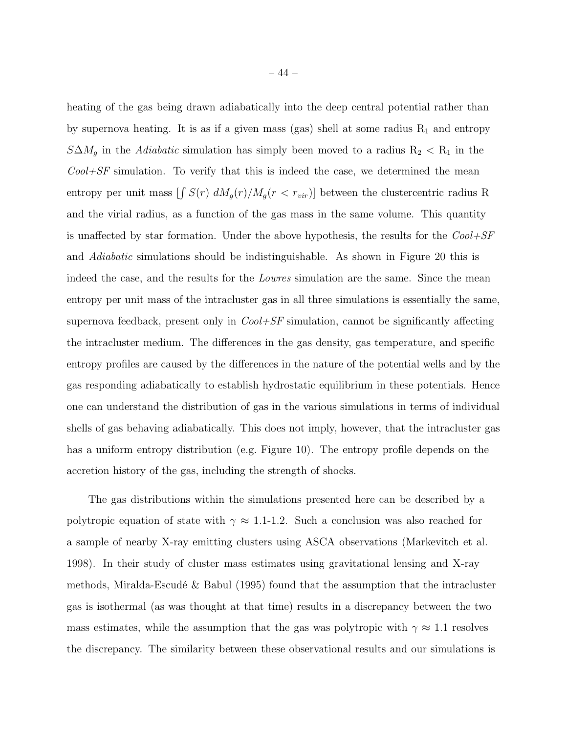heating of the gas being drawn adiabatically into the deep central potential rather than by supernova heating. It is as if a given mass (gas) shell at some radius $R_1$ and entropy $S\Delta M_g$ in the *Adiabatic* simulation has simply been moved to a radius $R_2 < R_1$ in the *Cool+SF* simulation. To verify that this is indeed the case, we determined the mean entropy per unit mass [$\int S(r)\, dM_g(r)/M_g(r < r_{vir})$] between the clustercentric radius R and the virial radius, as a function of the gas mass in the same volume. This quantity is unaffected by star formation. Under the above hypothesis, the results for the *Cool+SF* and *Adiabatic* simulations should be indistinguishable. As shown in Figure 20 this is indeed the case, and the results for the *Lowres* simulation are the same. Since the mean entropy per unit mass of the intracluster gas in all three simulations is essentially the same, supernova feedback, present only in *Cool+SF* simulation, cannot be significantly affecting the intracluster medium. The differences in the gas density, gas temperature, and specific entropy profiles are caused by the differences in the nature of the potential wells and by the gas responding adiabatically to establish hydrostatic equilibrium in these potentials. Hence one can understand the distribution of gas in the various simulations in terms of individual shells of gas behaving adiabatically. This does not imply, however, that the intracluster gas has a uniform entropy distribution (e.g. Figure 10). The entropy profile depends on the accretion history of the gas, including the strength of shocks.

The gas distributions within the simulations presented here can be described by a polytropic equation of state with $\gamma \approx$ 1.1-1.2. Such a conclusion was also reached for a sample of nearby X-ray emitting clusters using ASCA observations (Markevitch et al. 1998). In their study of cluster mass estimates using gravitational lensing and X-ray methods, Miralda-Escudé & Babul (1995) found that the assumption that the intracluster gas is isothermal (as was thought at that time) results in a discrepancy between the two mass estimates, while the assumption that the gas was polytropic with $\gamma \approx 1.1$ resolves the discrepancy. The similarity between these observational results and our simulations is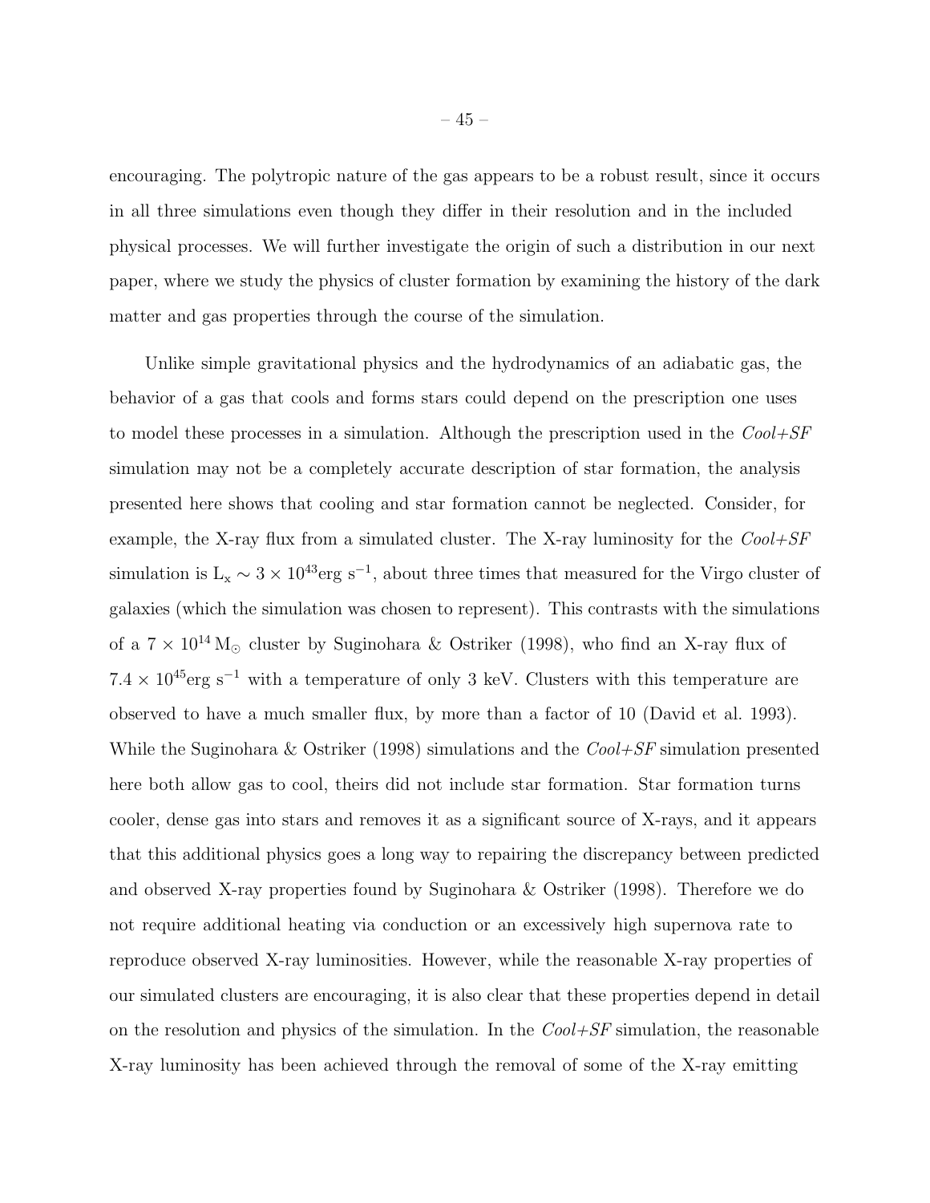encouraging. The polytropic nature of the gas appears to be a robust result, since it occurs in all three simulations even though they differ in their resolution and in the included physical processes. We will further investigate the origin of such a distribution in our next paper, where we study the physics of cluster formation by examining the history of the dark matter and gas properties through the course of the simulation.

Unlike simple gravitational physics and the hydrodynamics of an adiabatic gas, the behavior of a gas that cools and forms stars could depend on the prescription one uses to model these processes in a simulation. Although the prescription used in the *Cool+SF* simulation may not be a completely accurate description of star formation, the analysis presented here shows that cooling and star formation cannot be neglected. Consider, for example, the X-ray flux from a simulated cluster. The X-ray luminosity for the *Cool+SF* simulation is $\mathrm{L_x} \sim 3 \times 10^{43}\mathrm{erg\ s^{-1}}$, about three times that measured for the Virgo cluster of galaxies (which the simulation was chosen to represent). This contrasts with the simulations of a $7 \times 10^{14}\,\mathrm{M_\odot}$ cluster by Suginohara & Ostriker (1998), who find an X-ray flux of $7.4 \times 10^{45}\mathrm{erg\ s^{-1}}$ with a temperature of only 3 keV. Clusters with this temperature are observed to have a much smaller flux, by more than a factor of 10 (David et al. 1993). While the Suginohara & Ostriker (1998) simulations and the *Cool+SF* simulation presented here both allow gas to cool, theirs did not include star formation. Star formation turns cooler, dense gas into stars and removes it as a significant source of X-rays, and it appears that this additional physics goes a long way to repairing the discrepancy between predicted and observed X-ray properties found by Suginohara & Ostriker (1998). Therefore we do not require additional heating via conduction or an excessively high supernova rate to reproduce observed X-ray luminosities. However, while the reasonable X-ray properties of our simulated clusters are encouraging, it is also clear that these properties depend in detail on the resolution and physics of the simulation. In the *Cool+SF* simulation, the reasonable X-ray luminosity has been achieved through the removal of some of the X-ray emitting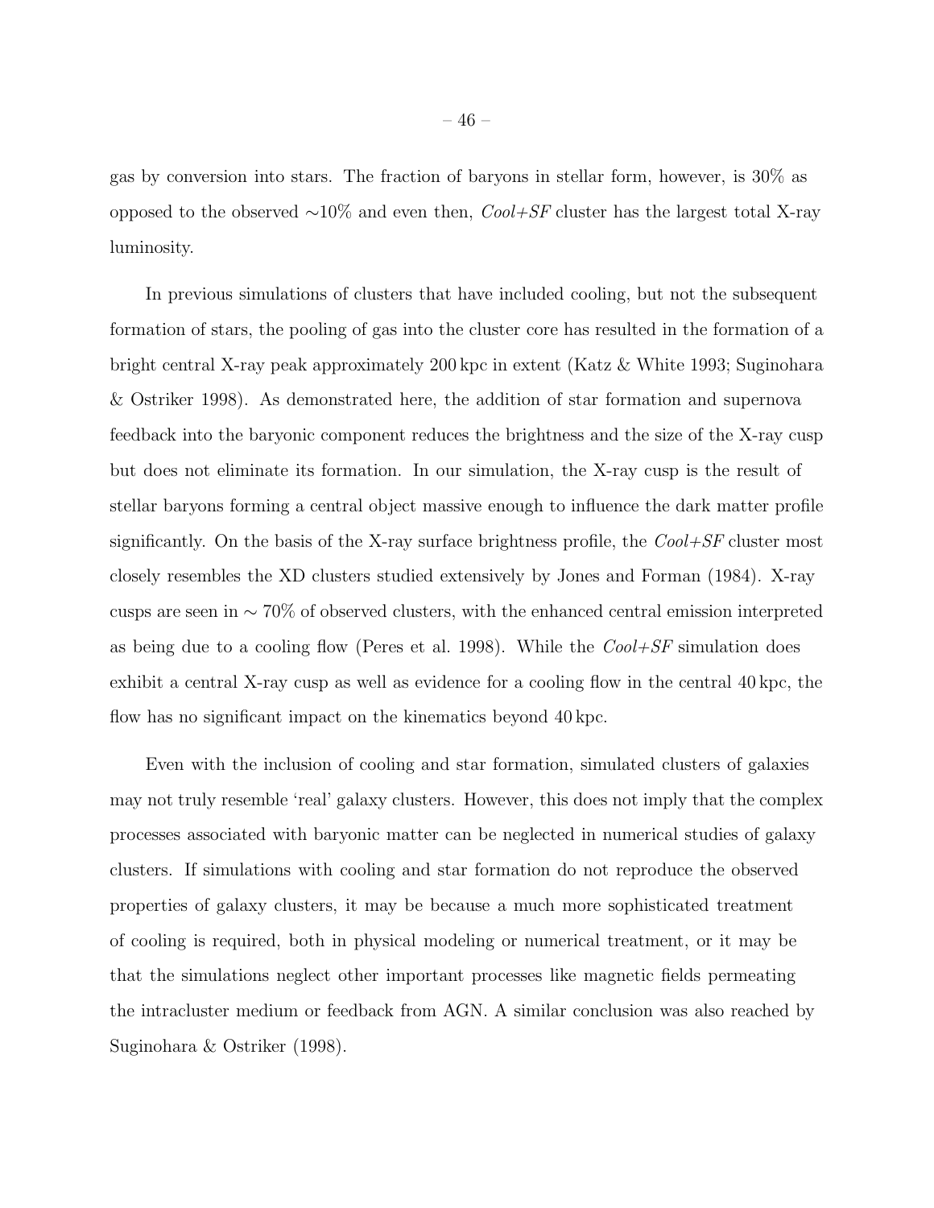gas by conversion into stars. The fraction of baryons in stellar form, however, is 30% as opposed to the observed $\sim$10% and even then, *Cool+SF* cluster has the largest total X-ray luminosity.

In previous simulations of clusters that have included cooling, but not the subsequent formation of stars, the pooling of gas into the cluster core has resulted in the formation of a bright central X-ray peak approximately 200 kpc in extent (Katz & White 1993; Suginohara & Ostriker 1998). As demonstrated here, the addition of star formation and supernova feedback into the baryonic component reduces the brightness and the size of the X-ray cusp but does not eliminate its formation. In our simulation, the X-ray cusp is the result of stellar baryons forming a central object massive enough to influence the dark matter profile significantly. On the basis of the X-ray surface brightness profile, the *Cool+SF* cluster most closely resembles the XD clusters studied extensively by Jones and Forman (1984). X-ray cusps are seen in $\sim$ 70% of observed clusters, with the enhanced central emission interpreted as being due to a cooling flow (Peres et al. 1998). While the *Cool+SF* simulation does exhibit a central X-ray cusp as well as evidence for a cooling flow in the central 40 kpc, the flow has no significant impact on the kinematics beyond 40 kpc.

Even with the inclusion of cooling and star formation, simulated clusters of galaxies may not truly resemble 'real' galaxy clusters. However, this does not imply that the complex processes associated with baryonic matter can be neglected in numerical studies of galaxy clusters. If simulations with cooling and star formation do not reproduce the observed properties of galaxy clusters, it may be because a much more sophisticated treatment of cooling is required, both in physical modeling or numerical treatment, or it may be that the simulations neglect other important processes like magnetic fields permeating the intracluster medium or feedback from AGN. A similar conclusion was also reached by Suginohara & Ostriker (1998).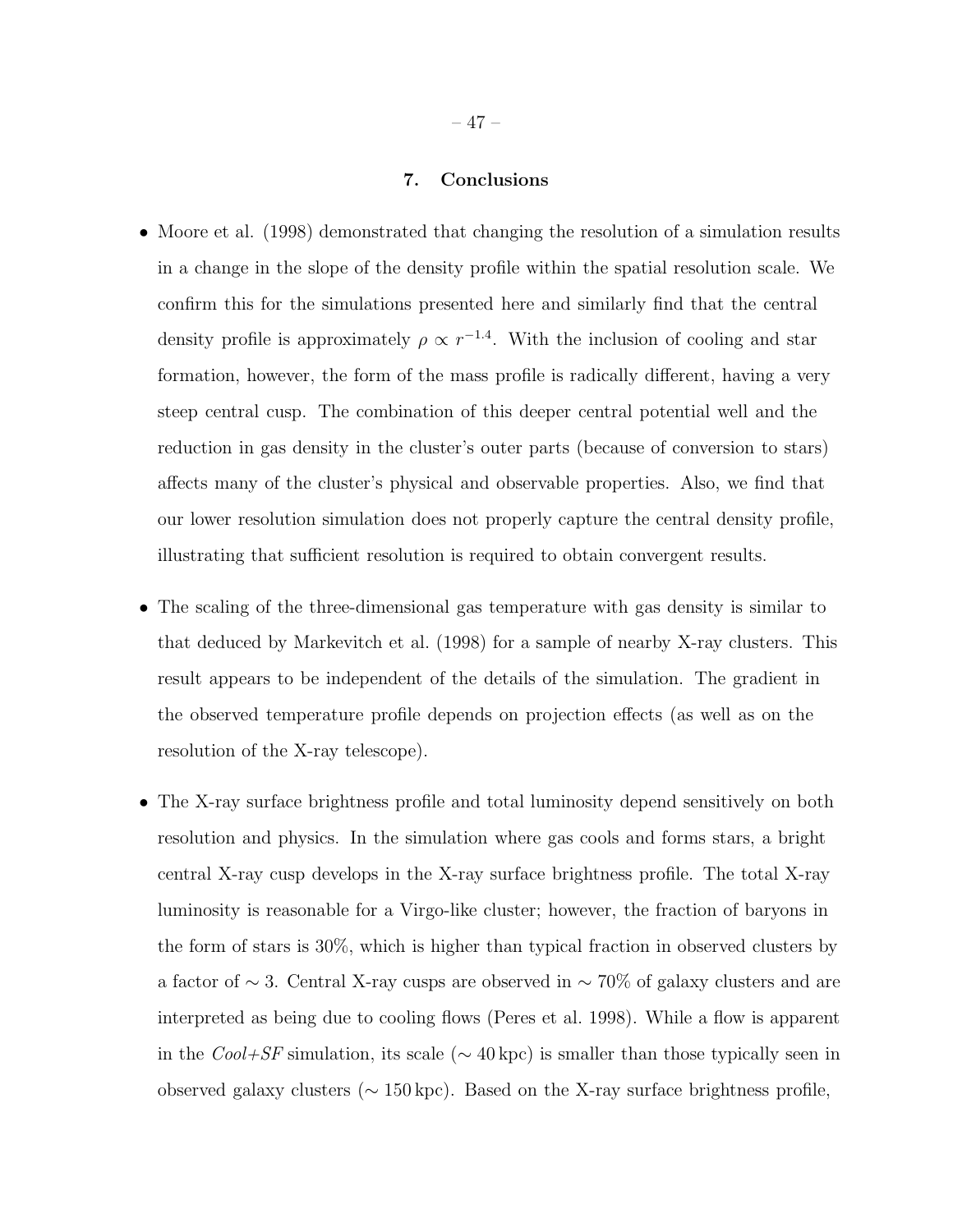## 7. Conclusions

- Moore et al. (1998) demonstrated that changing the resolution of a simulation results in a change in the slope of the density profile within the spatial resolution scale. We confirm this for the simulations presented here and similarly find that the central density profile is approximately $\rho \propto r^{-1.4}$. With the inclusion of cooling and star formation, however, the form of the mass profile is radically different, having a very steep central cusp. The combination of this deeper central potential well and the reduction in gas density in the cluster's outer parts (because of conversion to stars) affects many of the cluster's physical and observable properties. Also, we find that our lower resolution simulation does not properly capture the central density profile, illustrating that sufficient resolution is required to obtain convergent results.

- The scaling of the three-dimensional gas temperature with gas density is similar to that deduced by Markevitch et al. (1998) for a sample of nearby X-ray clusters. This result appears to be independent of the details of the simulation. The gradient in the observed temperature profile depends on projection effects (as well as on the resolution of the X-ray telescope).

- The X-ray surface brightness profile and total luminosity depend sensitively on both resolution and physics. In the simulation where gas cools and forms stars, a bright central X-ray cusp develops in the X-ray surface brightness profile. The total X-ray luminosity is reasonable for a Virgo-like cluster; however, the fraction of baryons in the form of stars is 30%, which is higher than typical fraction in observed clusters by a factor of $\sim 3$. Central X-ray cusps are observed in $\sim 70\%$ of galaxy clusters and are interpreted as being due to cooling flows (Peres et al. 1998). While a flow is apparent in the *Cool+SF* simulation, its scale ($\sim 40$ kpc) is smaller than those typically seen in observed galaxy clusters ($\sim 150$ kpc). Based on the X-ray surface brightness profile,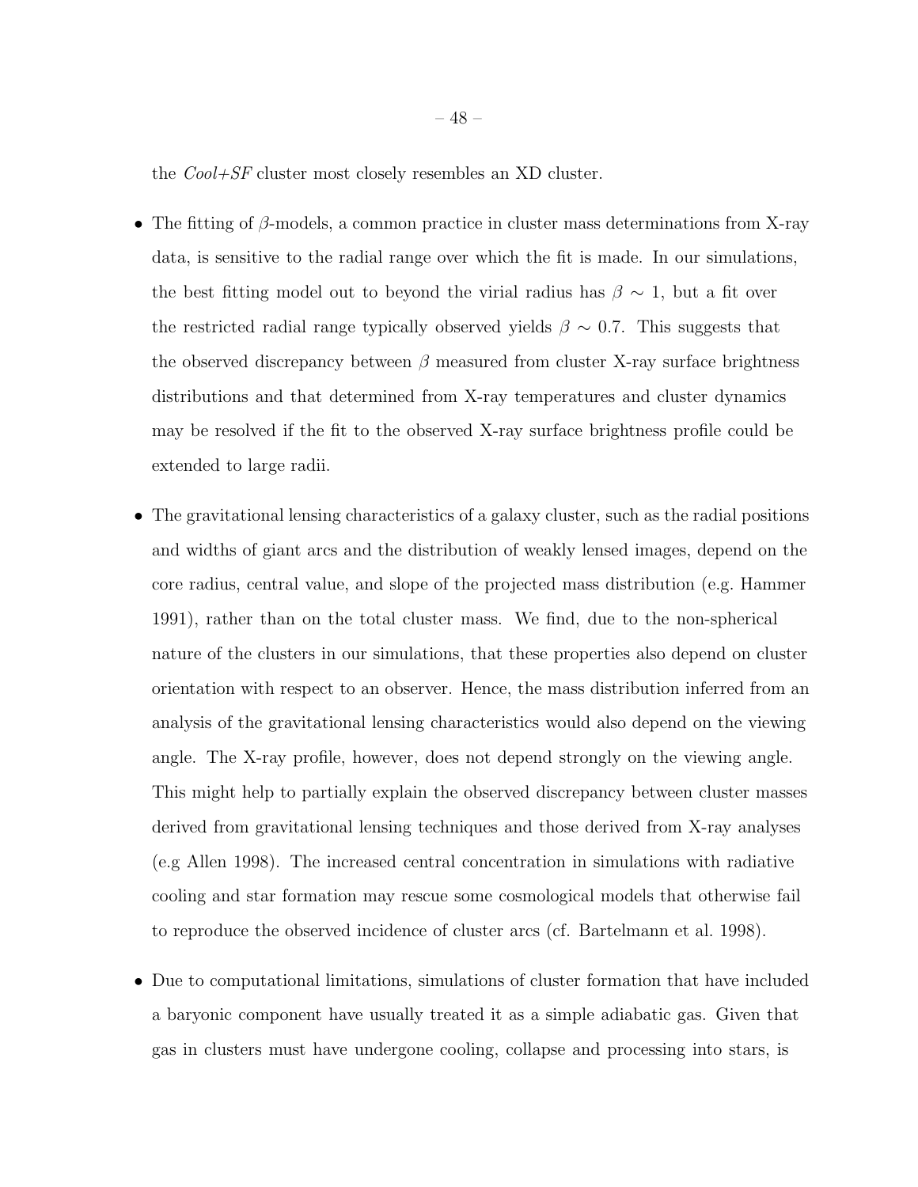the *Cool+SF* cluster most closely resembles an XD cluster.

- The fitting of $\beta$-models, a common practice in cluster mass determinations from X-ray data, is sensitive to the radial range over which the fit is made. In our simulations, the best fitting model out to beyond the virial radius has $\beta \sim 1$, but a fit over the restricted radial range typically observed yields $\beta \sim 0.7$. This suggests that the observed discrepancy between $\beta$ measured from cluster X-ray surface brightness distributions and that determined from X-ray temperatures and cluster dynamics may be resolved if the fit to the observed X-ray surface brightness profile could be extended to large radii.

- The gravitational lensing characteristics of a galaxy cluster, such as the radial positions and widths of giant arcs and the distribution of weakly lensed images, depend on the core radius, central value, and slope of the projected mass distribution (e.g. Hammer 1991), rather than on the total cluster mass. We find, due to the non-spherical nature of the clusters in our simulations, that these properties also depend on cluster orientation with respect to an observer. Hence, the mass distribution inferred from an analysis of the gravitational lensing characteristics would also depend on the viewing angle. The X-ray profile, however, does not depend strongly on the viewing angle. This might help to partially explain the observed discrepancy between cluster masses derived from gravitational lensing techniques and those derived from X-ray analyses (e.g Allen 1998). The increased central concentration in simulations with radiative cooling and star formation may rescue some cosmological models that otherwise fail to reproduce the observed incidence of cluster arcs (cf. Bartelmann et al. 1998).

- Due to computational limitations, simulations of cluster formation that have included a baryonic component have usually treated it as a simple adiabatic gas. Given that gas in clusters must have undergone cooling, collapse and processing into stars, is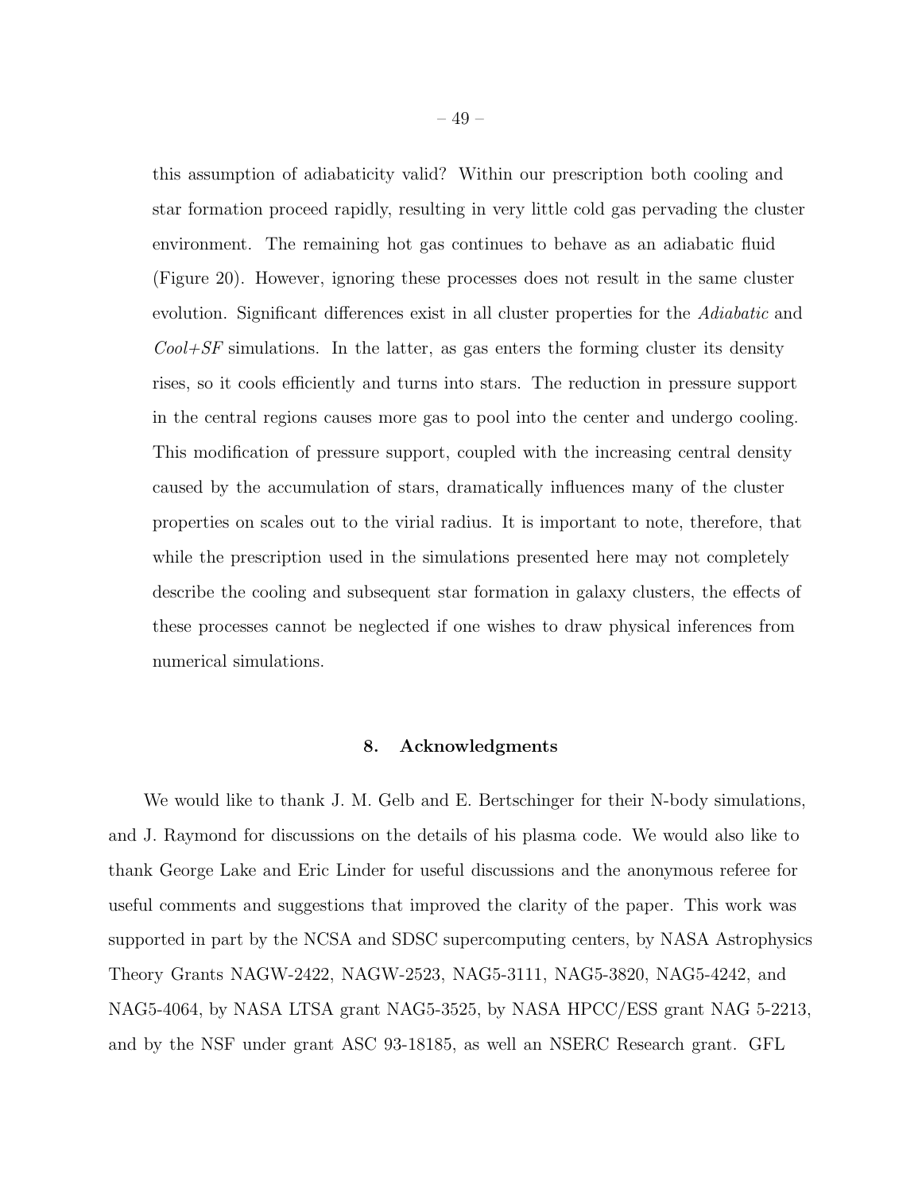this assumption of adiabaticity valid? Within our prescription both cooling and star formation proceed rapidly, resulting in very little cold gas pervading the cluster environment. The remaining hot gas continues to behave as an adiabatic fluid (Figure 20). However, ignoring these processes does not result in the same cluster evolution. Significant differences exist in all cluster properties for the *Adiabatic* and *Cool+SF* simulations. In the latter, as gas enters the forming cluster its density rises, so it cools efficiently and turns into stars. The reduction in pressure support in the central regions causes more gas to pool into the center and undergo cooling. This modification of pressure support, coupled with the increasing central density caused by the accumulation of stars, dramatically influences many of the cluster properties on scales out to the virial radius. It is important to note, therefore, that while the prescription used in the simulations presented here may not completely describe the cooling and subsequent star formation in galaxy clusters, the effects of these processes cannot be neglected if one wishes to draw physical inferences from numerical simulations.

## 8. Acknowledgments

We would like to thank J. M. Gelb and E. Bertschinger for their N-body simulations, and J. Raymond for discussions on the details of his plasma code. We would also like to thank George Lake and Eric Linder for useful discussions and the anonymous referee for useful comments and suggestions that improved the clarity of the paper. This work was supported in part by the NCSA and SDSC supercomputing centers, by NASA Astrophysics Theory Grants NAGW-2422, NAGW-2523, NAG5-3111, NAG5-3820, NAG5-4242, and NAG5-4064, by NASA LTSA grant NAG5-3525, by NASA HPCC/ESS grant NAG 5-2213, and by the NSF under grant ASC 93-18185, as well an NSERC Research grant. GFL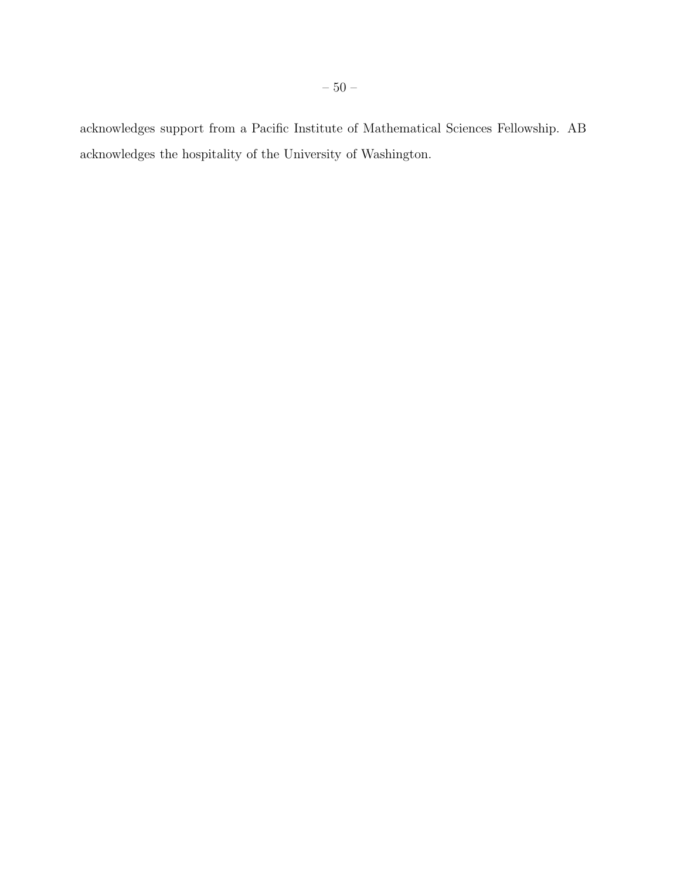acknowledges support from a Pacific Institute of Mathematical Sciences Fellowship. AB acknowledges the hospitality of the University of Washington.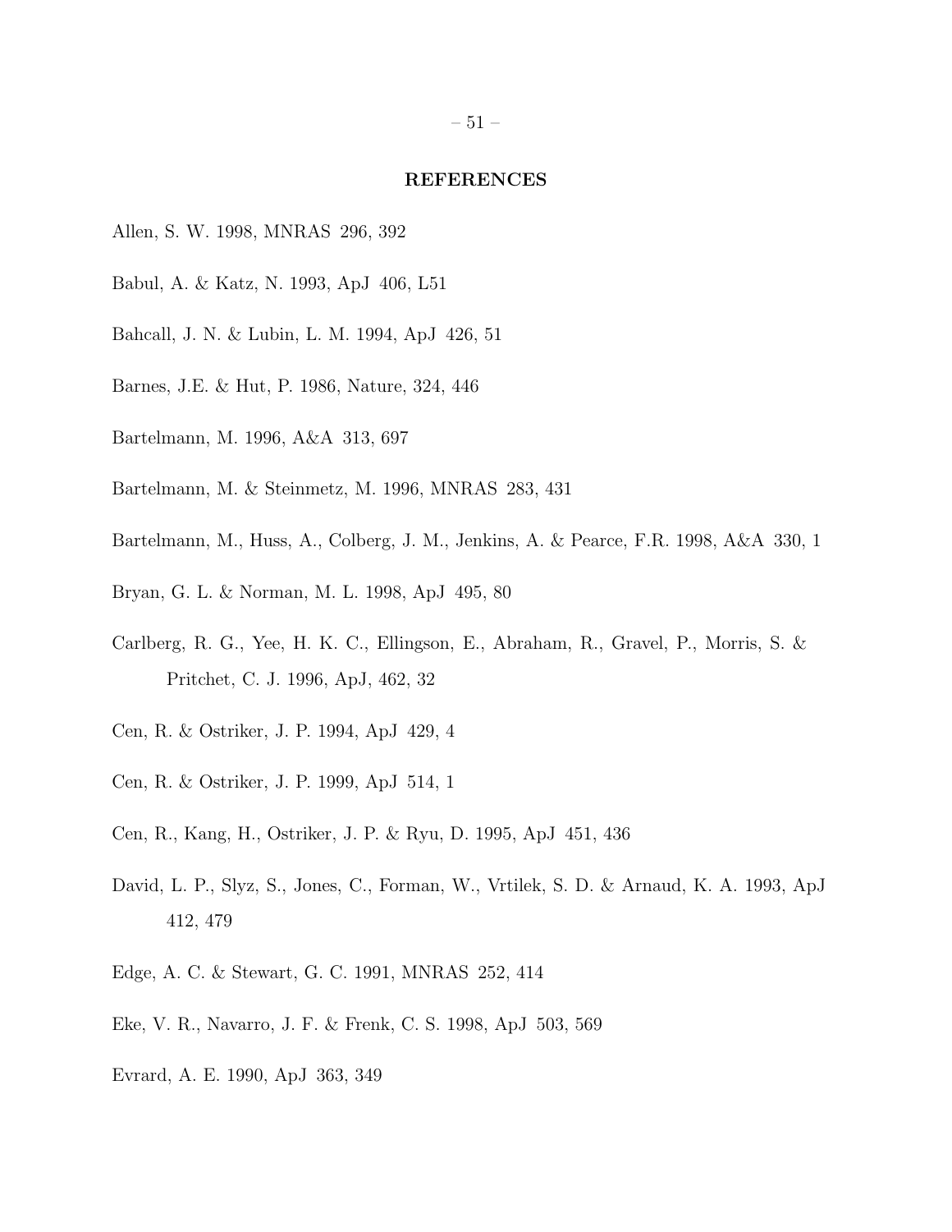## REFERENCES

Allen, S. W. 1998, MNRAS 296, 392

Babul, A. & Katz, N. 1993, ApJ 406, L51

Bahcall, J. N. & Lubin, L. M. 1994, ApJ 426, 51

Barnes, J.E. & Hut, P. 1986, Nature, 324, 446

Bartelmann, M. 1996, A&A 313, 697

Bartelmann, M. & Steinmetz, M. 1996, MNRAS 283, 431

Bartelmann, M., Huss, A., Colberg, J. M., Jenkins, A. & Pearce, F.R. 1998, A&A 330, 1

Bryan, G. L. & Norman, M. L. 1998, ApJ 495, 80

Carlberg, R. G., Yee, H. K. C., Ellingson, E., Abraham, R., Gravel, P., Morris, S. & Pritchet, C. J. 1996, ApJ, 462, 32

Cen, R. & Ostriker, J. P. 1994, ApJ 429, 4

Cen, R. & Ostriker, J. P. 1999, ApJ 514, 1

Cen, R., Kang, H., Ostriker, J. P. & Ryu, D. 1995, ApJ 451, 436

David, L. P., Slyz, S., Jones, C., Forman, W., Vrtilek, S. D. & Arnaud, K. A. 1993, ApJ 412, 479

Edge, A. C. & Stewart, G. C. 1991, MNRAS 252, 414

Eke, V. R., Navarro, J. F. & Frenk, C. S. 1998, ApJ 503, 569

Evrard, A. E. 1990, ApJ 363, 349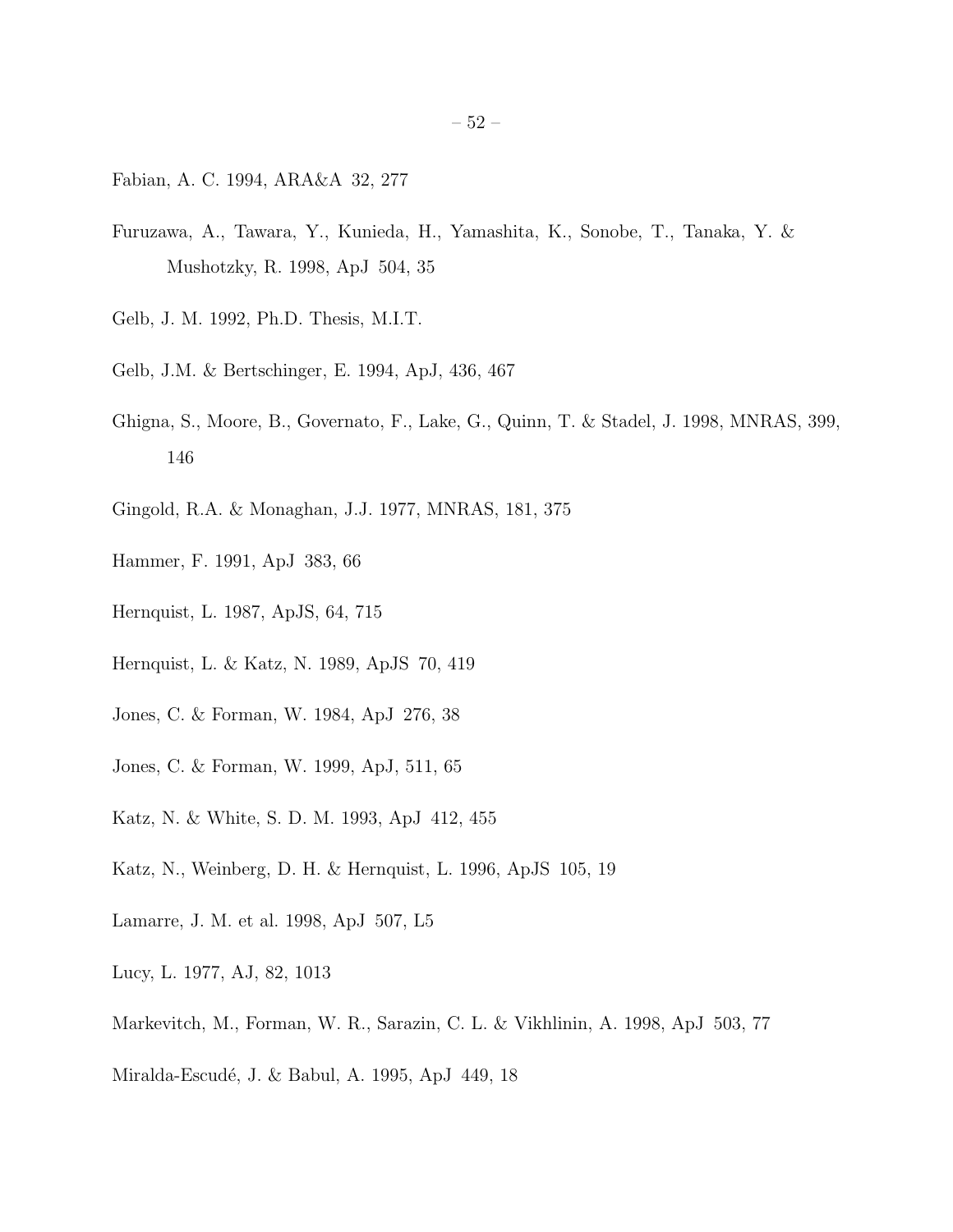Fabian, A. C. 1994, ARA&A 32, 277

Furuzawa, A., Tawara, Y., Kunieda, H., Yamashita, K., Sonobe, T., Tanaka, Y. & Mushotzky, R. 1998, ApJ 504, 35

Gelb, J. M. 1992, Ph.D. Thesis, M.I.T.

Gelb, J.M. & Bertschinger, E. 1994, ApJ, 436, 467

Ghigna, S., Moore, B., Governato, F., Lake, G., Quinn, T. & Stadel, J. 1998, MNRAS, 399, 146

Gingold, R.A. & Monaghan, J.J. 1977, MNRAS, 181, 375

Hammer, F. 1991, ApJ 383, 66

Hernquist, L. 1987, ApJS, 64, 715

Hernquist, L. & Katz, N. 1989, ApJS 70, 419

Jones, C. & Forman, W. 1984, ApJ 276, 38

Jones, C. & Forman, W. 1999, ApJ, 511, 65

Katz, N. & White, S. D. M. 1993, ApJ 412, 455

Katz, N., Weinberg, D. H. & Hernquist, L. 1996, ApJS 105, 19

Lamarre, J. M. et al. 1998, ApJ 507, L5

Lucy, L. 1977, AJ, 82, 1013

Markevitch, M., Forman, W. R., Sarazin, C. L. & Vikhlinin, A. 1998, ApJ 503, 77

Miralda-Escudé, J. & Babul, A. 1995, ApJ 449, 18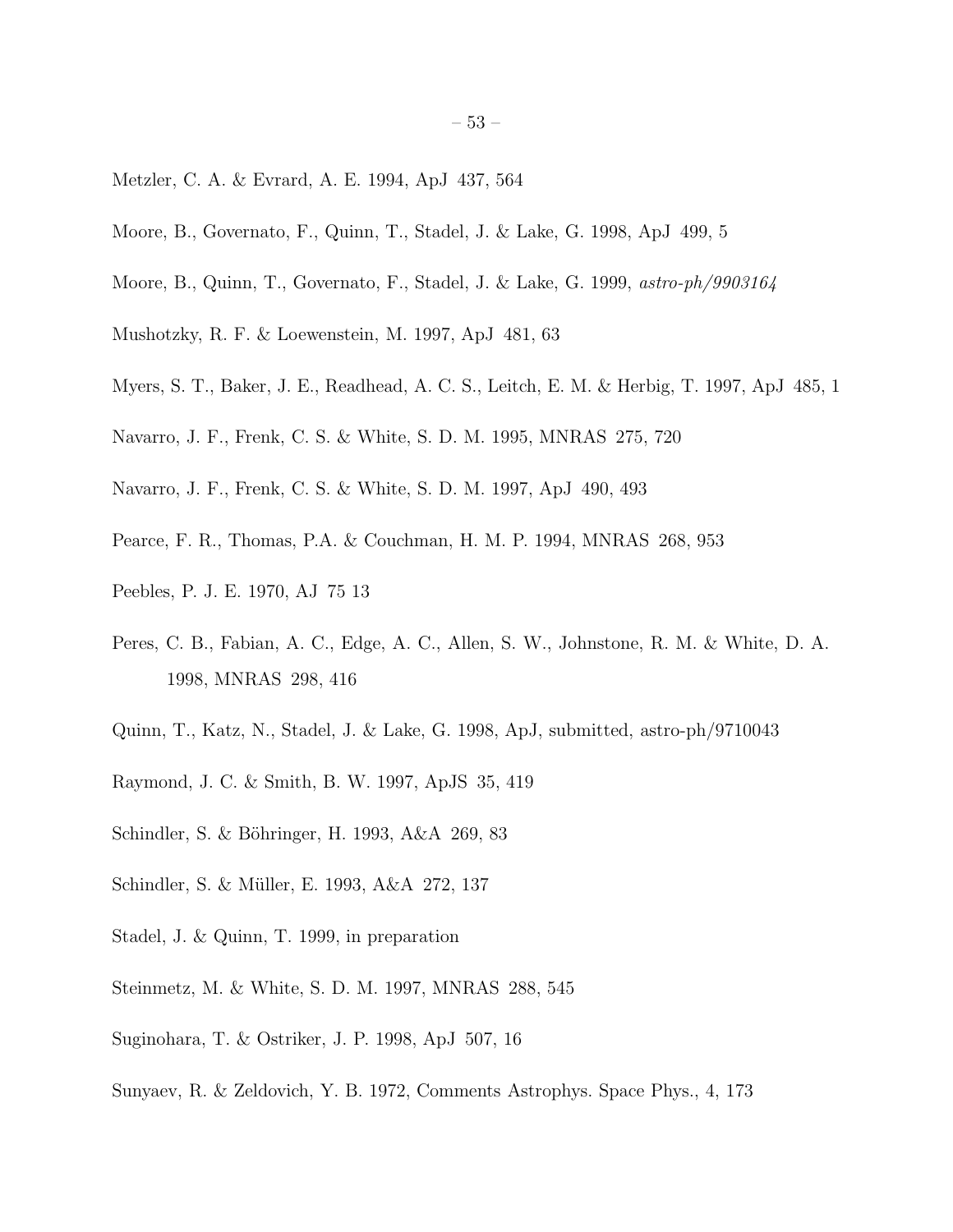Metzler, C. A. & Evrard, A. E. 1994, ApJ 437, 564

Moore, B., Governato, F., Quinn, T., Stadel, J. & Lake, G. 1998, ApJ 499, 5

Moore, B., Quinn, T., Governato, F., Stadel, J. & Lake, G. 1999, *astro-ph/9903164*

Mushotzky, R. F. & Loewenstein, M. 1997, ApJ 481, 63

Myers, S. T., Baker, J. E., Readhead, A. C. S., Leitch, E. M. & Herbig, T. 1997, ApJ 485, 1

Navarro, J. F., Frenk, C. S. & White, S. D. M. 1995, MNRAS 275, 720

Navarro, J. F., Frenk, C. S. & White, S. D. M. 1997, ApJ 490, 493

Pearce, F. R., Thomas, P.A. & Couchman, H. M. P. 1994, MNRAS 268, 953

Peebles, P. J. E. 1970, AJ 75 13

Peres, C. B., Fabian, A. C., Edge, A. C., Allen, S. W., Johnstone, R. M. & White, D. A. 1998, MNRAS 298, 416

Quinn, T., Katz, N., Stadel, J. & Lake, G. 1998, ApJ, submitted, astro-ph/9710043

Raymond, J. C. & Smith, B. W. 1997, ApJS 35, 419

Schindler, S. & Böhringer, H. 1993, A&A 269, 83

Schindler, S. & Müller, E. 1993, A&A 272, 137

Stadel, J. & Quinn, T. 1999, in preparation

Steinmetz, M. & White, S. D. M. 1997, MNRAS 288, 545

Suginohara, T. & Ostriker, J. P. 1998, ApJ 507, 16

Sunyaev, R. & Zeldovich, Y. B. 1972, Comments Astrophys. Space Phys., 4, 173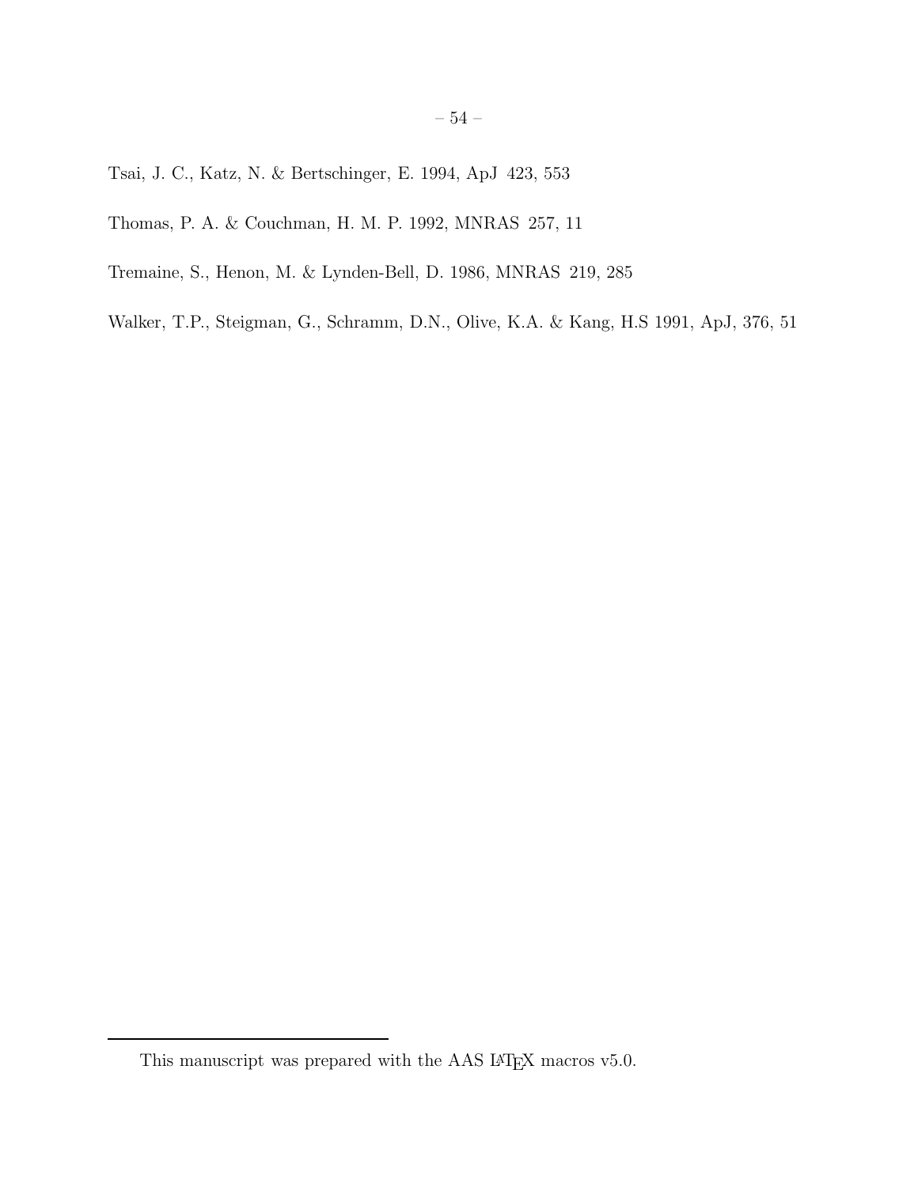Tsai, J. C., Katz, N. & Bertschinger, E. 1994, ApJ 423, 553

Thomas, P. A. & Couchman, H. M. P. 1992, MNRAS 257, 11

Tremaine, S., Henon, M. & Lynden-Bell, D. 1986, MNRAS 219, 285

Walker, T.P., Steigman, G., Schramm, D.N., Olive, K.A. & Kang, H.S 1991, ApJ, 376, 51

This manuscript was prepared with the AAS LaTeX macros v5.0.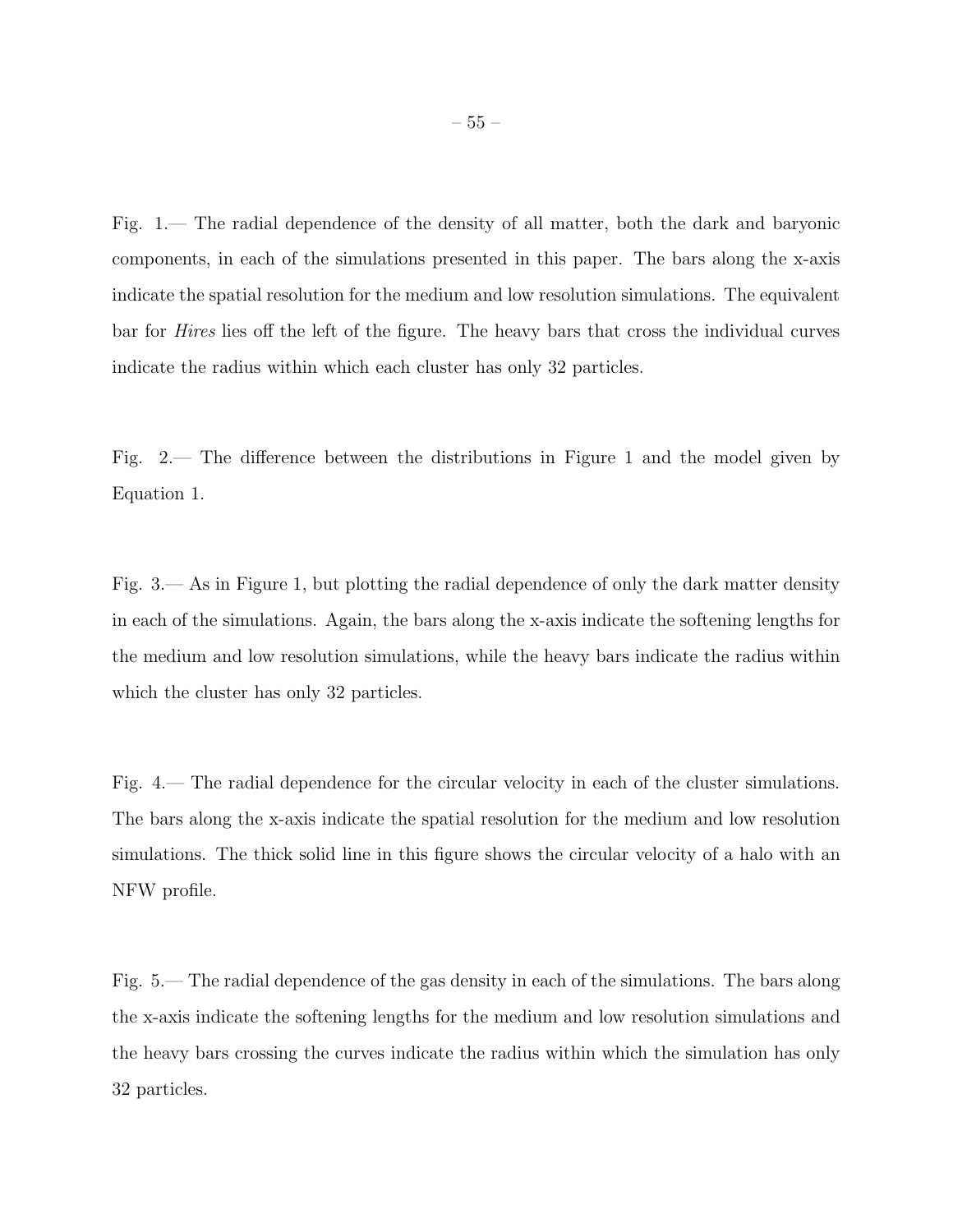Fig. 1.— The radial dependence of the density of all matter, both the dark and baryonic components, in each of the simulations presented in this paper. The bars along the x-axis indicate the spatial resolution for the medium and low resolution simulations. The equivalent bar for *Hires* lies off the left of the figure. The heavy bars that cross the individual curves indicate the radius within which each cluster has only 32 particles.

Fig. 2.— The difference between the distributions in Figure 1 and the model given by Equation 1.

Fig. 3.— As in Figure 1, but plotting the radial dependence of only the dark matter density in each of the simulations. Again, the bars along the x-axis indicate the softening lengths for the medium and low resolution simulations, while the heavy bars indicate the radius within which the cluster has only 32 particles.

Fig. 4.— The radial dependence for the circular velocity in each of the cluster simulations. The bars along the x-axis indicate the spatial resolution for the medium and low resolution simulations. The thick solid line in this figure shows the circular velocity of a halo with an NFW profile.

Fig. 5.— The radial dependence of the gas density in each of the simulations. The bars along the x-axis indicate the softening lengths for the medium and low resolution simulations and the heavy bars crossing the curves indicate the radius within which the simulation has only 32 particles.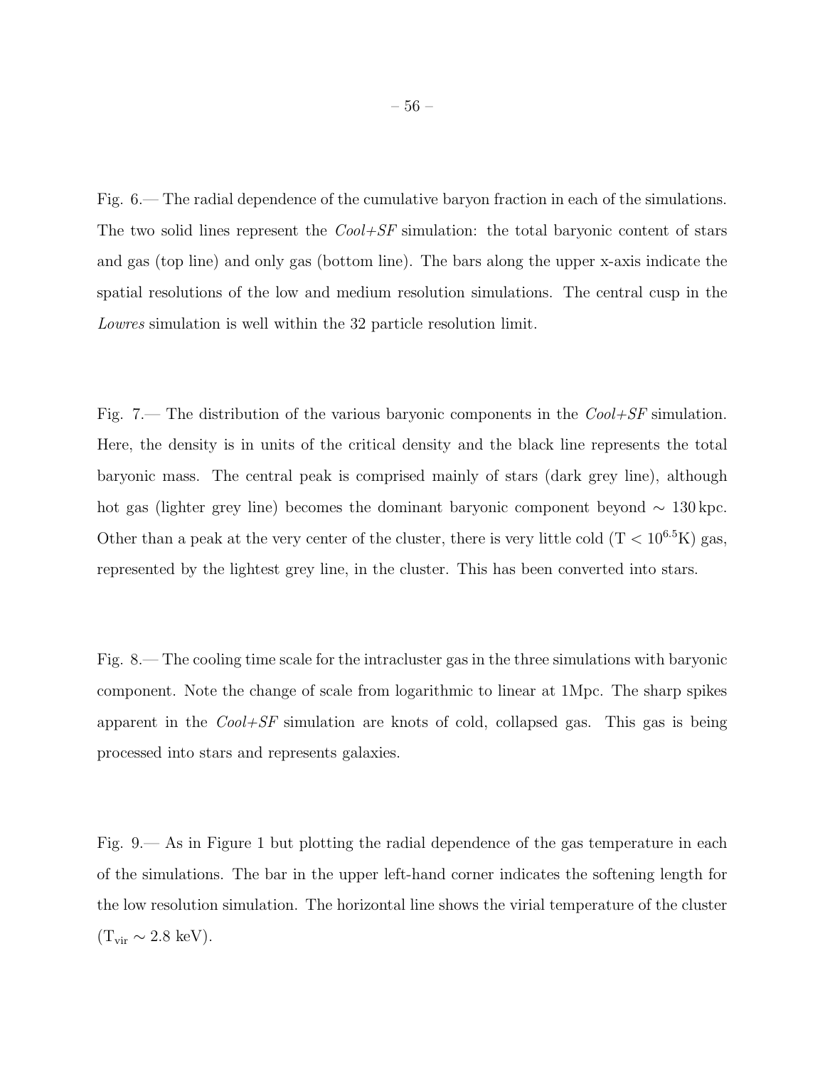Fig. 6.— The radial dependence of the cumulative baryon fraction in each of the simulations. The two solid lines represent the *Cool+SF* simulation: the total baryonic content of stars and gas (top line) and only gas (bottom line). The bars along the upper x-axis indicate the spatial resolutions of the low and medium resolution simulations. The central cusp in the *Lowres* simulation is well within the 32 particle resolution limit.

Fig. 7.— The distribution of the various baryonic components in the *Cool+SF* simulation. Here, the density is in units of the critical density and the black line represents the total baryonic mass. The central peak is comprised mainly of stars (dark grey line), although hot gas (lighter grey line) becomes the dominant baryonic component beyond $\sim 130$ kpc. Other than a peak at the very center of the cluster, there is very little cold ($T < 10^{6.5}$K) gas, represented by the lightest grey line, in the cluster. This has been converted into stars.

Fig. 8.— The cooling time scale for the intracluster gas in the three simulations with baryonic component. Note the change of scale from logarithmic to linear at 1Mpc. The sharp spikes apparent in the *Cool+SF* simulation are knots of cold, collapsed gas. This gas is being processed into stars and represents galaxies.

Fig. 9.— As in Figure 1 but plotting the radial dependence of the gas temperature in each of the simulations. The bar in the upper left-hand corner indicates the softening length for the low resolution simulation. The horizontal line shows the virial temperature of the cluster ($T_{vir} \sim 2.8$ keV).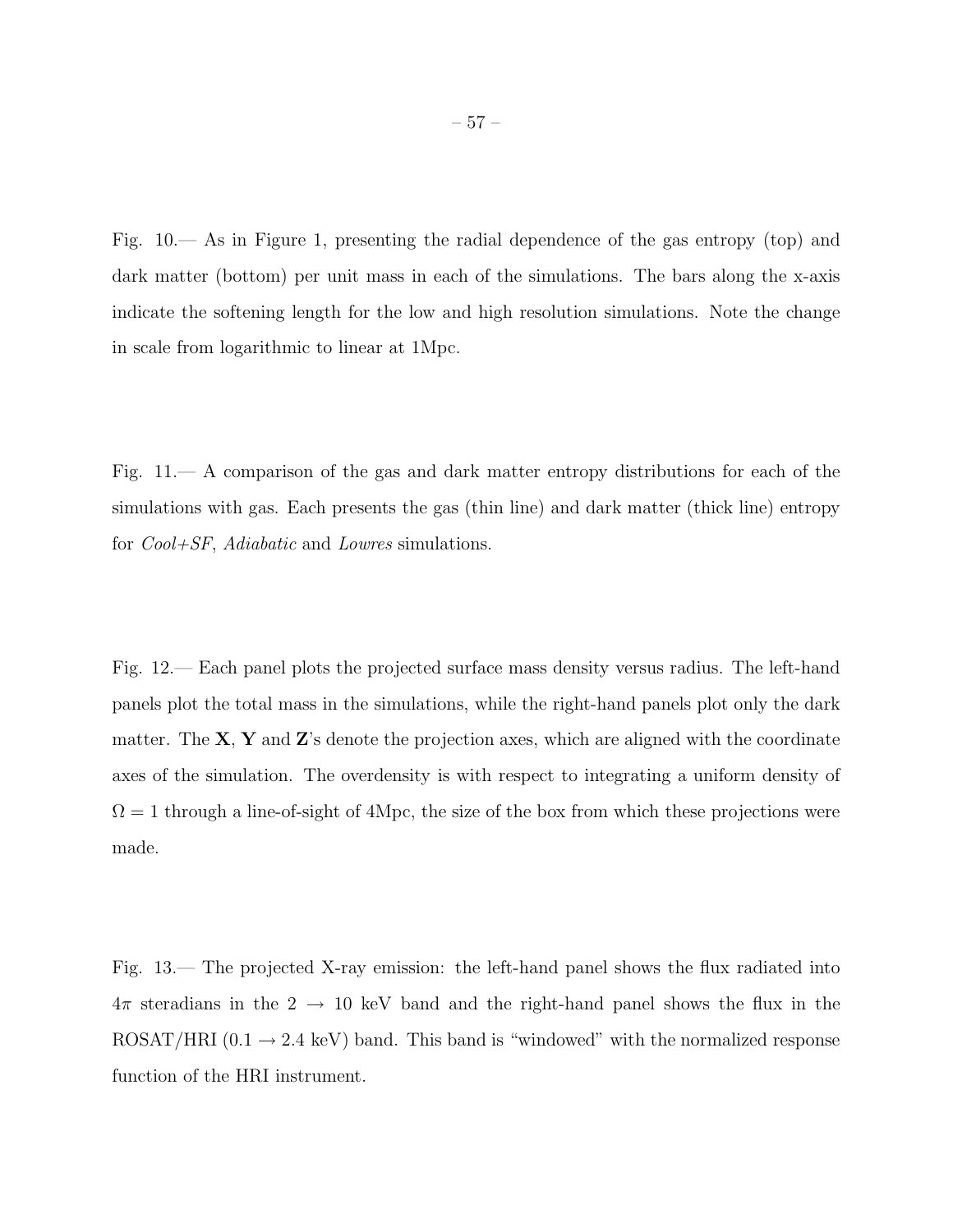Fig. 10.— As in Figure 1, presenting the radial dependence of the gas entropy (top) and dark matter (bottom) per unit mass in each of the simulations. The bars along the x-axis indicate the softening length for the low and high resolution simulations. Note the change in scale from logarithmic to linear at 1Mpc.

Fig. 11.— A comparison of the gas and dark matter entropy distributions for each of the simulations with gas. Each presents the gas (thin line) and dark matter (thick line) entropy for *Cool+SF*, *Adiabatic* and *Lowres* simulations.

Fig. 12.— Each panel plots the projected surface mass density versus radius. The left-hand panels plot the total mass in the simulations, while the right-hand panels plot only the dark matter. The **X**, **Y** and **Z**'s denote the projection axes, which are aligned with the coordinate axes of the simulation. The overdensity is with respect to integrating a uniform density of $\Omega = 1$ through a line-of-sight of 4Mpc, the size of the box from which these projections were made.

Fig. 13.— The projected X-ray emission: the left-hand panel shows the flux radiated into $4\pi$ steradians in the $2 \rightarrow 10$ keV band and the right-hand panel shows the flux in the ROSAT/HRI ($0.1 \rightarrow 2.4$ keV) band. This band is "windowed" with the normalized response function of the HRI instrument.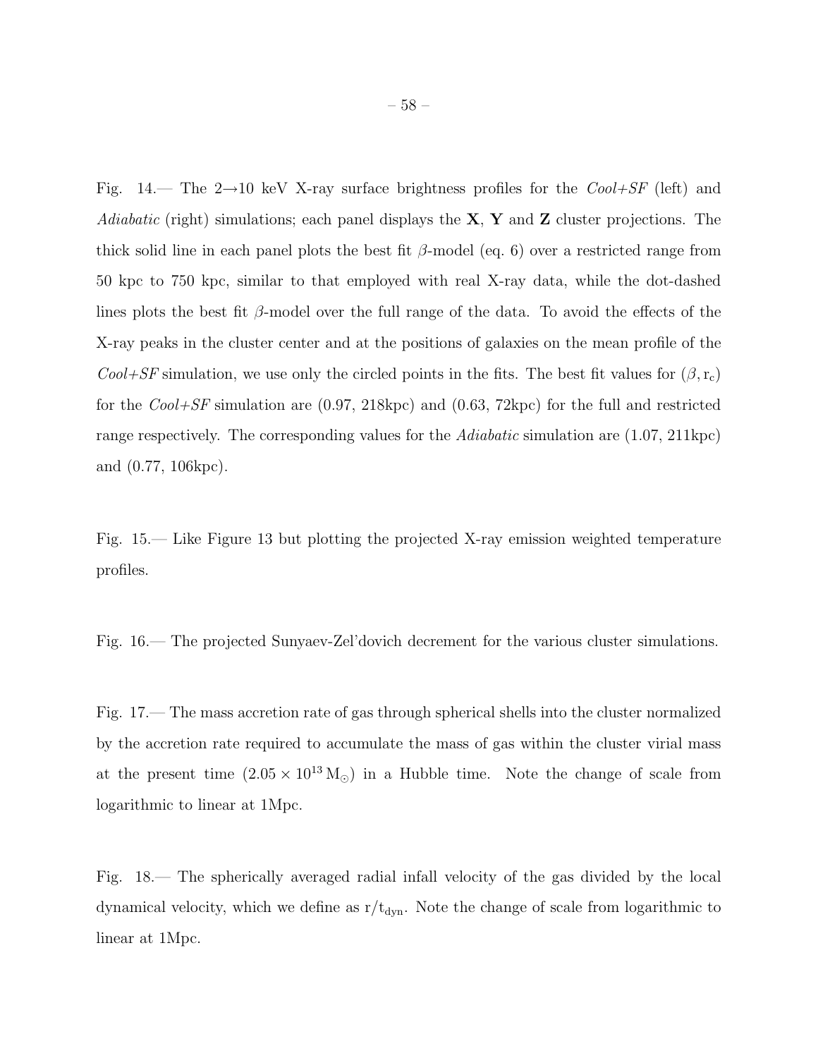Fig. 14.— The 2→10 keV X-ray surface brightness profiles for the *Cool+SF* (left) and *Adiabatic* (right) simulations; each panel displays the **X**, **Y** and **Z** cluster projections. The thick solid line in each panel plots the best fit $\beta$-model (eq. 6) over a restricted range from 50 kpc to 750 kpc, similar to that employed with real X-ray data, while the dot-dashed lines plots the best fit $\beta$-model over the full range of the data. To avoid the effects of the X-ray peaks in the cluster center and at the positions of galaxies on the mean profile of the *Cool+SF* simulation, we use only the circled points in the fits. The best fit values for $(\beta, \mathrm{r_c})$ for the *Cool+SF* simulation are (0.97, 218kpc) and (0.63, 72kpc) for the full and restricted range respectively. The corresponding values for the *Adiabatic* simulation are (1.07, 211kpc) and (0.77, 106kpc).

Fig. 15.— Like Figure 13 but plotting the projected X-ray emission weighted temperature profiles.

Fig. 16.— The projected Sunyaev-Zel'dovich decrement for the various cluster simulations.

Fig. 17.— The mass accretion rate of gas through spherical shells into the cluster normalized by the accretion rate required to accumulate the mass of gas within the cluster virial mass at the present time $(2.05 \times 10^{13}\,\mathrm{M_\odot})$ in a Hubble time. Note the change of scale from logarithmic to linear at 1Mpc.

Fig. 18.— The spherically averaged radial infall velocity of the gas divided by the local dynamical velocity, which we define as $\mathrm{r/t_{dyn}}$. Note the change of scale from logarithmic to linear at 1Mpc.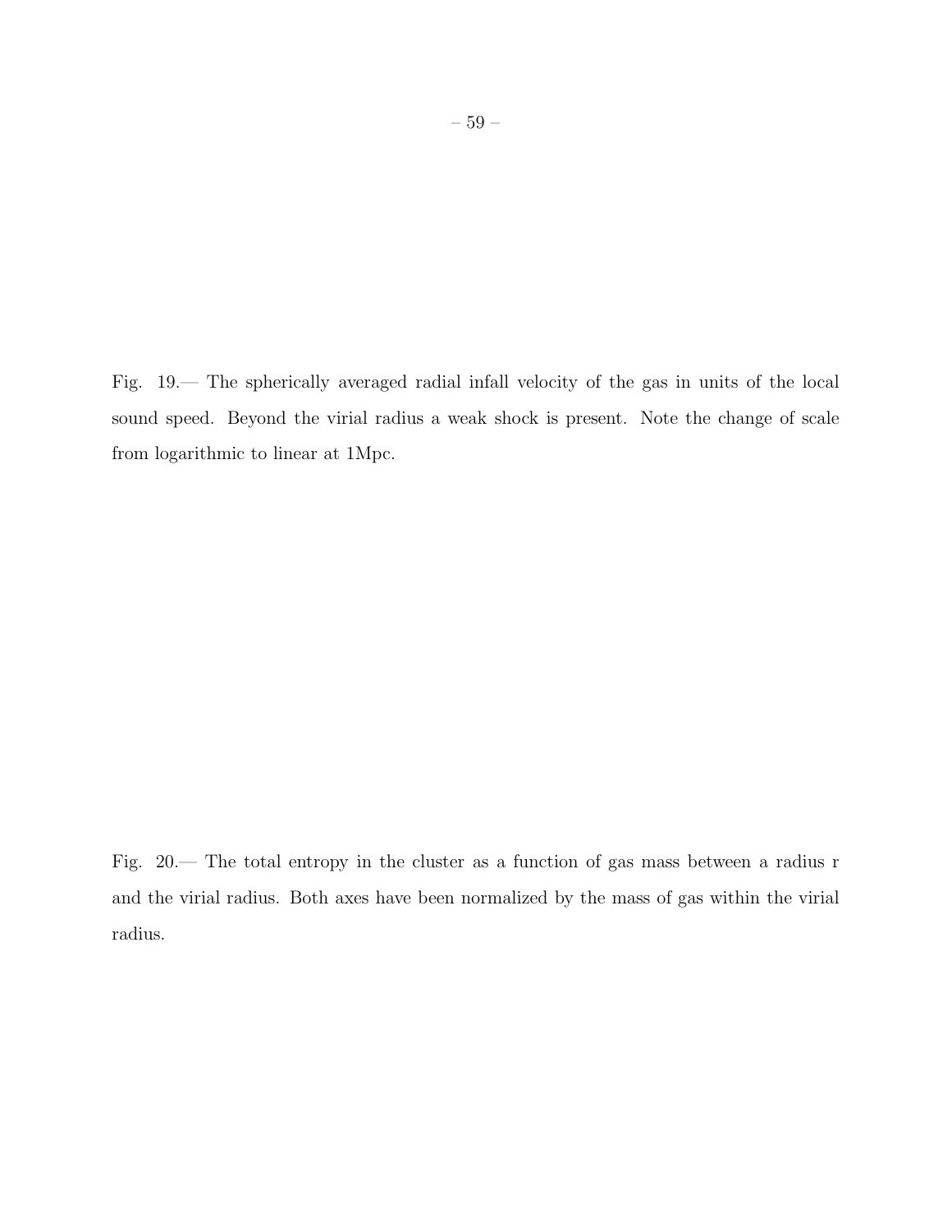Fig. 19.— The spherically averaged radial infall velocity of the gas in units of the local sound speed. Beyond the virial radius a weak shock is present. Note the change of scale from logarithmic to linear at 1Mpc.

Fig. 20.— The total entropy in the cluster as a function of gas mass between a radius r and the virial radius. Both axes have been normalized by the mass of gas within the virial radius.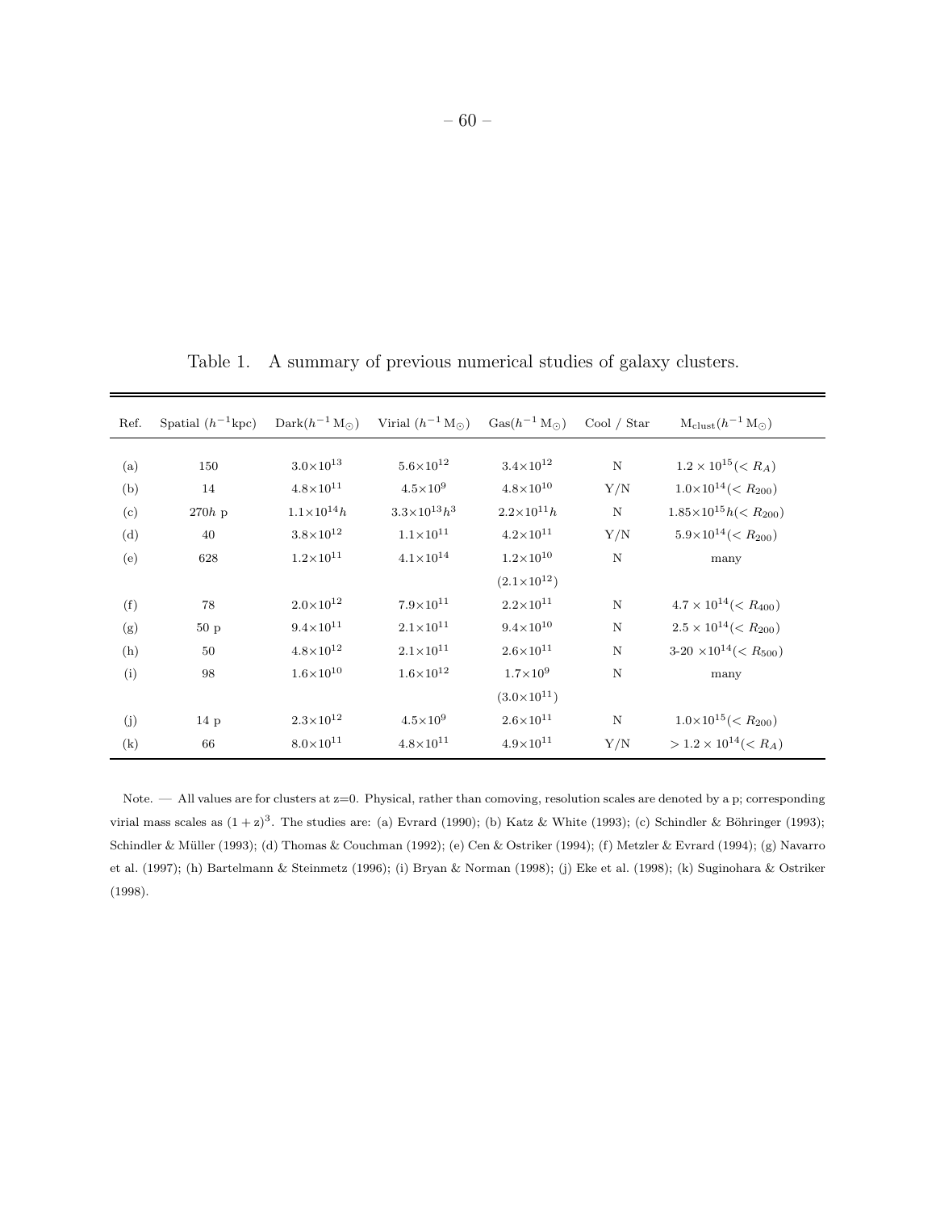Table 1. A summary of previous numerical studies of galaxy clusters.

| Ref. | Spatial ($h^{-1}$kpc) | Dark($h^{-1}\,\mathrm{M}_{\odot}$) | Virial ($h^{-1}\,\mathrm{M}_{\odot}$) | Gas($h^{-1}\,\mathrm{M}_{\odot}$) | Cool / Star | $\mathrm{M}_{\mathrm{clust}}(h^{-1}\,\mathrm{M}_{\odot})$ |
|---|---|---|---|---|---|---|
| (a) | 150 | $3.0{\times}10^{13}$ | $5.6{\times}10^{12}$ | $3.4{\times}10^{12}$ | N | $1.2 \times 10^{15} (< R_A)$ |
| (b) | 14 | $4.8{\times}10^{11}$ | $4.5{\times}10^{9}$ | $4.8{\times}10^{10}$ | Y/N | $1.0{\times}10^{14} (< R_{200})$ |
| (c) | $270h$ p | $1.1{\times}10^{14}h$ | $3.3{\times}10^{13}h^3$ | $2.2{\times}10^{11}h$ | N | $1.85{\times}10^{15}h (< R_{200})$ |
| (d) | 40 | $3.8{\times}10^{12}$ | $1.1{\times}10^{11}$ | $4.2{\times}10^{11}$ | Y/N | $5.9{\times}10^{14} (< R_{200})$ |
| (e) | 628 | $1.2{\times}10^{11}$ | $4.1{\times}10^{14}$ | $1.2{\times}10^{10}$ | N | many |
| | | | | $(2.1{\times}10^{12})$ | | |
| (f) | 78 | $2.0{\times}10^{12}$ | $7.9{\times}10^{11}$ | $2.2{\times}10^{11}$ | N | $4.7 \times 10^{14} (< R_{400})$ |
| (g) | 50 p | $9.4{\times}10^{11}$ | $2.1{\times}10^{11}$ | $9.4{\times}10^{10}$ | N | $2.5 \times 10^{14} (< R_{200})$ |
| (h) | 50 | $4.8{\times}10^{12}$ | $2.1{\times}10^{11}$ | $2.6{\times}10^{11}$ | N | 3-20 $\times 10^{14} (< R_{500})$ |
| (i) | 98 | $1.6{\times}10^{10}$ | $1.6{\times}10^{12}$ | $1.7{\times}10^{9}$ | N | many |
| | | | | $(3.0{\times}10^{11})$ | | |
| (j) | 14 p | $2.3{\times}10^{12}$ | $4.5{\times}10^{9}$ | $2.6{\times}10^{11}$ | N | $1.0{\times}10^{15} (< R_{200})$ |
| (k) | 66 | $8.0{\times}10^{11}$ | $4.8{\times}10^{11}$ | $4.9{\times}10^{11}$ | Y/N | $> 1.2 \times 10^{14} (< R_A)$ |

Note. — All values are for clusters at z=0. Physical, rather than comoving, resolution scales are denoted by a p; corresponding virial mass scales as $(1+z)^3$. The studies are: (a) Evrard (1990); (b) Katz & White (1993); (c) Schindler & Böhringer (1993); Schindler & Müller (1993); (d) Thomas & Couchman (1992); (e) Cen & Ostriker (1994); (f) Metzler & Evrard (1994); (g) Navarro et al. (1997); (h) Bartelmann & Steinmetz (1996); (i) Bryan & Norman (1998); (j) Eke et al. (1998); (k) Suginohara & Ostriker (1998).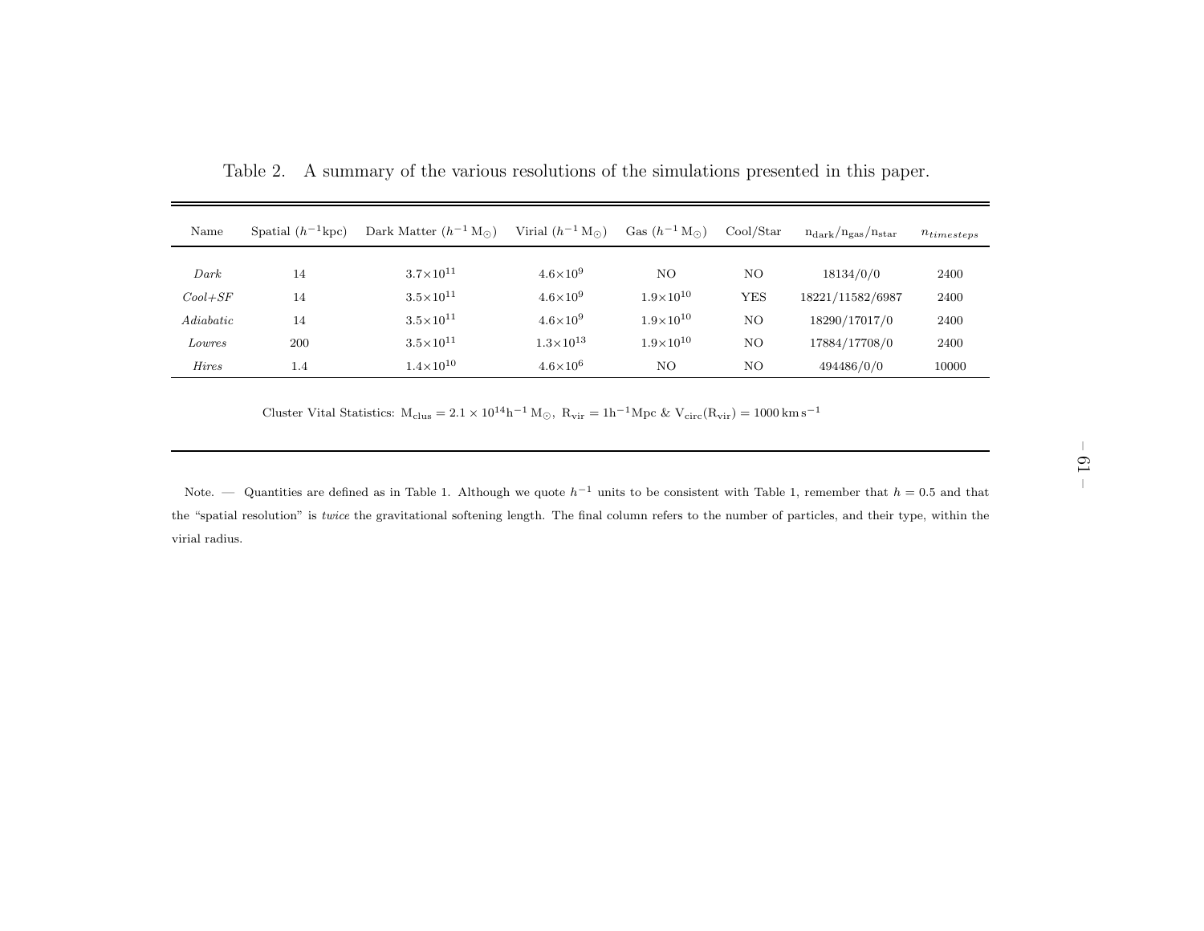Table 2. A summary of the various resolutions of the simulations presented in this paper.

| Name | Spatial ($h^{-1}$kpc) | Dark Matter ($h^{-1}\,M_{\odot}$) | Virial ($h^{-1}\,M_{\odot}$) | Gas ($h^{-1}\,M_{\odot}$) | Cool/Star | $n_{dark}/n_{gas}/n_{star}$ | $n_{timesteps}$ |
|---|---|---|---|---|---|---|---|
| *Dark* | 14 | $3.7\times10^{11}$ | $4.6\times10^{9}$ | NO | NO | 18134/0/0 | 2400 |
| *Cool+SF* | 14 | $3.5\times10^{11}$ | $4.6\times10^{9}$ | $1.9\times10^{10}$ | YES | 18221/11582/6987 | 2400 |
| *Adiabatic* | 14 | $3.5\times10^{11}$ | $4.6\times10^{9}$ | $1.9\times10^{10}$ | NO | 18290/17017/0 | 2400 |
| *Lowres* | 200 | $3.5\times10^{11}$ | $1.3\times10^{13}$ | $1.9\times10^{10}$ | NO | 17884/17708/0 | 2400 |
| *Hires* | 1.4 | $1.4\times10^{10}$ | $4.6\times10^{6}$ | NO | NO | 494486/0/0 | 10000 |

Cluster Vital Statistics: $M_{clus} = 2.1 \times 10^{14} h^{-1}\,M_{\odot}$, $R_{vir} = 1 h^{-1}$Mpc & $V_{circ}(R_{vir}) = 1000\,km\,s^{-1}$

Note. — Quantities are defined as in Table 1. Although we quote $h^{-1}$ units to be consistent with Table 1, remember that $h = 0.5$ and that the "spatial resolution" is *twice* the gravitational softening length. The final column refers to the number of particles, and their type, within the virial radius.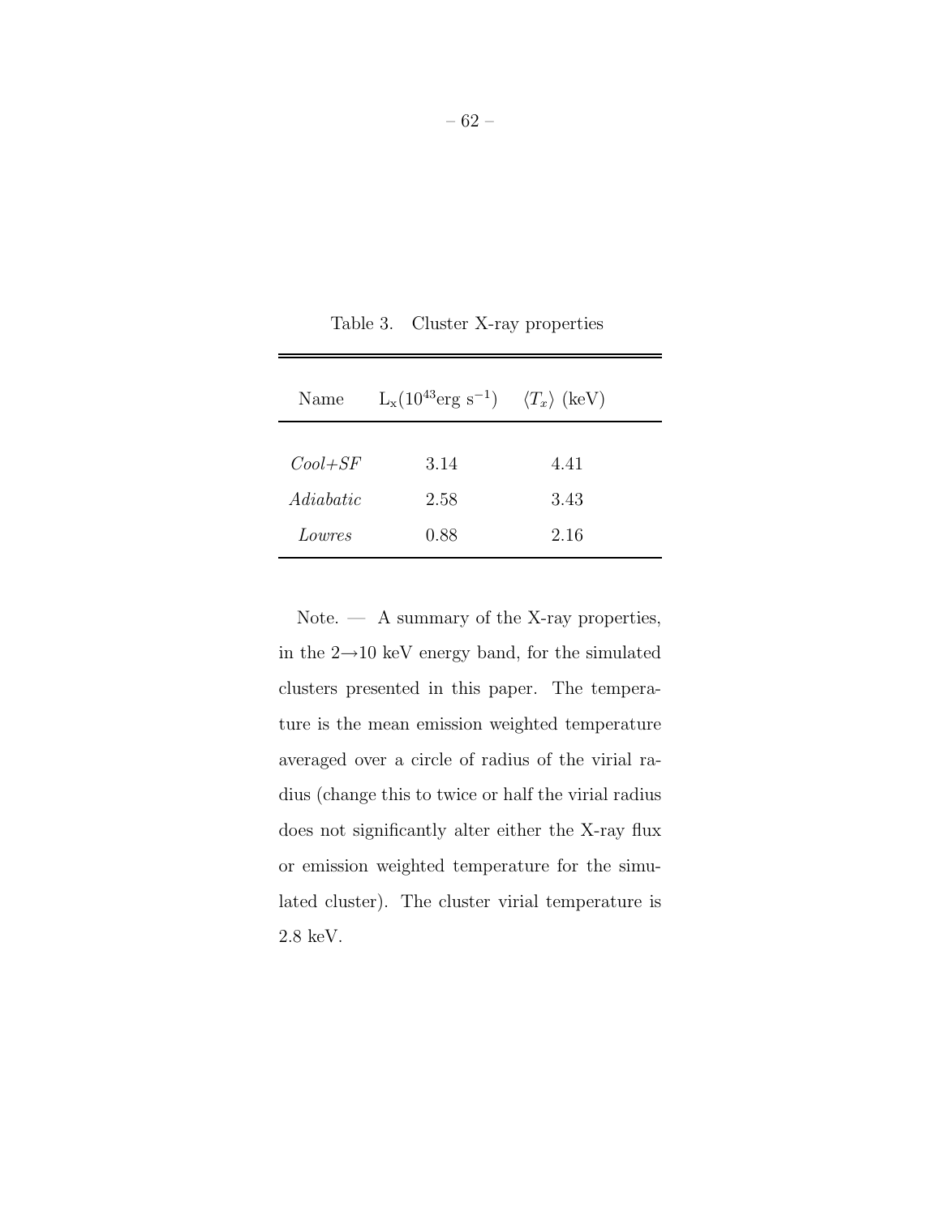Table 3. Cluster X-ray properties

| Name | $L_x (10^{43} \mathrm{erg\ s}^{-1})$ | $\langle T_x \rangle$ (keV) |
|---|---|---|
| *Cool+SF* | 3.14 | 4.41 |
| *Adiabatic* | 2.58 | 3.43 |
| *Lowres* | 0.88 | 2.16 |

Note. — A summary of the X-ray properties, in the 2→10 keV energy band, for the simulated clusters presented in this paper. The temperature is the mean emission weighted temperature averaged over a circle of radius of the virial radius (change this to twice or half the virial radius does not significantly alter either the X-ray flux or emission weighted temperature for the simulated cluster). The cluster virial temperature is 2.8 keV.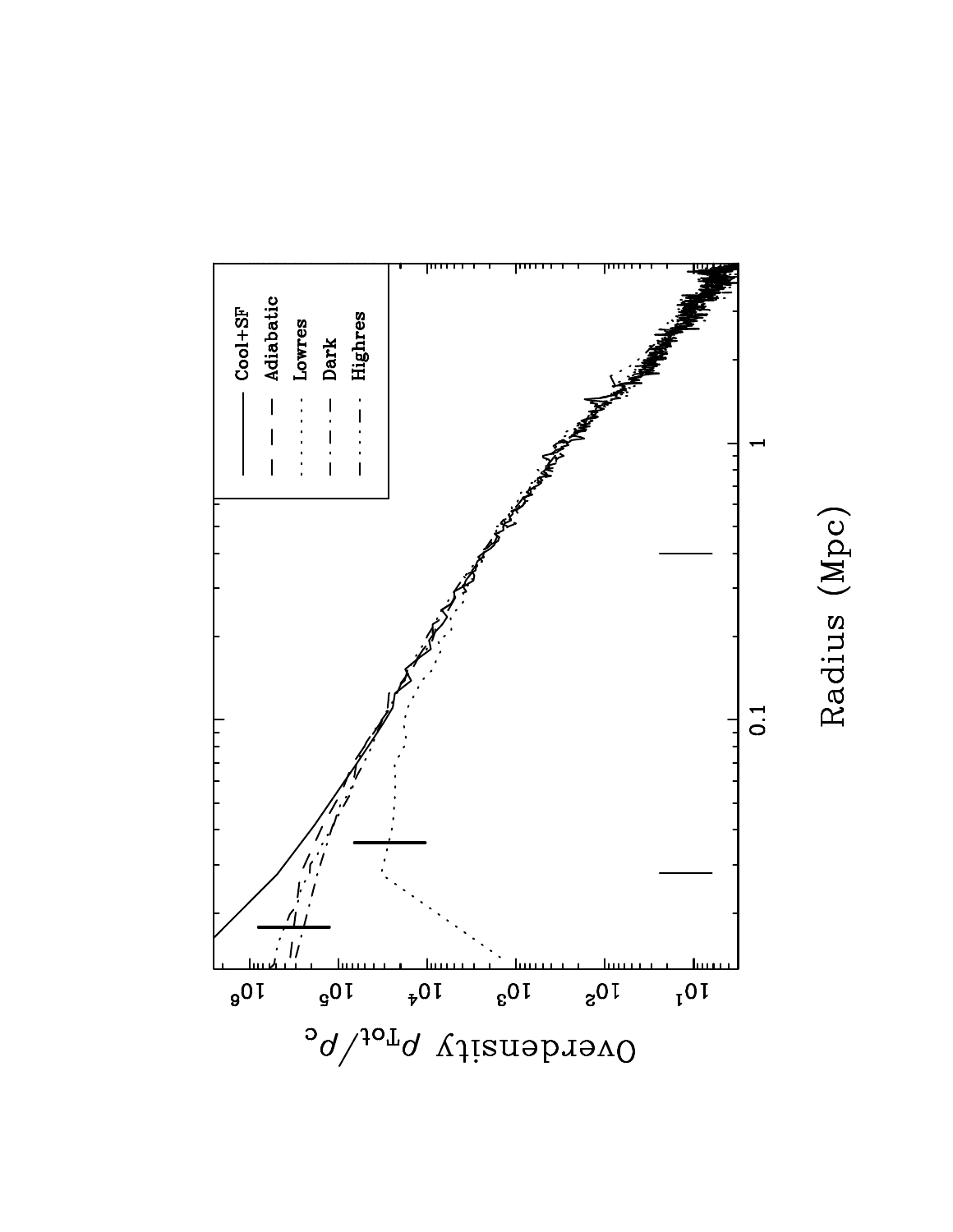Cool+SF

Adiabatic

Lowres

Dark

Highres

Overdensity $\rho_{Tot}/\rho_c$

Radius (Mpc)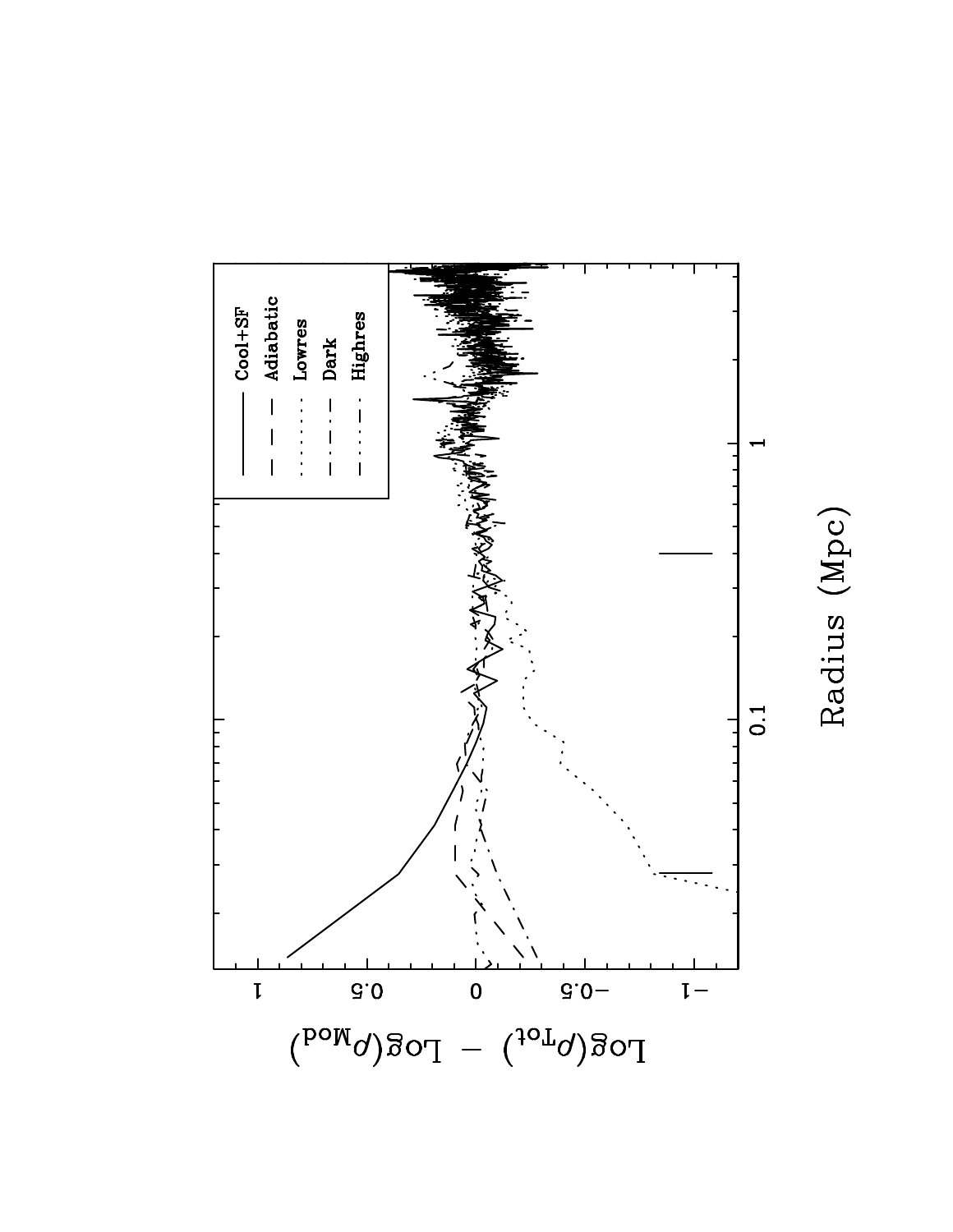Cool+SF

Adiabatic

Lowres

Dark

Highres

$\text{Log}(\rho_{\text{Tot}}) - \text{Log}(\rho_{\text{Mod}})$

Radius (Mpc)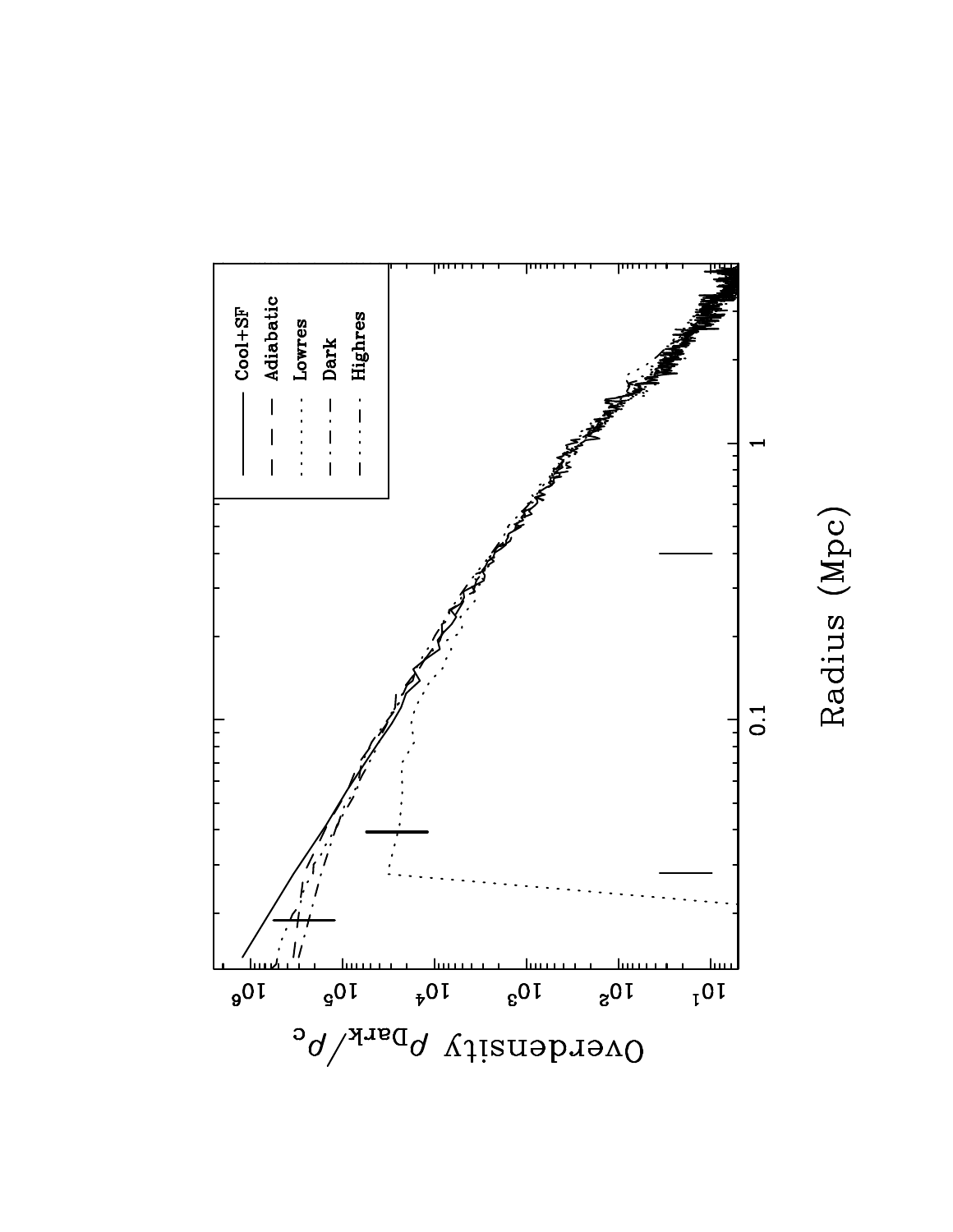Overdensity $\rho_{Dark}/\rho_c$

Radius (Mpc)

- Cool+SF
- Adiabatic
- Lowres
- Dark
- Highres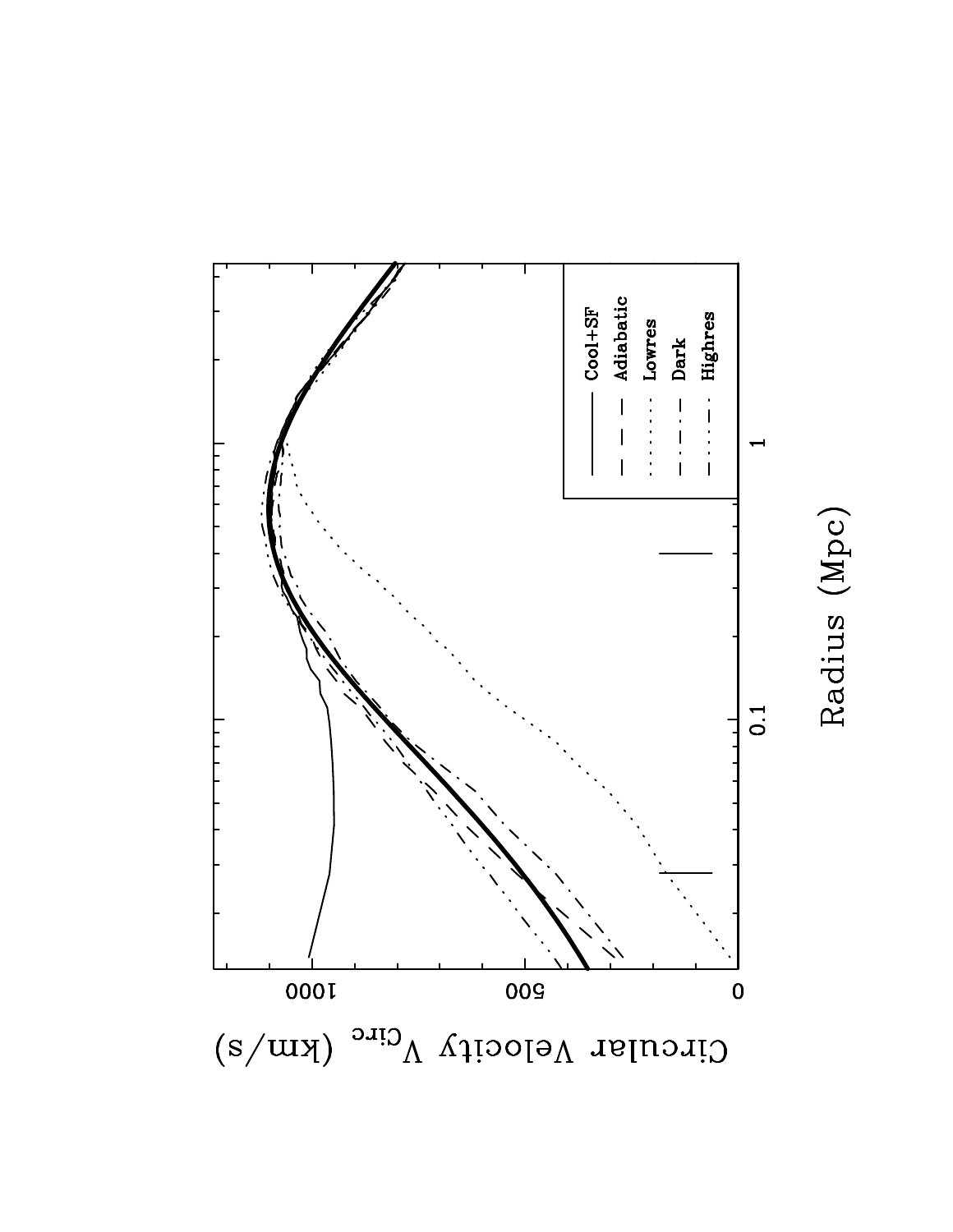Circular Velocity $V_{circ}$ (km/s)

Radius (Mpc)

0.1

1

0

500

1000

Cool+SF

Adiabatic

Lowres

Dark

Highres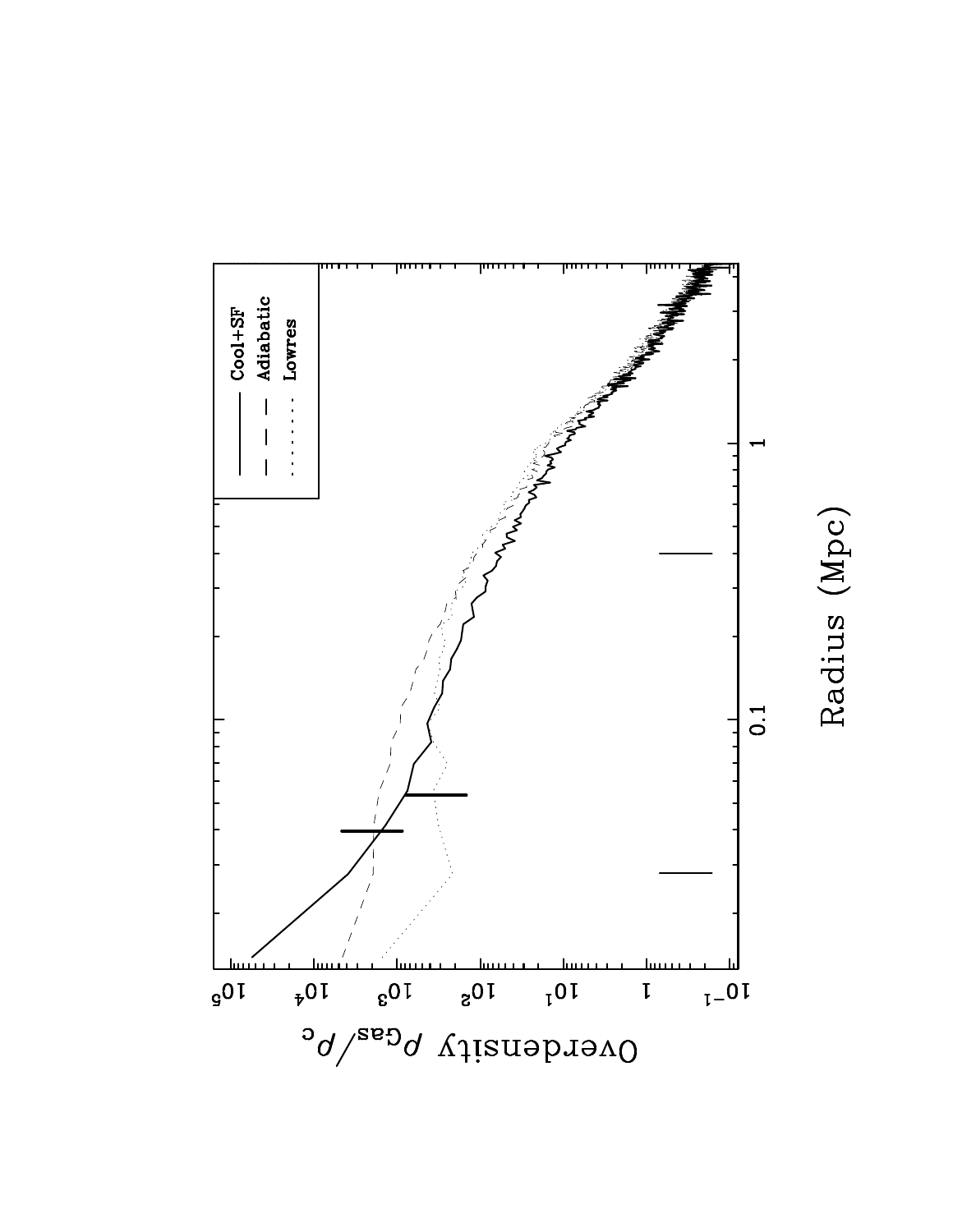Overdensity $\rho_{Gas}/\rho_c$

Radius (Mpc)

Cool+SF

Adiabatic

Lowres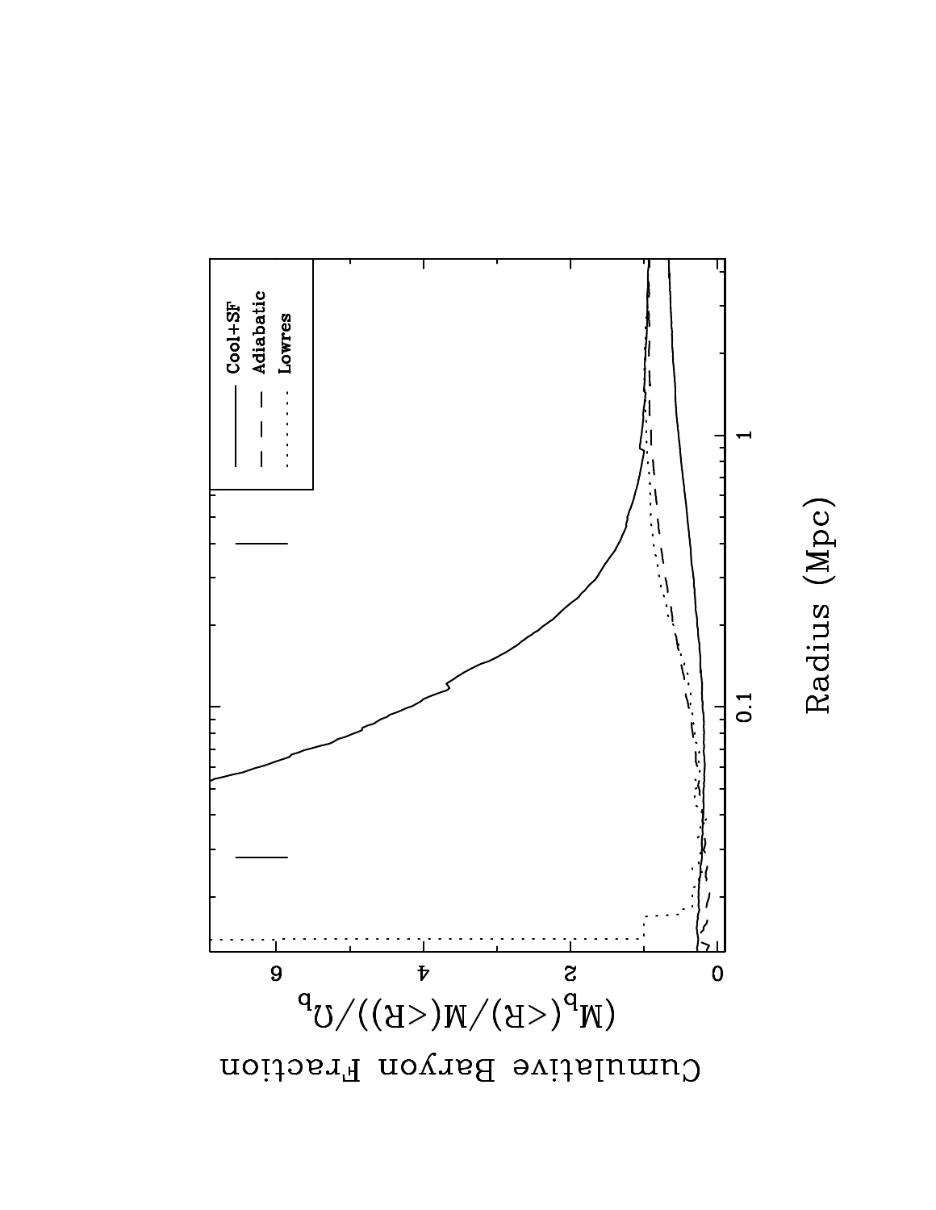Cumulative Baryon Fraction

$(M_b(<R)/M(<R))/\Omega_b$

Radius (Mpc)

Cool+SF

Adiabatic

Lowres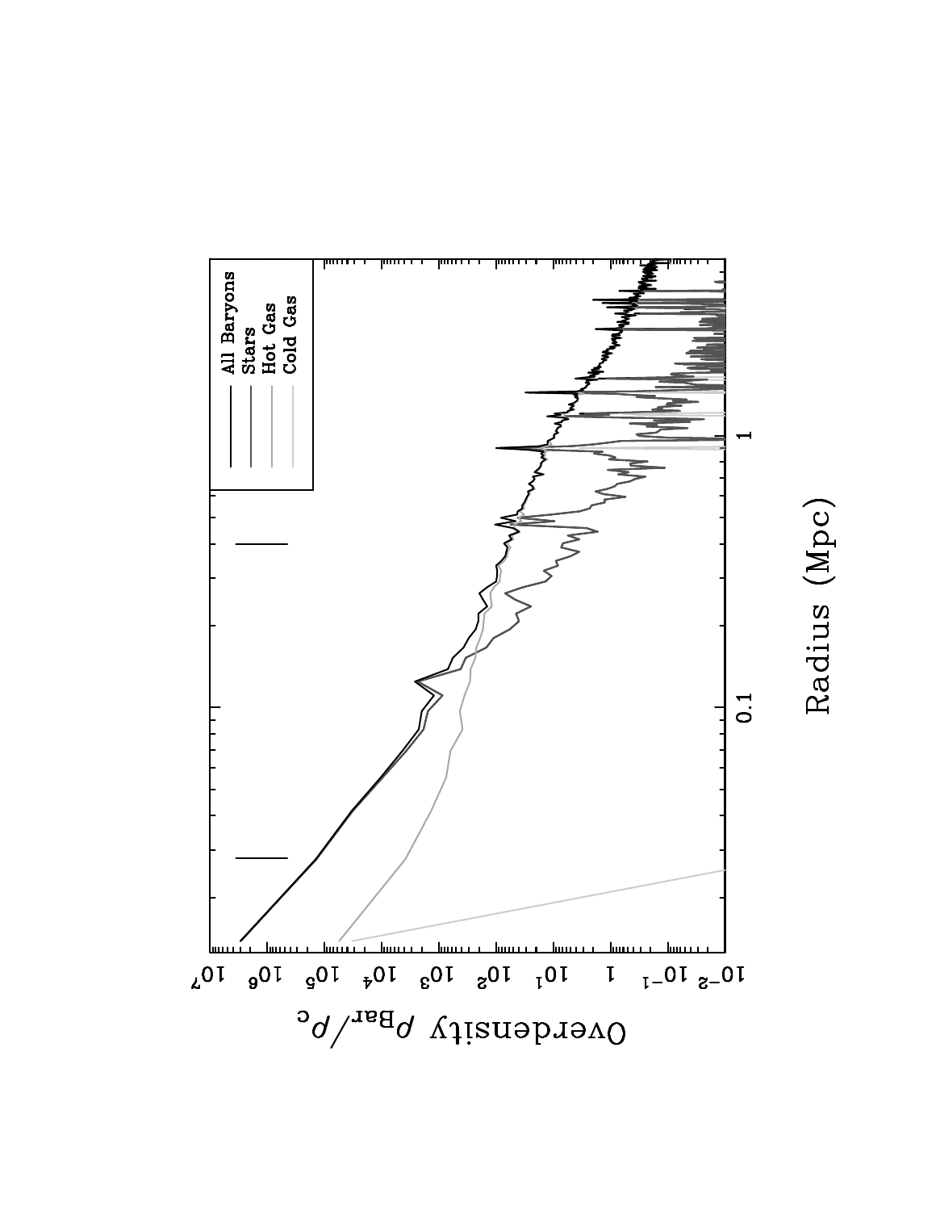All Baryons
Stars
Hot Gas
Cold Gas

Overdensity $\rho_{Bar}/\rho_c$

Radius (Mpc)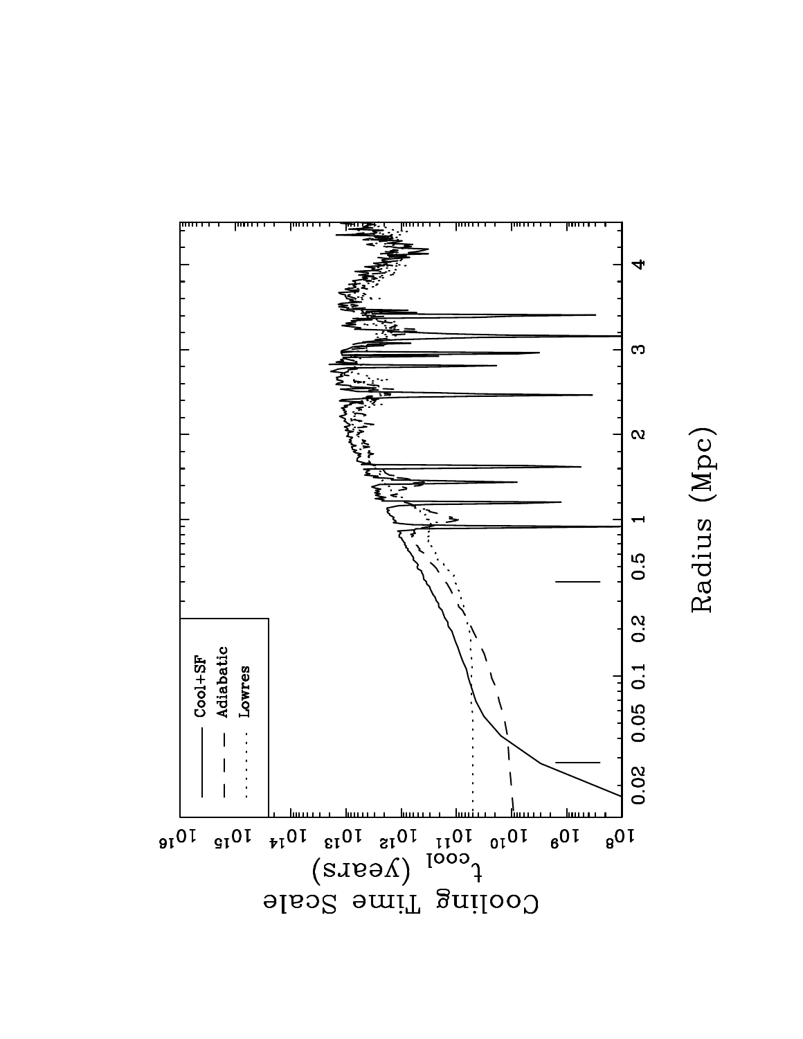Cooling Time Scale $t_{cool}$ (years)

Radius (Mpc)

Cool+SF

Adiabatic

Lowres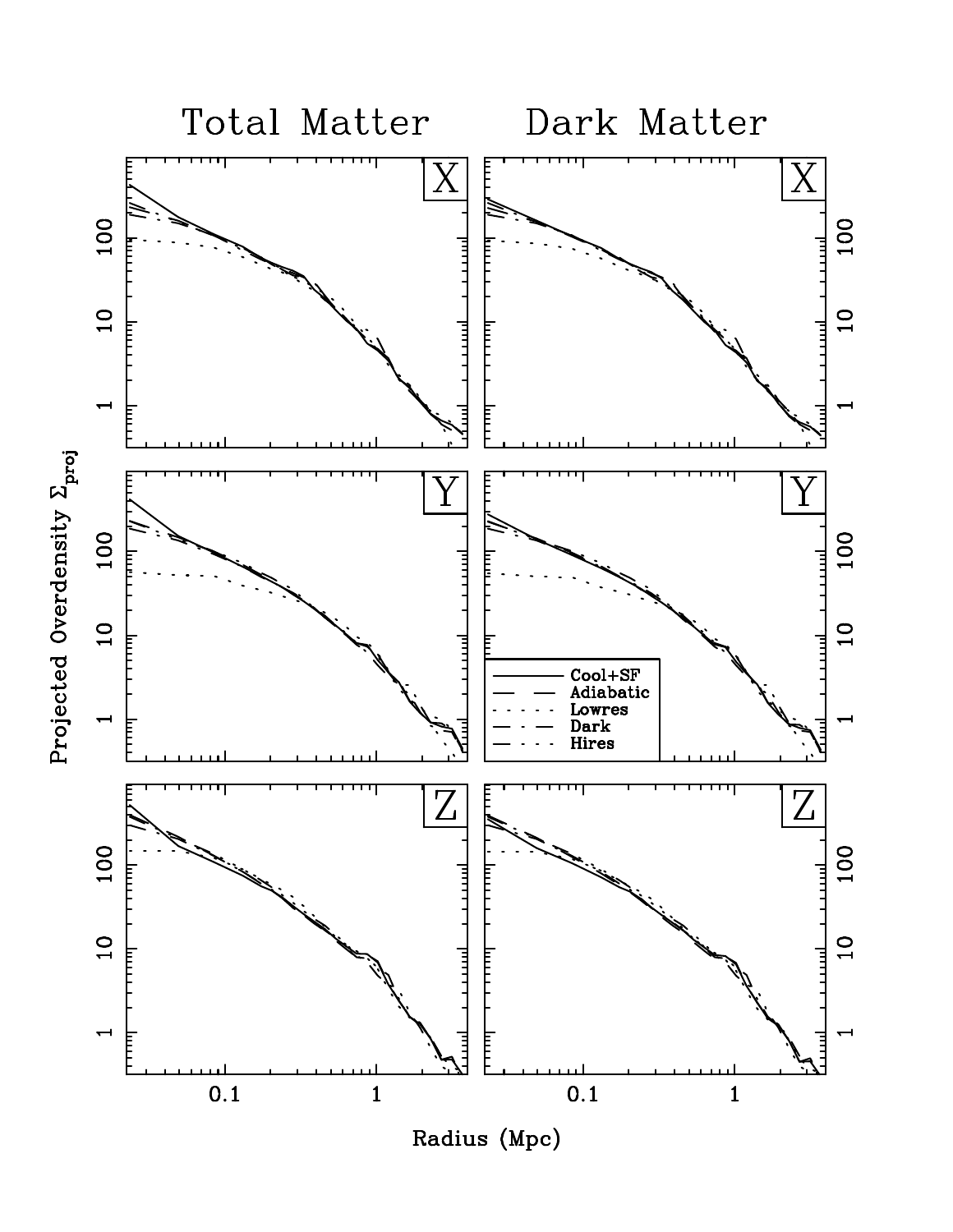Total Matter

Dark Matter

Projected Overdensity $\Sigma_{proj}$

Radius (Mpc)

X

Y

Z

Cool+SF

Adiabatic

Lowres

Dark

Hires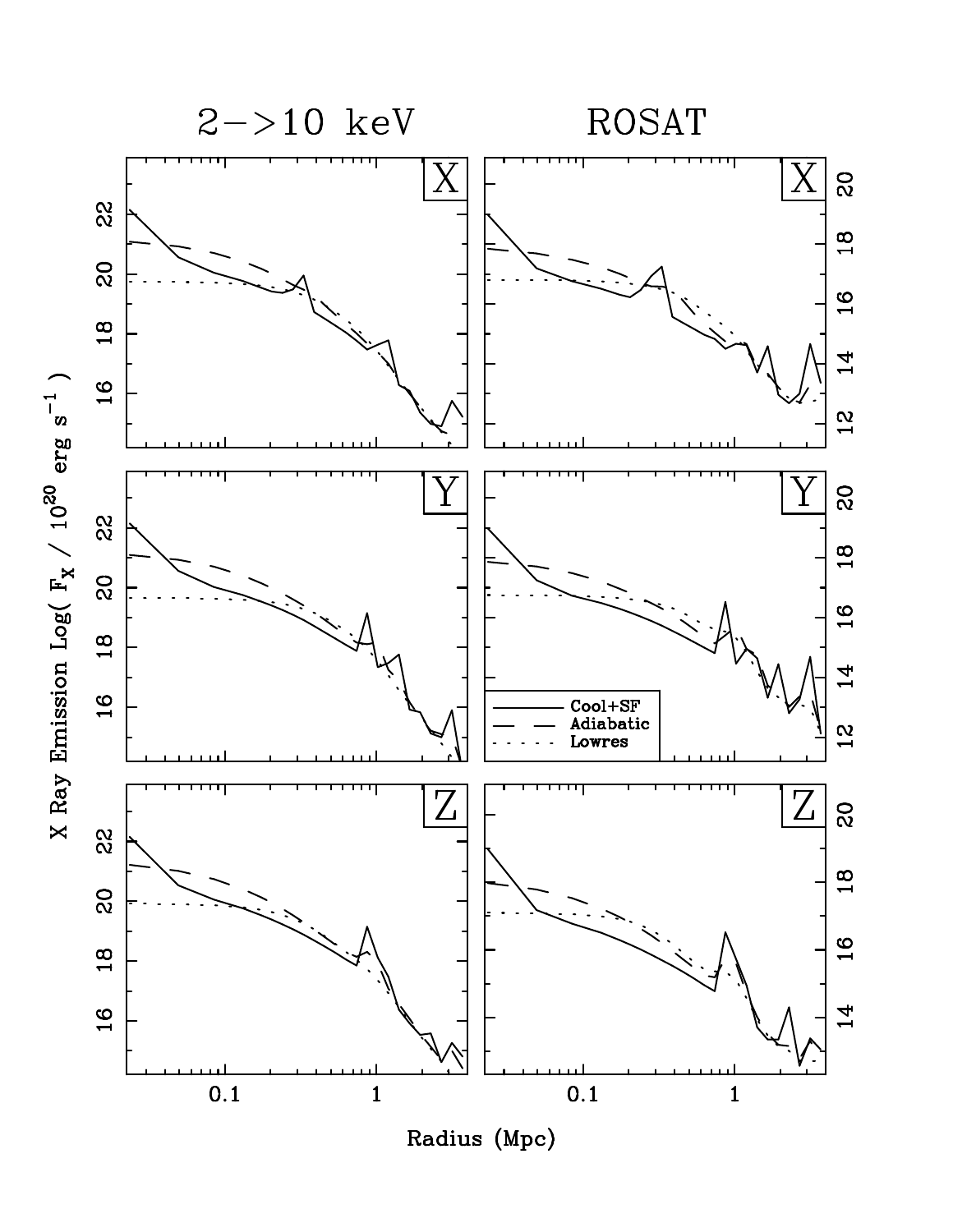2->10 keV

ROSAT

X Ray Emission Log( $F_X$ / $10^{20}$ erg $s^{-1}$ )

Radius (Mpc)

Cool+SF

Adiabatic

Lowres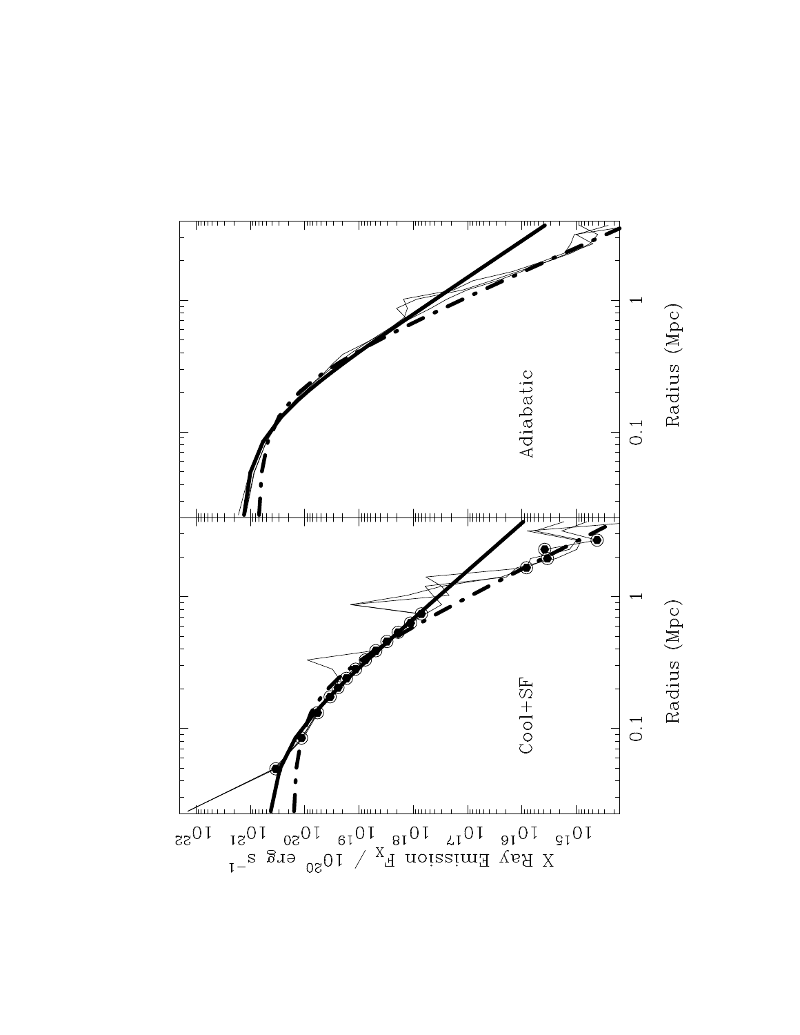Cool+SF

Adiabatic

X Ray Emission $F_X$ / $10^{20}$ erg s$^{-1}$

$10^{15}$ $10^{16}$ $10^{17}$ $10^{18}$ $10^{19}$ $10^{20}$ $10^{21}$ $10^{22}$

Radius (Mpc)

0.1 1

Radius (Mpc)

0.1 1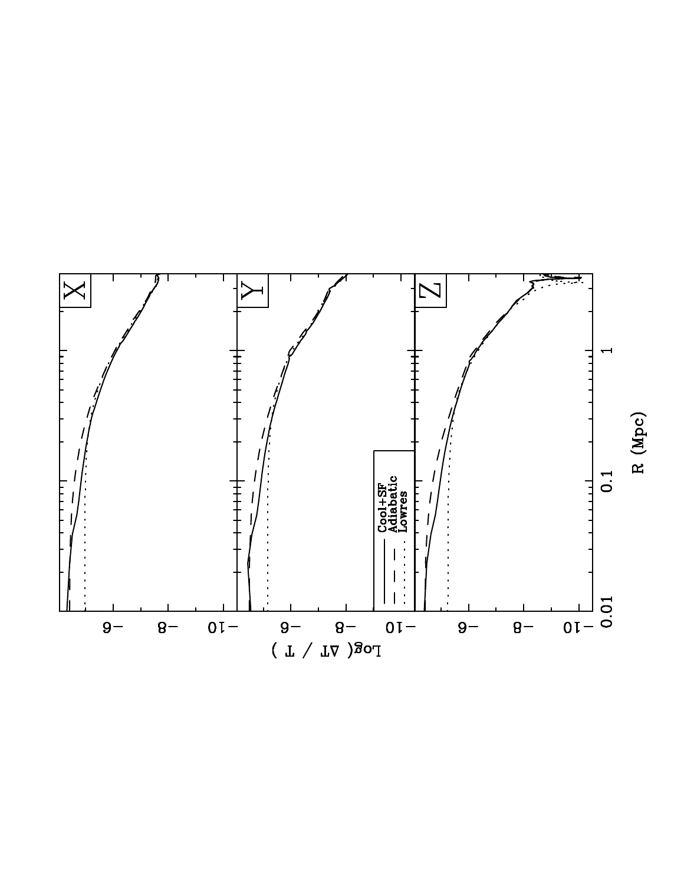X

Y

Z

Cool+SF
Adiabatic
Lowres

Log( ΔT / T )

R (Mpc)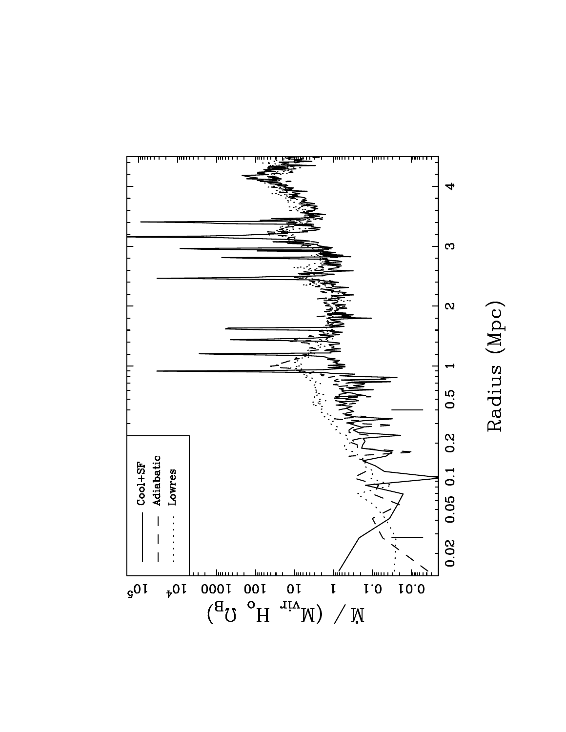Cool+SF
Adiabatic
Lowres

$\dot{M}$ / ($M_{vir}$ $H_o$ $\Omega_B$)

Radius (Mpc)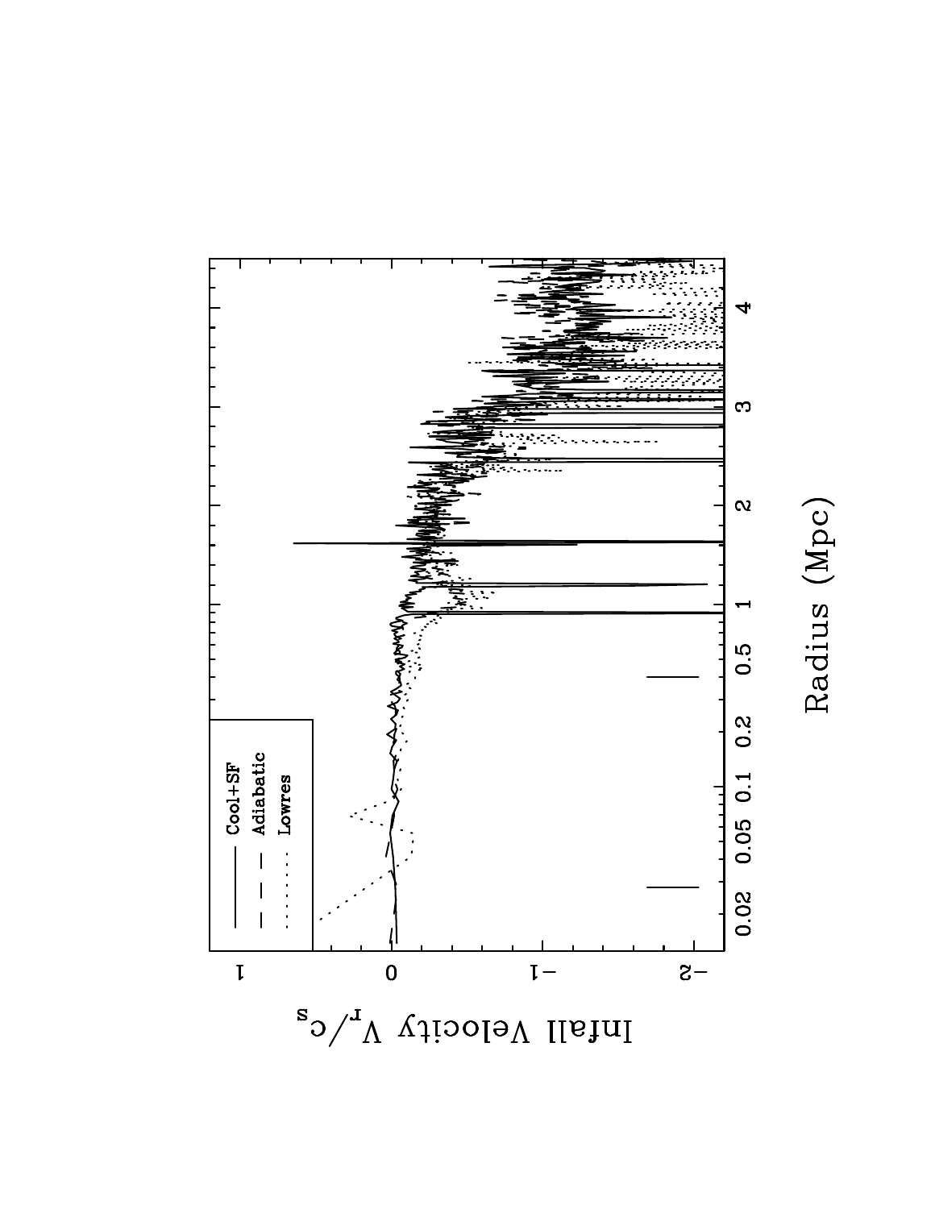Cool+SF

Adiabatic

Lowres

Infall Velocity $V_r/c_s$

Radius (Mpc)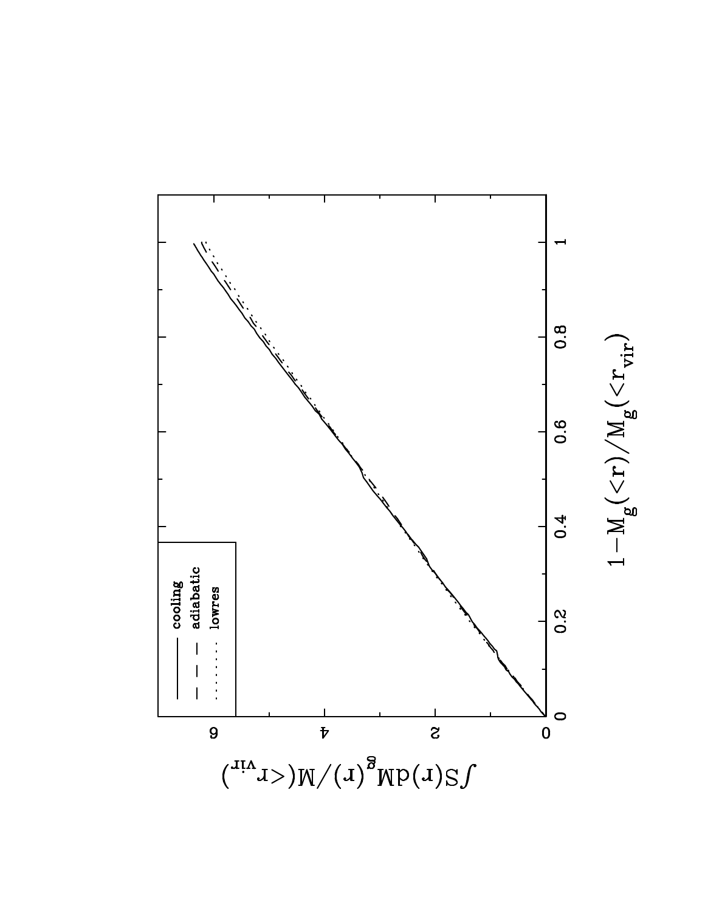cooling

adiabatic

lowres

$\int S(r)dM_g(r)/M(<r_{vir})$

0

2

4

6

0

0.2

0.4

0.6

0.8

1

$1-M_g(<r)/M_g(<r_{vir})$